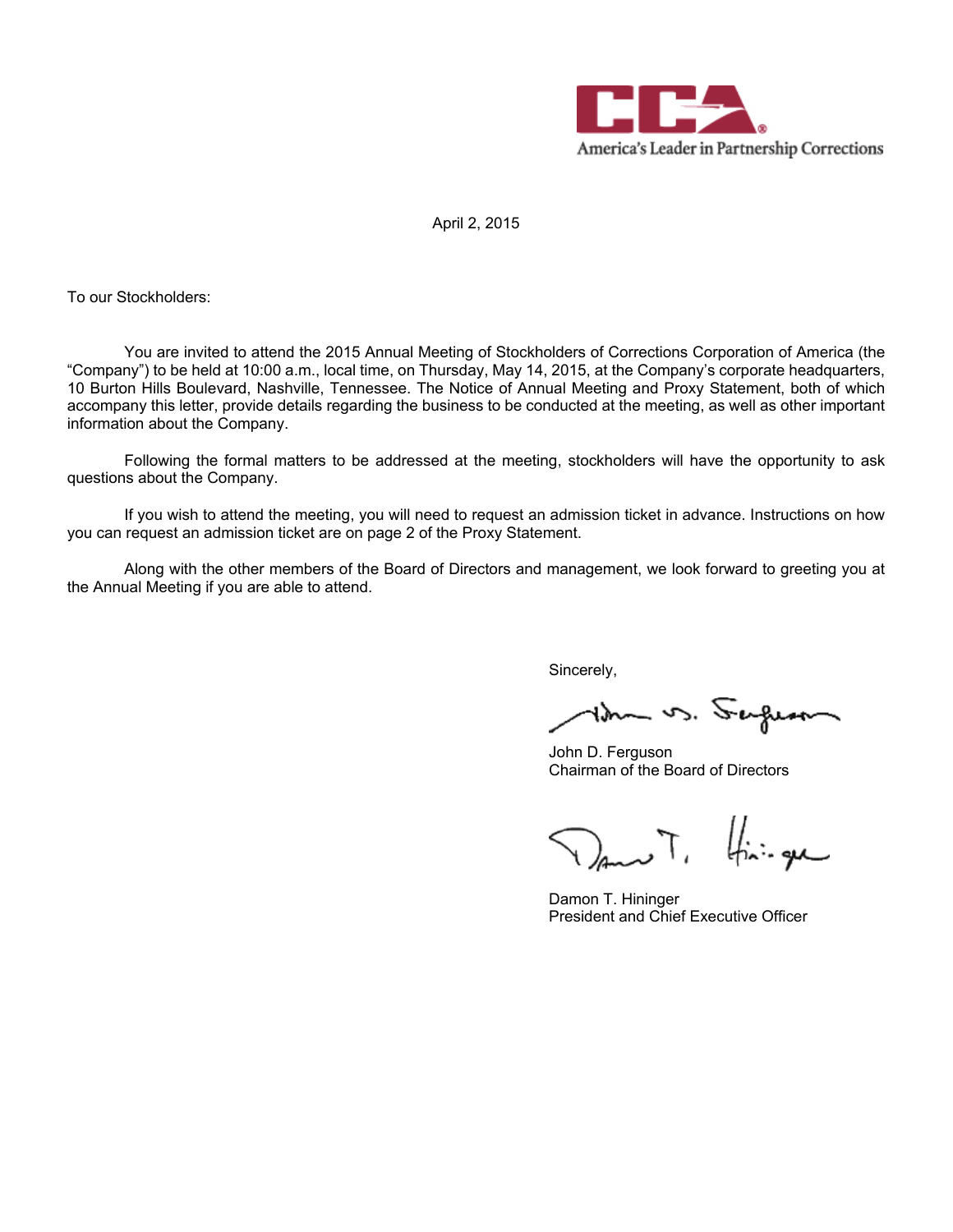America's Leader in Partnership Corrections

April 2, 2015

To our Stockholders:

You are invited to attend the 2015 Annual Meeting of Stockholders of Corrections Corporation of America (the "Company") to be held at 10:00 a.m., local time, on Thursday, May 14, 2015, at the Company's corporate headquarters, 10 Burton Hills Boulevard, Nashville, Tennessee. The Notice of Annual Meeting and Proxy Statement, both of which accompany this letter, provide details regarding the business to be conducted at the meeting, as well as other important information about the Company.

Following the formal matters to be addressed at the meeting, stockholders will have the opportunity to ask questions about the Company.

If you wish to attend the meeting, you will need to request an admission ticket in advance. Instructions on how you can request an admission ticket are on page 2 of the Proxy Statement.

Along with the other members of the Board of Directors and management, we look forward to greeting you at the Annual Meeting if you are able to attend.

Sincerely,

John D. Ferguson
Chairman of the Board of Directors

Damon T. Hininger
President and Chief Executive Officer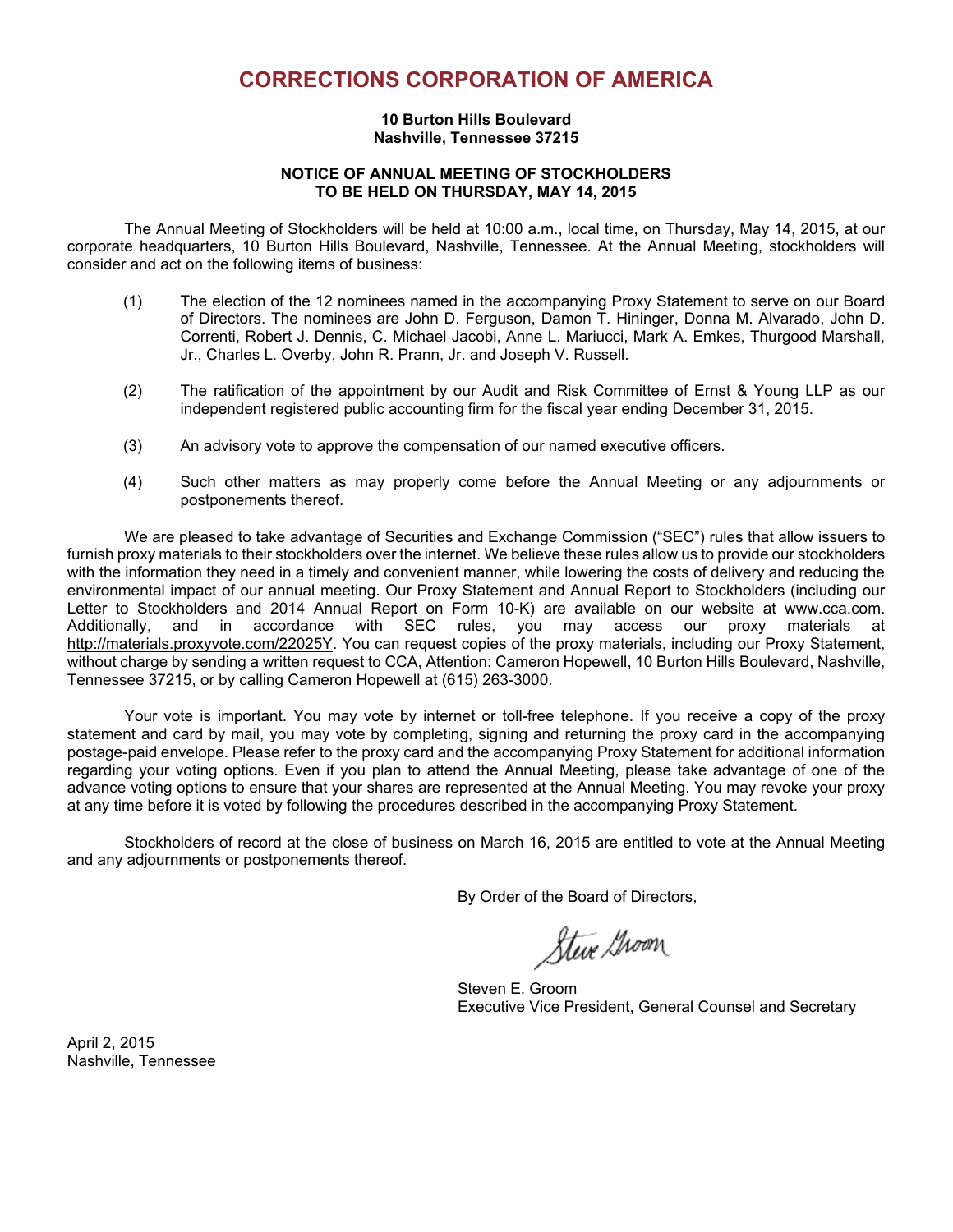# CORRECTIONS CORPORATION OF AMERICA

**10 Burton Hills Boulevard**
**Nashville, Tennessee 37215**

**NOTICE OF ANNUAL MEETING OF STOCKHOLDERS**
**TO BE HELD ON THURSDAY, MAY 14, 2015**

The Annual Meeting of Stockholders will be held at 10:00 a.m., local time, on Thursday, May 14, 2015, at our corporate headquarters, 10 Burton Hills Boulevard, Nashville, Tennessee. At the Annual Meeting, stockholders will consider and act on the following items of business:

(1) The election of the 12 nominees named in the accompanying Proxy Statement to serve on our Board of Directors. The nominees are John D. Ferguson, Damon T. Hininger, Donna M. Alvarado, John D. Correnti, Robert J. Dennis, C. Michael Jacobi, Anne L. Mariucci, Mark A. Emkes, Thurgood Marshall, Jr., Charles L. Overby, John R. Prann, Jr. and Joseph V. Russell.

(2) The ratification of the appointment by our Audit and Risk Committee of Ernst & Young LLP as our independent registered public accounting firm for the fiscal year ending December 31, 2015.

(3) An advisory vote to approve the compensation of our named executive officers.

(4) Such other matters as may properly come before the Annual Meeting or any adjournments or postponements thereof.

We are pleased to take advantage of Securities and Exchange Commission ("SEC") rules that allow issuers to furnish proxy materials to their stockholders over the internet. We believe these rules allow us to provide our stockholders with the information they need in a timely and convenient manner, while lowering the costs of delivery and reducing the environmental impact of our annual meeting. Our Proxy Statement and Annual Report to Stockholders (including our Letter to Stockholders and 2014 Annual Report on Form 10-K) are available on our website at www.cca.com. Additionally, and in accordance with SEC rules, you may access our proxy materials at http://materials.proxyvote.com/22025Y. You can request copies of the proxy materials, including our Proxy Statement, without charge by sending a written request to CCA, Attention: Cameron Hopewell, 10 Burton Hills Boulevard, Nashville, Tennessee 37215, or by calling Cameron Hopewell at (615) 263-3000.

Your vote is important. You may vote by internet or toll-free telephone. If you receive a copy of the proxy statement and card by mail, you may vote by completing, signing and returning the proxy card in the accompanying postage-paid envelope. Please refer to the proxy card and the accompanying Proxy Statement for additional information regarding your voting options. Even if you plan to attend the Annual Meeting, please take advantage of one of the advance voting options to ensure that your shares are represented at the Annual Meeting. You may revoke your proxy at any time before it is voted by following the procedures described in the accompanying Proxy Statement.

Stockholders of record at the close of business on March 16, 2015 are entitled to vote at the Annual Meeting and any adjournments or postponements thereof.

By Order of the Board of Directors,

Steven E. Groom
Executive Vice President, General Counsel and Secretary

April 2, 2015
Nashville, Tennessee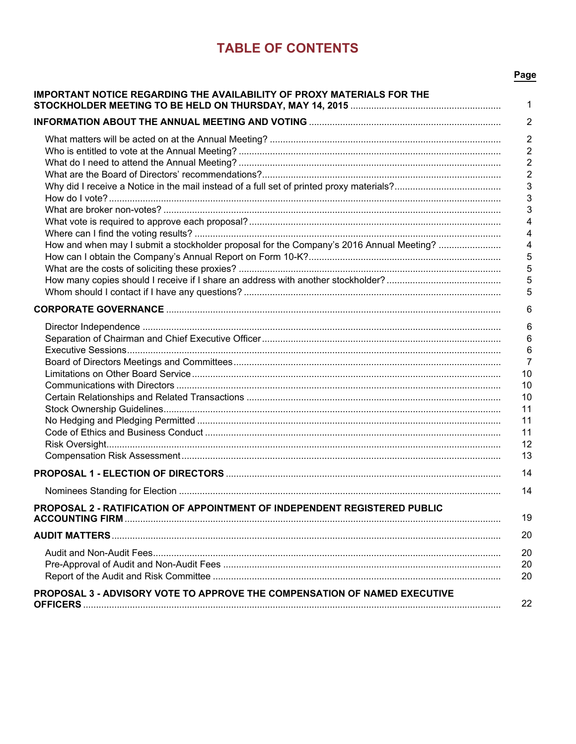# TABLE OF CONTENTS

| | Page |
|---|---|
| **IMPORTANT NOTICE REGARDING THE AVAILABILITY OF PROXY MATERIALS FOR THE STOCKHOLDER MEETING TO BE HELD ON THURSDAY, MAY 14, 2015** | 1 |
| **INFORMATION ABOUT THE ANNUAL MEETING AND VOTING** | 2 |
| What matters will be acted on at the Annual Meeting? | 2 |
| Who is entitled to vote at the Annual Meeting? | 2 |
| What do I need to attend the Annual Meeting? | 2 |
| What are the Board of Directors' recommendations? | 2 |
| Why did I receive a Notice in the mail instead of a full set of printed proxy materials? | 3 |
| How do I vote? | 3 |
| What are broker non-votes? | 3 |
| What vote is required to approve each proposal? | 4 |
| Where can I find the voting results? | 4 |
| How and when may I submit a stockholder proposal for the Company's 2016 Annual Meeting? | 4 |
| How can I obtain the Company's Annual Report on Form 10-K? | 5 |
| What are the costs of soliciting these proxies? | 5 |
| How many copies should I receive if I share an address with another stockholder? | 5 |
| Whom should I contact if I have any questions? | 5 |
| **CORPORATE GOVERNANCE** | 6 |
| Director Independence | 6 |
| Separation of Chairman and Chief Executive Officer | 6 |
| Executive Sessions | 6 |
| Board of Directors Meetings and Committees | 7 |
| Limitations on Other Board Service | 10 |
| Communications with Directors | 10 |
| Certain Relationships and Related Transactions | 10 |
| Stock Ownership Guidelines | 11 |
| No Hedging and Pledging Permitted | 11 |
| Code of Ethics and Business Conduct | 11 |
| Risk Oversight | 12 |
| Compensation Risk Assessment | 13 |
| **PROPOSAL 1 - ELECTION OF DIRECTORS** | 14 |
| Nominees Standing for Election | 14 |
| **PROPOSAL 2 - RATIFICATION OF APPOINTMENT OF INDEPENDENT REGISTERED PUBLIC ACCOUNTING FIRM** | 19 |
| **AUDIT MATTERS** | 20 |
| Audit and Non-Audit Fees | 20 |
| Pre-Approval of Audit and Non-Audit Fees | 20 |
| Report of the Audit and Risk Committee | 20 |
| **PROPOSAL 3 - ADVISORY VOTE TO APPROVE THE COMPENSATION OF NAMED EXECUTIVE OFFICERS** | 22 |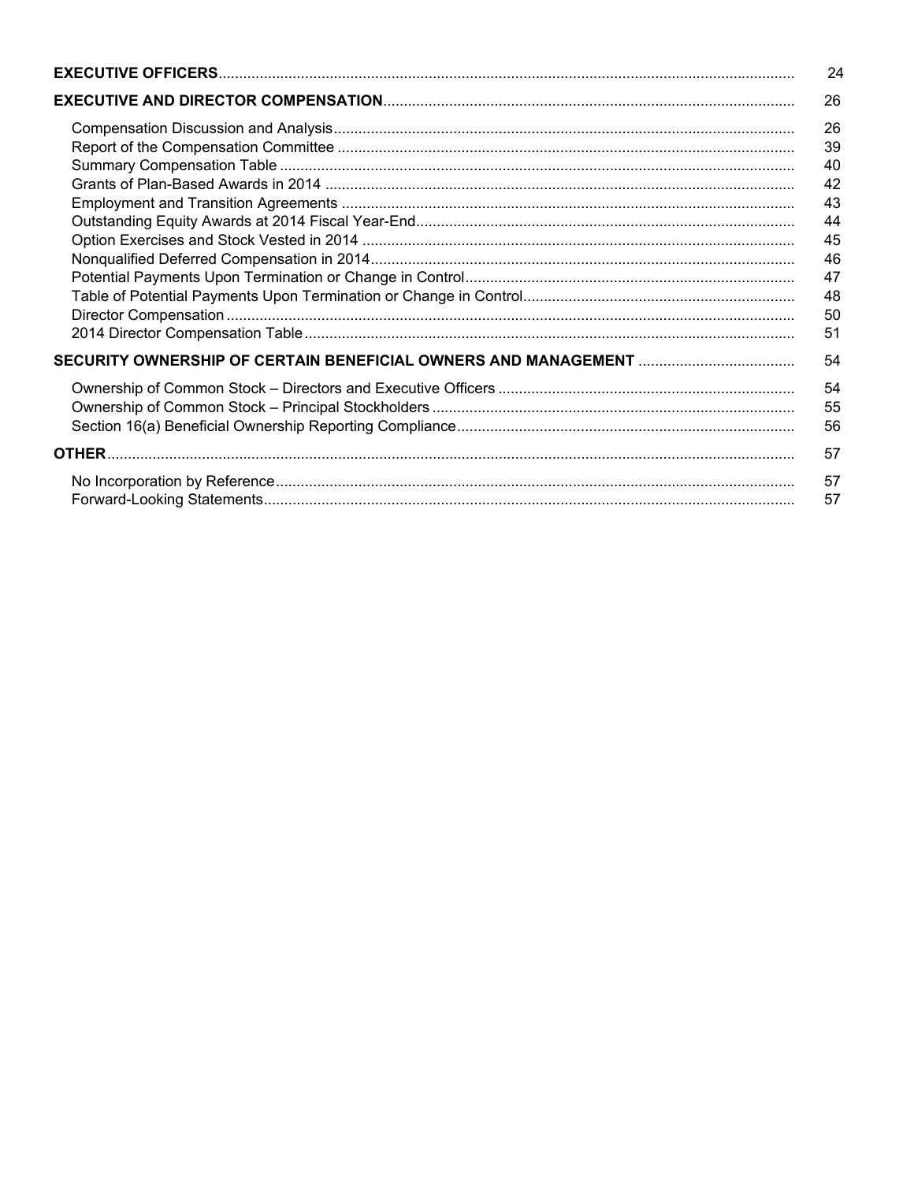| | |
|---|---|
| **EXECUTIVE OFFICERS** | 24 |
| **EXECUTIVE AND DIRECTOR COMPENSATION** | 26 |
| Compensation Discussion and Analysis | 26 |
| Report of the Compensation Committee | 39 |
| Summary Compensation Table | 40 |
| Grants of Plan-Based Awards in 2014 | 42 |
| Employment and Transition Agreements | 43 |
| Outstanding Equity Awards at 2014 Fiscal Year-End | 44 |
| Option Exercises and Stock Vested in 2014 | 45 |
| Nonqualified Deferred Compensation in 2014 | 46 |
| Potential Payments Upon Termination or Change in Control | 47 |
| Table of Potential Payments Upon Termination or Change in Control | 48 |
| Director Compensation | 50 |
| 2014 Director Compensation Table | 51 |
| **SECURITY OWNERSHIP OF CERTAIN BENEFICIAL OWNERS AND MANAGEMENT** | 54 |
| Ownership of Common Stock – Directors and Executive Officers | 54 |
| Ownership of Common Stock – Principal Stockholders | 55 |
| Section 16(a) Beneficial Ownership Reporting Compliance | 56 |
| **OTHER** | 57 |
| No Incorporation by Reference | 57 |
| Forward-Looking Statements | 57 |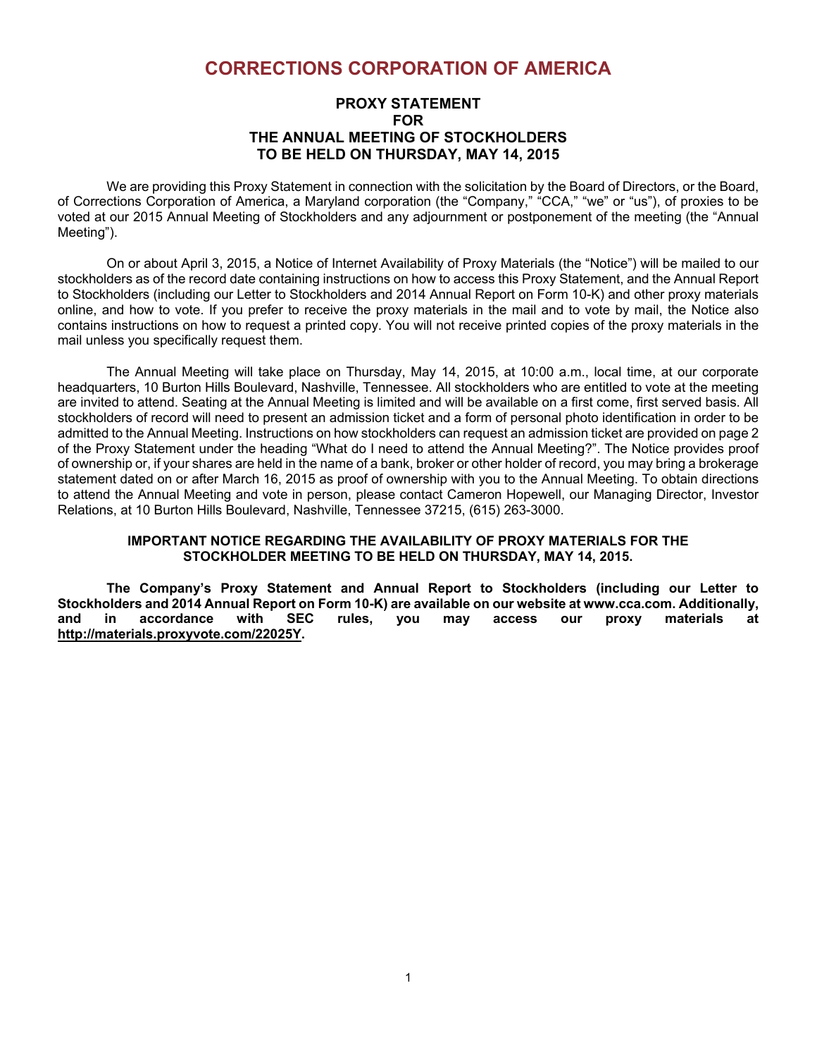# CORRECTIONS CORPORATION OF AMERICA

## PROXY STATEMENT
## FOR
## THE ANNUAL MEETING OF STOCKHOLDERS
## TO BE HELD ON THURSDAY, MAY 14, 2015

We are providing this Proxy Statement in connection with the solicitation by the Board of Directors, or the Board, of Corrections Corporation of America, a Maryland corporation (the "Company," "CCA," "we" or "us"), of proxies to be voted at our 2015 Annual Meeting of Stockholders and any adjournment or postponement of the meeting (the "Annual Meeting").

On or about April 3, 2015, a Notice of Internet Availability of Proxy Materials (the "Notice") will be mailed to our stockholders as of the record date containing instructions on how to access this Proxy Statement, and the Annual Report to Stockholders (including our Letter to Stockholders and 2014 Annual Report on Form 10-K) and other proxy materials online, and how to vote. If you prefer to receive the proxy materials in the mail and to vote by mail, the Notice also contains instructions on how to request a printed copy. You will not receive printed copies of the proxy materials in the mail unless you specifically request them.

The Annual Meeting will take place on Thursday, May 14, 2015, at 10:00 a.m., local time, at our corporate headquarters, 10 Burton Hills Boulevard, Nashville, Tennessee. All stockholders who are entitled to vote at the meeting are invited to attend. Seating at the Annual Meeting is limited and will be available on a first come, first served basis. All stockholders of record will need to present an admission ticket and a form of personal photo identification in order to be admitted to the Annual Meeting. Instructions on how stockholders can request an admission ticket are provided on page 2 of the Proxy Statement under the heading "What do I need to attend the Annual Meeting?". The Notice provides proof of ownership or, if your shares are held in the name of a bank, broker or other holder of record, you may bring a brokerage statement dated on or after March 16, 2015 as proof of ownership with you to the Annual Meeting. To obtain directions to attend the Annual Meeting and vote in person, please contact Cameron Hopewell, our Managing Director, Investor Relations, at 10 Burton Hills Boulevard, Nashville, Tennessee 37215, (615) 263-3000.

**IMPORTANT NOTICE REGARDING THE AVAILABILITY OF PROXY MATERIALS FOR THE STOCKHOLDER MEETING TO BE HELD ON THURSDAY, MAY 14, 2015.**

**The Company's Proxy Statement and Annual Report to Stockholders (including our Letter to Stockholders and 2014 Annual Report on Form 10-K) are available on our website at www.cca.com. Additionally, and in accordance with SEC rules, you may access our proxy materials at http://materials.proxyvote.com/22025Y.**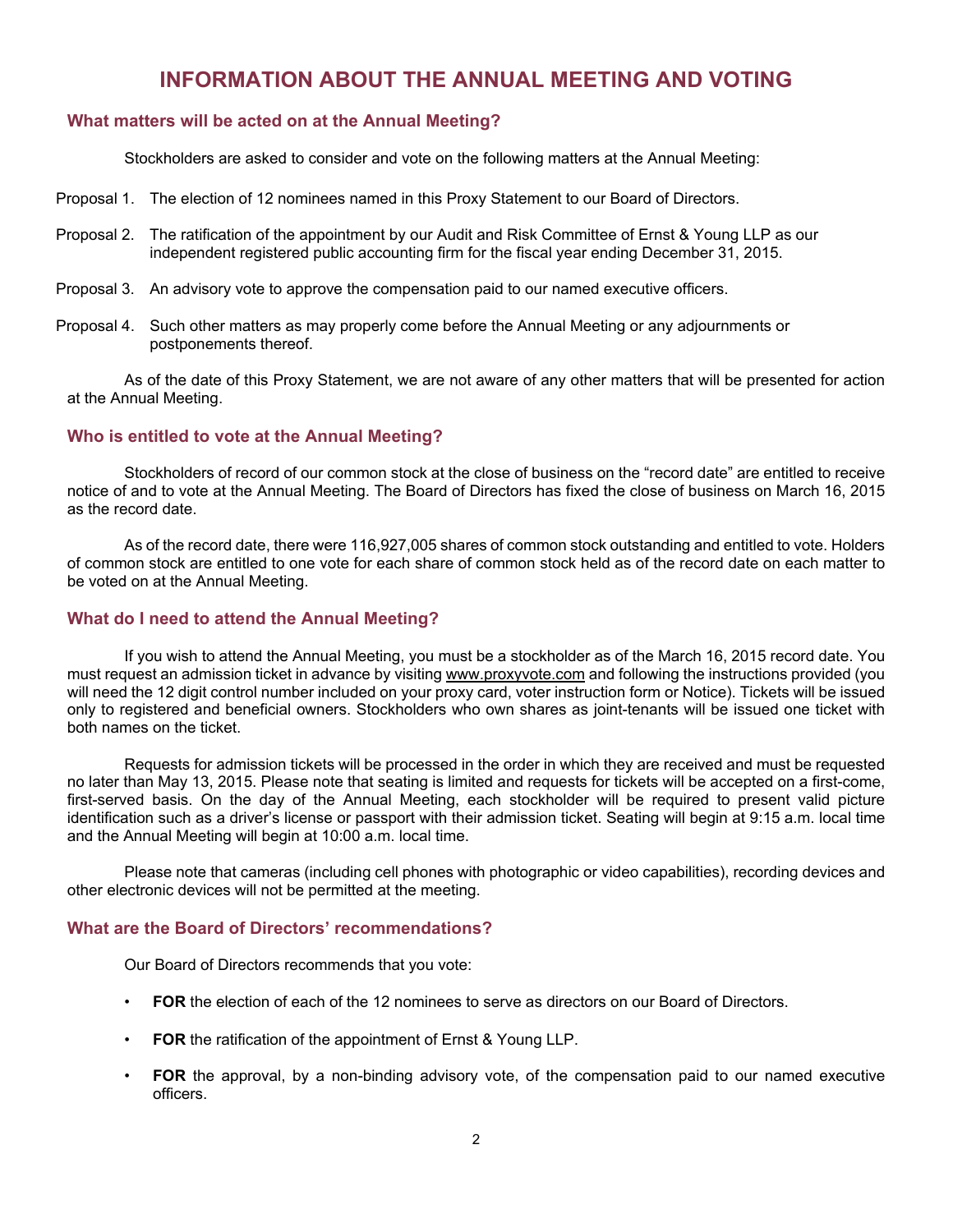# INFORMATION ABOUT THE ANNUAL MEETING AND VOTING

### What matters will be acted on at the Annual Meeting?

Stockholders are asked to consider and vote on the following matters at the Annual Meeting:

Proposal 1. The election of 12 nominees named in this Proxy Statement to our Board of Directors.

Proposal 2. The ratification of the appointment by our Audit and Risk Committee of Ernst & Young LLP as our independent registered public accounting firm for the fiscal year ending December 31, 2015.

Proposal 3. An advisory vote to approve the compensation paid to our named executive officers.

Proposal 4. Such other matters as may properly come before the Annual Meeting or any adjournments or postponements thereof.

As of the date of this Proxy Statement, we are not aware of any other matters that will be presented for action at the Annual Meeting.

### Who is entitled to vote at the Annual Meeting?

Stockholders of record of our common stock at the close of business on the "record date" are entitled to receive notice of and to vote at the Annual Meeting. The Board of Directors has fixed the close of business on March 16, 2015 as the record date.

As of the record date, there were 116,927,005 shares of common stock outstanding and entitled to vote. Holders of common stock are entitled to one vote for each share of common stock held as of the record date on each matter to be voted on at the Annual Meeting.

### What do I need to attend the Annual Meeting?

If you wish to attend the Annual Meeting, you must be a stockholder as of the March 16, 2015 record date. You must request an admission ticket in advance by visiting www.proxyvote.com and following the instructions provided (you will need the 12 digit control number included on your proxy card, voter instruction form or Notice). Tickets will be issued only to registered and beneficial owners. Stockholders who own shares as joint-tenants will be issued one ticket with both names on the ticket.

Requests for admission tickets will be processed in the order in which they are received and must be requested no later than May 13, 2015. Please note that seating is limited and requests for tickets will be accepted on a first-come, first-served basis. On the day of the Annual Meeting, each stockholder will be required to present valid picture identification such as a driver's license or passport with their admission ticket. Seating will begin at 9:15 a.m. local time and the Annual Meeting will begin at 10:00 a.m. local time.

Please note that cameras (including cell phones with photographic or video capabilities), recording devices and other electronic devices will not be permitted at the meeting.

### What are the Board of Directors' recommendations?

Our Board of Directors recommends that you vote:

- **FOR** the election of each of the 12 nominees to serve as directors on our Board of Directors.
- **FOR** the ratification of the appointment of Ernst & Young LLP.
- **FOR** the approval, by a non-binding advisory vote, of the compensation paid to our named executive officers.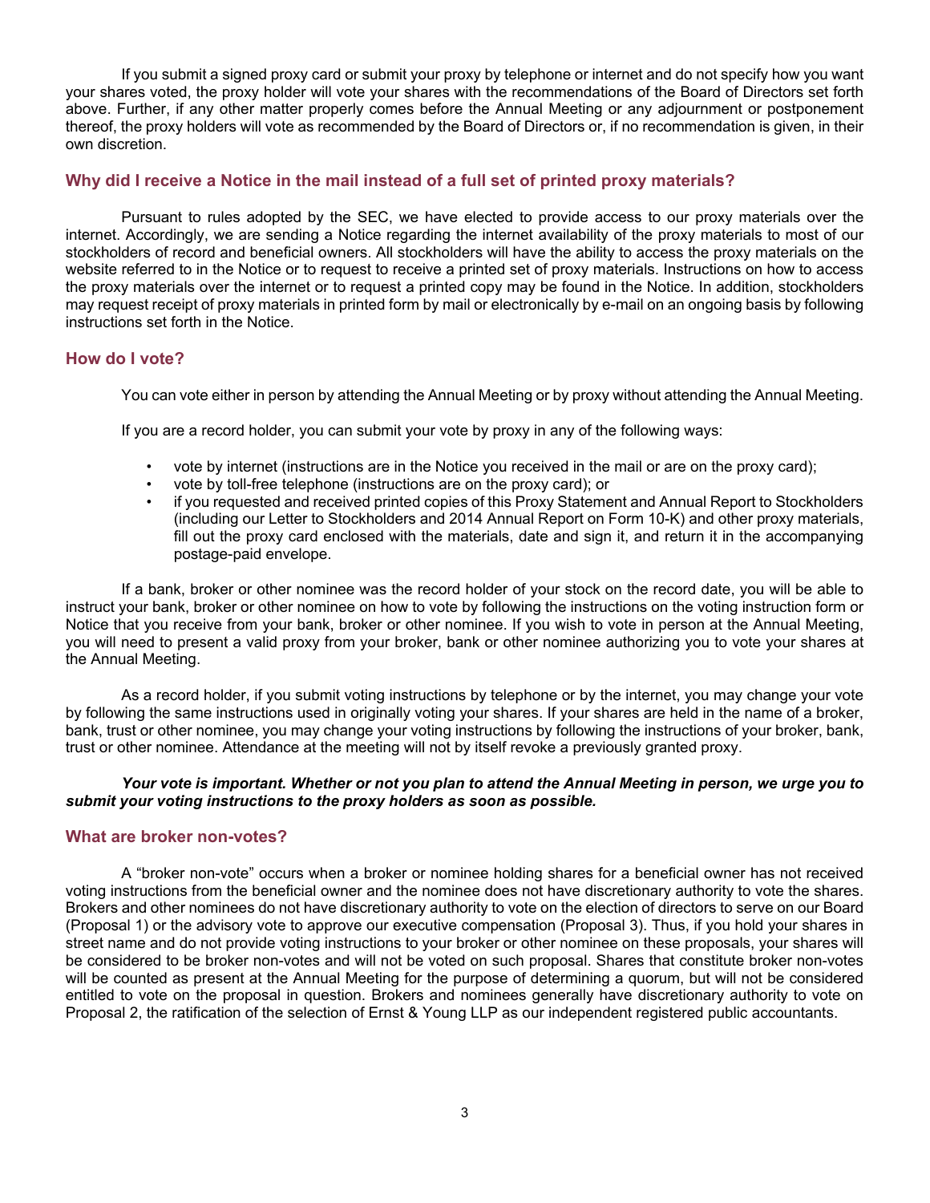If you submit a signed proxy card or submit your proxy by telephone or internet and do not specify how you want your shares voted, the proxy holder will vote your shares with the recommendations of the Board of Directors set forth above. Further, if any other matter properly comes before the Annual Meeting or any adjournment or postponement thereof, the proxy holders will vote as recommended by the Board of Directors or, if no recommendation is given, in their own discretion.

### Why did I receive a Notice in the mail instead of a full set of printed proxy materials?

Pursuant to rules adopted by the SEC, we have elected to provide access to our proxy materials over the internet. Accordingly, we are sending a Notice regarding the internet availability of the proxy materials to most of our stockholders of record and beneficial owners. All stockholders will have the ability to access the proxy materials on the website referred to in the Notice or to request to receive a printed set of proxy materials. Instructions on how to access the proxy materials over the internet or to request a printed copy may be found in the Notice. In addition, stockholders may request receipt of proxy materials in printed form by mail or electronically by e-mail on an ongoing basis by following instructions set forth in the Notice.

### How do I vote?

You can vote either in person by attending the Annual Meeting or by proxy without attending the Annual Meeting.

If you are a record holder, you can submit your vote by proxy in any of the following ways:

- vote by internet (instructions are in the Notice you received in the mail or are on the proxy card);
- vote by toll-free telephone (instructions are on the proxy card); or
- if you requested and received printed copies of this Proxy Statement and Annual Report to Stockholders (including our Letter to Stockholders and 2014 Annual Report on Form 10-K) and other proxy materials, fill out the proxy card enclosed with the materials, date and sign it, and return it in the accompanying postage-paid envelope.

If a bank, broker or other nominee was the record holder of your stock on the record date, you will be able to instruct your bank, broker or other nominee on how to vote by following the instructions on the voting instruction form or Notice that you receive from your bank, broker or other nominee. If you wish to vote in person at the Annual Meeting, you will need to present a valid proxy from your broker, bank or other nominee authorizing you to vote your shares at the Annual Meeting.

As a record holder, if you submit voting instructions by telephone or by the internet, you may change your vote by following the same instructions used in originally voting your shares. If your shares are held in the name of a broker, bank, trust or other nominee, you may change your voting instructions by following the instructions of your broker, bank, trust or other nominee. Attendance at the meeting will not by itself revoke a previously granted proxy.

***Your vote is important. Whether or not you plan to attend the Annual Meeting in person, we urge you to submit your voting instructions to the proxy holders as soon as possible.***

### What are broker non-votes?

A "broker non-vote" occurs when a broker or nominee holding shares for a beneficial owner has not received voting instructions from the beneficial owner and the nominee does not have discretionary authority to vote the shares. Brokers and other nominees do not have discretionary authority to vote on the election of directors to serve on our Board (Proposal 1) or the advisory vote to approve our executive compensation (Proposal 3). Thus, if you hold your shares in street name and do not provide voting instructions to your broker or other nominee on these proposals, your shares will be considered to be broker non-votes and will not be voted on such proposal. Shares that constitute broker non-votes will be counted as present at the Annual Meeting for the purpose of determining a quorum, but will not be considered entitled to vote on the proposal in question. Brokers and nominees generally have discretionary authority to vote on Proposal 2, the ratification of the selection of Ernst & Young LLP as our independent registered public accountants.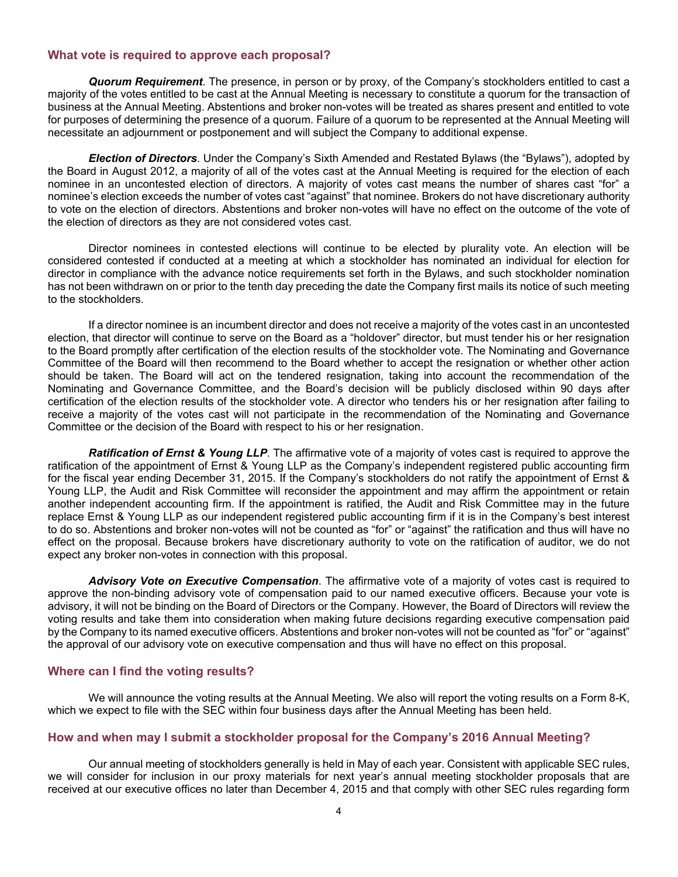### What vote is required to approve each proposal?

***Quorum Requirement***. The presence, in person or by proxy, of the Company's stockholders entitled to cast a majority of the votes entitled to be cast at the Annual Meeting is necessary to constitute a quorum for the transaction of business at the Annual Meeting. Abstentions and broker non-votes will be treated as shares present and entitled to vote for purposes of determining the presence of a quorum. Failure of a quorum to be represented at the Annual Meeting will necessitate an adjournment or postponement and will subject the Company to additional expense.

***Election of Directors***. Under the Company's Sixth Amended and Restated Bylaws (the "Bylaws"), adopted by the Board in August 2012, a majority of all of the votes cast at the Annual Meeting is required for the election of each nominee in an uncontested election of directors. A majority of votes cast means the number of shares cast "for" a nominee's election exceeds the number of votes cast "against" that nominee. Brokers do not have discretionary authority to vote on the election of directors. Abstentions and broker non-votes will have no effect on the outcome of the vote of the election of directors as they are not considered votes cast.

Director nominees in contested elections will continue to be elected by plurality vote. An election will be considered contested if conducted at a meeting at which a stockholder has nominated an individual for election for director in compliance with the advance notice requirements set forth in the Bylaws, and such stockholder nomination has not been withdrawn on or prior to the tenth day preceding the date the Company first mails its notice of such meeting to the stockholders.

If a director nominee is an incumbent director and does not receive a majority of the votes cast in an uncontested election, that director will continue to serve on the Board as a "holdover" director, but must tender his or her resignation to the Board promptly after certification of the election results of the stockholder vote. The Nominating and Governance Committee of the Board will then recommend to the Board whether to accept the resignation or whether other action should be taken. The Board will act on the tendered resignation, taking into account the recommendation of the Nominating and Governance Committee, and the Board's decision will be publicly disclosed within 90 days after certification of the election results of the stockholder vote. A director who tenders his or her resignation after failing to receive a majority of the votes cast will not participate in the recommendation of the Nominating and Governance Committee or the decision of the Board with respect to his or her resignation.

***Ratification of Ernst & Young LLP***. The affirmative vote of a majority of votes cast is required to approve the ratification of the appointment of Ernst & Young LLP as the Company's independent registered public accounting firm for the fiscal year ending December 31, 2015. If the Company's stockholders do not ratify the appointment of Ernst & Young LLP, the Audit and Risk Committee will reconsider the appointment and may affirm the appointment or retain another independent accounting firm. If the appointment is ratified, the Audit and Risk Committee may in the future replace Ernst & Young LLP as our independent registered public accounting firm if it is in the Company's best interest to do so. Abstentions and broker non-votes will not be counted as "for" or "against" the ratification and thus will have no effect on the proposal. Because brokers have discretionary authority to vote on the ratification of auditor, we do not expect any broker non-votes in connection with this proposal.

***Advisory Vote on Executive Compensation***. The affirmative vote of a majority of votes cast is required to approve the non-binding advisory vote of compensation paid to our named executive officers. Because your vote is advisory, it will not be binding on the Board of Directors or the Company. However, the Board of Directors will review the voting results and take them into consideration when making future decisions regarding executive compensation paid by the Company to its named executive officers. Abstentions and broker non-votes will not be counted as "for" or "against" the approval of our advisory vote on executive compensation and thus will have no effect on this proposal.

### Where can I find the voting results?

We will announce the voting results at the Annual Meeting. We also will report the voting results on a Form 8-K, which we expect to file with the SEC within four business days after the Annual Meeting has been held.

### How and when may I submit a stockholder proposal for the Company's 2016 Annual Meeting?

Our annual meeting of stockholders generally is held in May of each year. Consistent with applicable SEC rules, we will consider for inclusion in our proxy materials for next year's annual meeting stockholder proposals that are received at our executive offices no later than December 4, 2015 and that comply with other SEC rules regarding form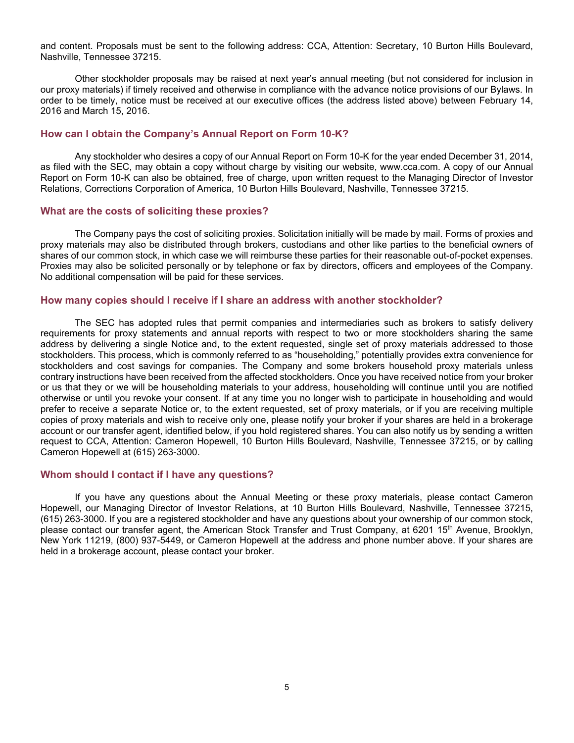and content. Proposals must be sent to the following address: CCA, Attention: Secretary, 10 Burton Hills Boulevard, Nashville, Tennessee 37215.

Other stockholder proposals may be raised at next year's annual meeting (but not considered for inclusion in our proxy materials) if timely received and otherwise in compliance with the advance notice provisions of our Bylaws. In order to be timely, notice must be received at our executive offices (the address listed above) between February 14, 2016 and March 15, 2016.

### How can I obtain the Company's Annual Report on Form 10-K?

Any stockholder who desires a copy of our Annual Report on Form 10-K for the year ended December 31, 2014, as filed with the SEC, may obtain a copy without charge by visiting our website, www.cca.com. A copy of our Annual Report on Form 10-K can also be obtained, free of charge, upon written request to the Managing Director of Investor Relations, Corrections Corporation of America, 10 Burton Hills Boulevard, Nashville, Tennessee 37215.

### What are the costs of soliciting these proxies?

The Company pays the cost of soliciting proxies. Solicitation initially will be made by mail. Forms of proxies and proxy materials may also be distributed through brokers, custodians and other like parties to the beneficial owners of shares of our common stock, in which case we will reimburse these parties for their reasonable out-of-pocket expenses. Proxies may also be solicited personally or by telephone or fax by directors, officers and employees of the Company. No additional compensation will be paid for these services.

### How many copies should I receive if I share an address with another stockholder?

The SEC has adopted rules that permit companies and intermediaries such as brokers to satisfy delivery requirements for proxy statements and annual reports with respect to two or more stockholders sharing the same address by delivering a single Notice and, to the extent requested, single set of proxy materials addressed to those stockholders. This process, which is commonly referred to as "householding," potentially provides extra convenience for stockholders and cost savings for companies. The Company and some brokers household proxy materials unless contrary instructions have been received from the affected stockholders. Once you have received notice from your broker or us that they or we will be householding materials to your address, householding will continue until you are notified otherwise or until you revoke your consent. If at any time you no longer wish to participate in householding and would prefer to receive a separate Notice or, to the extent requested, set of proxy materials, or if you are receiving multiple copies of proxy materials and wish to receive only one, please notify your broker if your shares are held in a brokerage account or our transfer agent, identified below, if you hold registered shares. You can also notify us by sending a written request to CCA, Attention: Cameron Hopewell, 10 Burton Hills Boulevard, Nashville, Tennessee 37215, or by calling Cameron Hopewell at (615) 263-3000.

### Whom should I contact if I have any questions?

If you have any questions about the Annual Meeting or these proxy materials, please contact Cameron Hopewell, our Managing Director of Investor Relations, at 10 Burton Hills Boulevard, Nashville, Tennessee 37215, (615) 263-3000. If you are a registered stockholder and have any questions about your ownership of our common stock, please contact our transfer agent, the American Stock Transfer and Trust Company, at 6201 15th Avenue, Brooklyn, New York 11219, (800) 937-5449, or Cameron Hopewell at the address and phone number above. If your shares are held in a brokerage account, please contact your broker.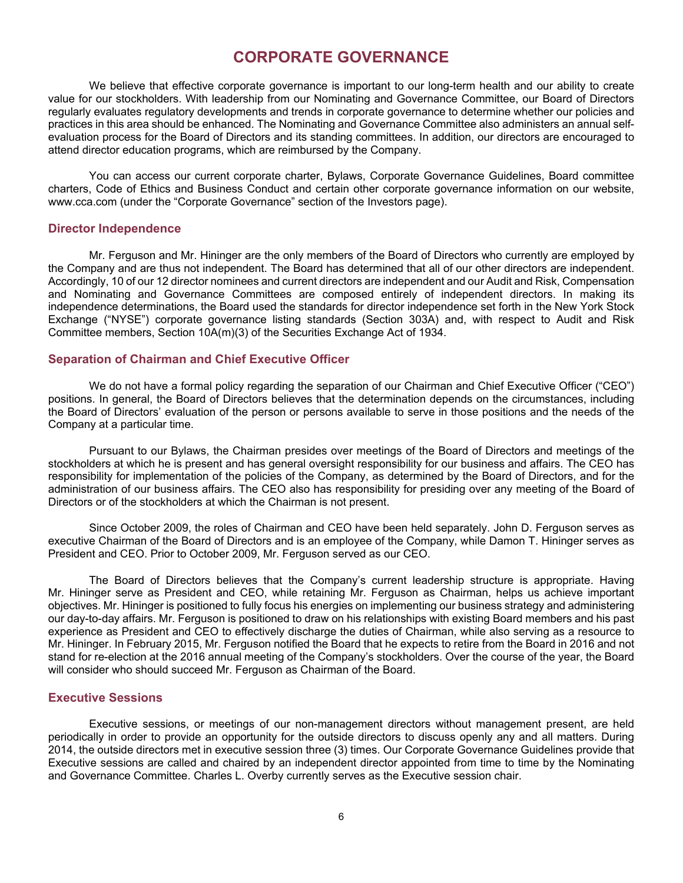# CORPORATE GOVERNANCE

We believe that effective corporate governance is important to our long-term health and our ability to create value for our stockholders. With leadership from our Nominating and Governance Committee, our Board of Directors regularly evaluates regulatory developments and trends in corporate governance to determine whether our policies and practices in this area should be enhanced. The Nominating and Governance Committee also administers an annual self-evaluation process for the Board of Directors and its standing committees. In addition, our directors are encouraged to attend director education programs, which are reimbursed by the Company.

You can access our current corporate charter, Bylaws, Corporate Governance Guidelines, Board committee charters, Code of Ethics and Business Conduct and certain other corporate governance information on our website, www.cca.com (under the "Corporate Governance" section of the Investors page).

## Director Independence

Mr. Ferguson and Mr. Hininger are the only members of the Board of Directors who currently are employed by the Company and are thus not independent. The Board has determined that all of our other directors are independent. Accordingly, 10 of our 12 director nominees and current directors are independent and our Audit and Risk, Compensation and Nominating and Governance Committees are composed entirely of independent directors. In making its independence determinations, the Board used the standards for director independence set forth in the New York Stock Exchange ("NYSE") corporate governance listing standards (Section 303A) and, with respect to Audit and Risk Committee members, Section 10A(m)(3) of the Securities Exchange Act of 1934.

## Separation of Chairman and Chief Executive Officer

We do not have a formal policy regarding the separation of our Chairman and Chief Executive Officer ("CEO") positions. In general, the Board of Directors believes that the determination depends on the circumstances, including the Board of Directors' evaluation of the person or persons available to serve in those positions and the needs of the Company at a particular time.

Pursuant to our Bylaws, the Chairman presides over meetings of the Board of Directors and meetings of the stockholders at which he is present and has general oversight responsibility for our business and affairs. The CEO has responsibility for implementation of the policies of the Company, as determined by the Board of Directors, and for the administration of our business affairs. The CEO also has responsibility for presiding over any meeting of the Board of Directors or of the stockholders at which the Chairman is not present.

Since October 2009, the roles of Chairman and CEO have been held separately. John D. Ferguson serves as executive Chairman of the Board of Directors and is an employee of the Company, while Damon T. Hininger serves as President and CEO. Prior to October 2009, Mr. Ferguson served as our CEO.

The Board of Directors believes that the Company's current leadership structure is appropriate. Having Mr. Hininger serve as President and CEO, while retaining Mr. Ferguson as Chairman, helps us achieve important objectives. Mr. Hininger is positioned to fully focus his energies on implementing our business strategy and administering our day-to-day affairs. Mr. Ferguson is positioned to draw on his relationships with existing Board members and his past experience as President and CEO to effectively discharge the duties of Chairman, while also serving as a resource to Mr. Hininger. In February 2015, Mr. Ferguson notified the Board that he expects to retire from the Board in 2016 and not stand for re-election at the 2016 annual meeting of the Company's stockholders. Over the course of the year, the Board will consider who should succeed Mr. Ferguson as Chairman of the Board.

## Executive Sessions

Executive sessions, or meetings of our non-management directors without management present, are held periodically in order to provide an opportunity for the outside directors to discuss openly any and all matters. During 2014, the outside directors met in executive session three (3) times. Our Corporate Governance Guidelines provide that Executive sessions are called and chaired by an independent director appointed from time to time by the Nominating and Governance Committee. Charles L. Overby currently serves as the Executive session chair.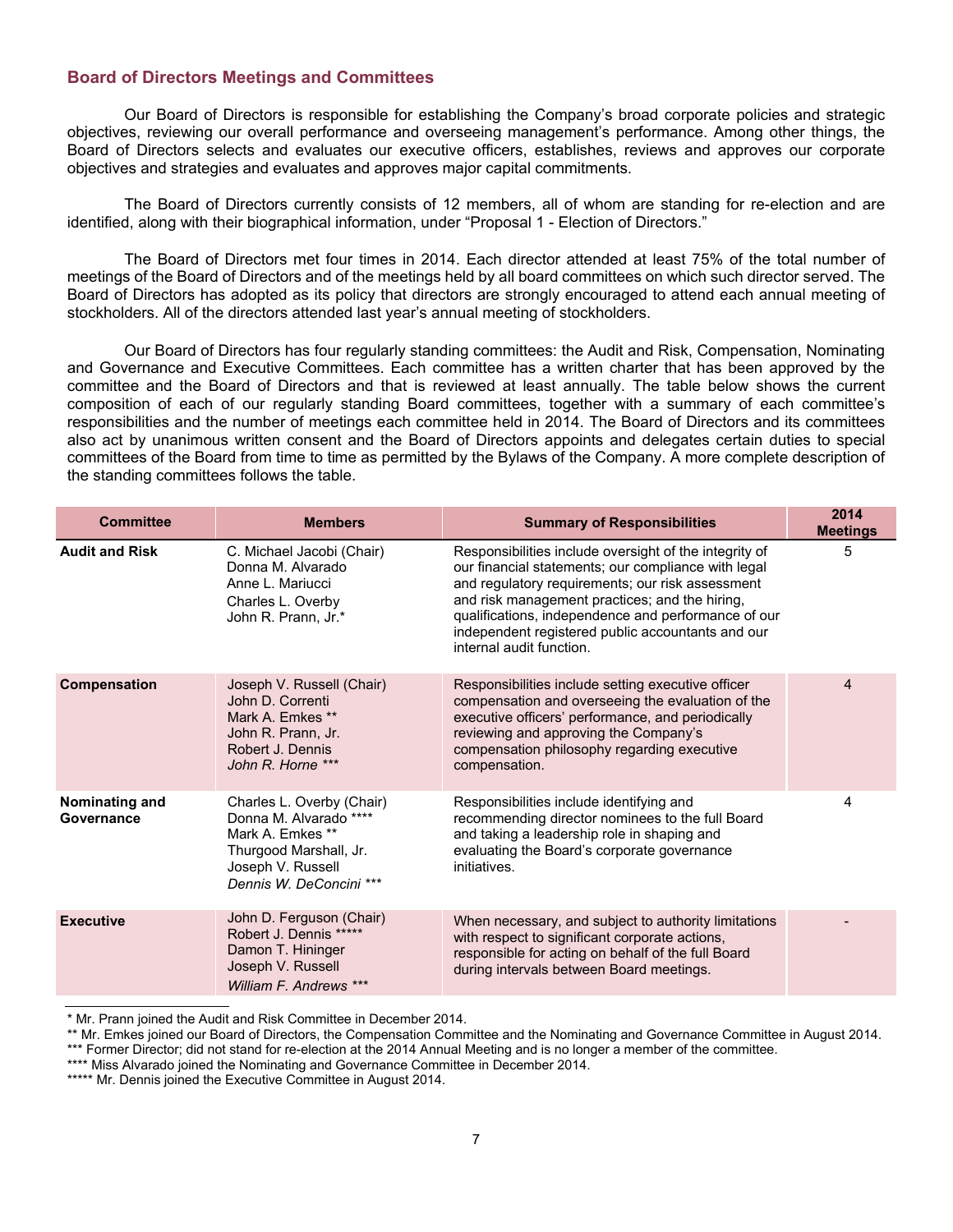## Board of Directors Meetings and Committees

Our Board of Directors is responsible for establishing the Company's broad corporate policies and strategic objectives, reviewing our overall performance and overseeing management's performance. Among other things, the Board of Directors selects and evaluates our executive officers, establishes, reviews and approves our corporate objectives and strategies and evaluates and approves major capital commitments.

The Board of Directors currently consists of 12 members, all of whom are standing for re-election and are identified, along with their biographical information, under "Proposal 1 - Election of Directors."

The Board of Directors met four times in 2014. Each director attended at least 75% of the total number of meetings of the Board of Directors and of the meetings held by all board committees on which such director served. The Board of Directors has adopted as its policy that directors are strongly encouraged to attend each annual meeting of stockholders. All of the directors attended last year's annual meeting of stockholders.

Our Board of Directors has four regularly standing committees: the Audit and Risk, Compensation, Nominating and Governance and Executive Committees. Each committee has a written charter that has been approved by the committee and the Board of Directors and that is reviewed at least annually. The table below shows the current composition of each of our regularly standing Board committees, together with a summary of each committee's responsibilities and the number of meetings each committee held in 2014. The Board of Directors and its committees also act by unanimous written consent and the Board of Directors appoints and delegates certain duties to special committees of the Board from time to time as permitted by the Bylaws of the Company. A more complete description of the standing committees follows the table.

| Committee | Members | Summary of Responsibilities | 2014 Meetings |
|---|---|---|---|
| **Audit and Risk** | C. Michael Jacobi (Chair)<br>Donna M. Alvarado<br>Anne L. Mariucci<br>Charles L. Overby<br>John R. Prann, Jr.* | Responsibilities include oversight of the integrity of our financial statements; our compliance with legal and regulatory requirements; our risk assessment and risk management practices; and the hiring, qualifications, independence and performance of our independent registered public accountants and our internal audit function. | 5 |
| **Compensation** | Joseph V. Russell (Chair)<br>John D. Correnti<br>Mark A. Emkes **<br>John R. Prann, Jr.<br>Robert J. Dennis<br>*John R. Horne \*\*\** | Responsibilities include setting executive officer compensation and overseeing the evaluation of the executive officers' performance, and periodically reviewing and approving the Company's compensation philosophy regarding executive compensation. | 4 |
| **Nominating and Governance** | Charles L. Overby (Chair)<br>Donna M. Alvarado ****<br>Mark A. Emkes **<br>Thurgood Marshall, Jr.<br>Joseph V. Russell<br>*Dennis W. DeConcini \*\*\** | Responsibilities include identifying and recommending director nominees to the full Board and taking a leadership role in shaping and evaluating the Board's corporate governance initiatives. | 4 |
| **Executive** | John D. Ferguson (Chair)<br>Robert J. Dennis *****<br>Damon T. Hininger<br>Joseph V. Russell<br>*William F. Andrews \*\*\** | When necessary, and subject to authority limitations with respect to significant corporate actions, responsible for acting on behalf of the full Board during intervals between Board meetings. | - |

\* Mr. Prann joined the Audit and Risk Committee in December 2014.

\*\* Mr. Emkes joined our Board of Directors, the Compensation Committee and the Nominating and Governance Committee in August 2014.

\*\*\* Former Director; did not stand for re-election at the 2014 Annual Meeting and is no longer a member of the committee.

\*\*\*\* Miss Alvarado joined the Nominating and Governance Committee in December 2014.

\*\*\*\*\* Mr. Dennis joined the Executive Committee in August 2014.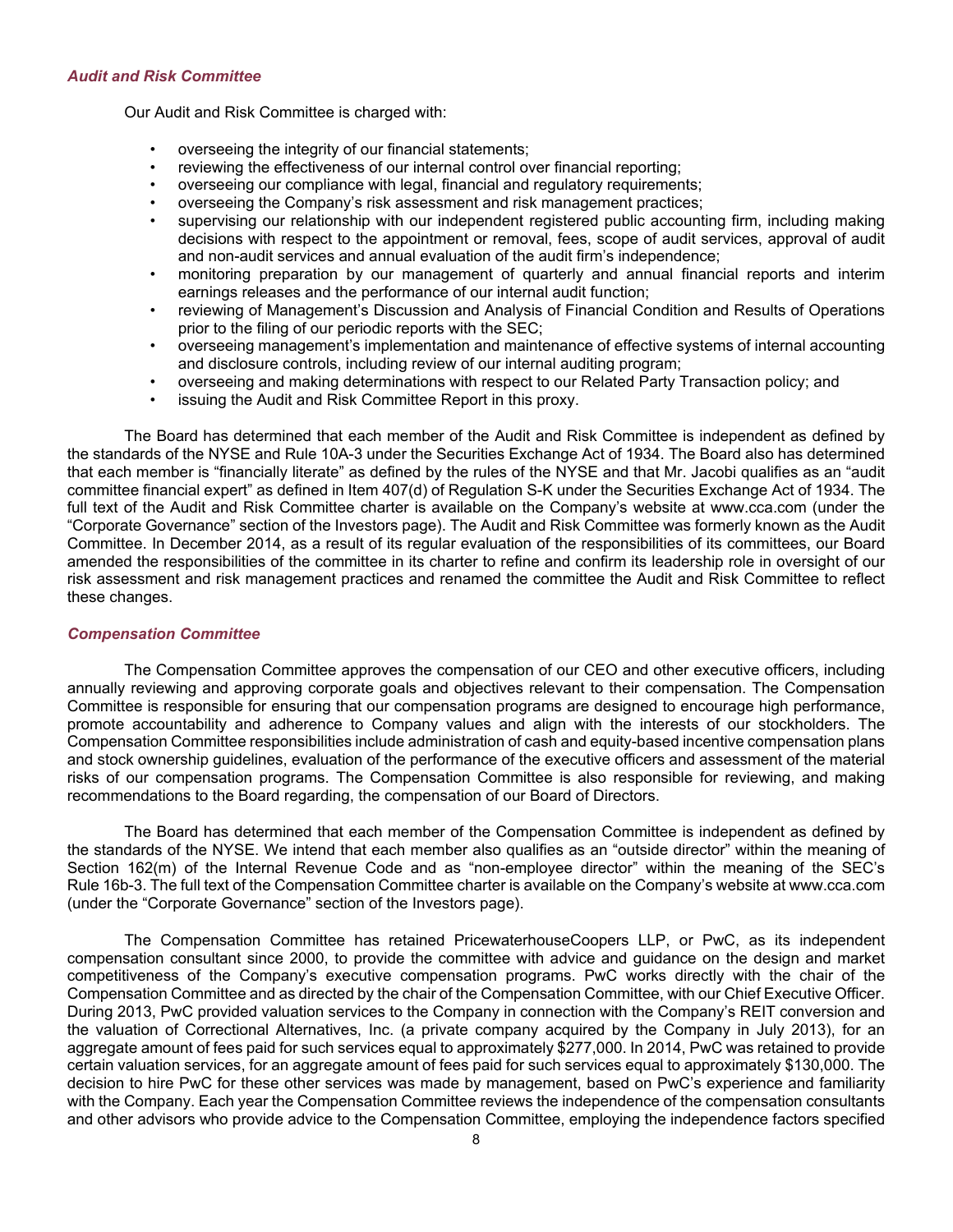### *Audit and Risk Committee*

Our Audit and Risk Committee is charged with:

- overseeing the integrity of our financial statements;
- reviewing the effectiveness of our internal control over financial reporting;
- overseeing our compliance with legal, financial and regulatory requirements;
- overseeing the Company's risk assessment and risk management practices;
- supervising our relationship with our independent registered public accounting firm, including making decisions with respect to the appointment or removal, fees, scope of audit services, approval of audit and non-audit services and annual evaluation of the audit firm's independence;
- monitoring preparation by our management of quarterly and annual financial reports and interim earnings releases and the performance of our internal audit function;
- reviewing of Management's Discussion and Analysis of Financial Condition and Results of Operations prior to the filing of our periodic reports with the SEC;
- overseeing management's implementation and maintenance of effective systems of internal accounting and disclosure controls, including review of our internal auditing program;
- overseeing and making determinations with respect to our Related Party Transaction policy; and
- issuing the Audit and Risk Committee Report in this proxy.

The Board has determined that each member of the Audit and Risk Committee is independent as defined by the standards of the NYSE and Rule 10A-3 under the Securities Exchange Act of 1934. The Board also has determined that each member is "financially literate" as defined by the rules of the NYSE and that Mr. Jacobi qualifies as an "audit committee financial expert" as defined in Item 407(d) of Regulation S-K under the Securities Exchange Act of 1934. The full text of the Audit and Risk Committee charter is available on the Company's website at www.cca.com (under the "Corporate Governance" section of the Investors page). The Audit and Risk Committee was formerly known as the Audit Committee. In December 2014, as a result of its regular evaluation of the responsibilities of its committees, our Board amended the responsibilities of the committee in its charter to refine and confirm its leadership role in oversight of our risk assessment and risk management practices and renamed the committee the Audit and Risk Committee to reflect these changes.

### *Compensation Committee*

The Compensation Committee approves the compensation of our CEO and other executive officers, including annually reviewing and approving corporate goals and objectives relevant to their compensation. The Compensation Committee is responsible for ensuring that our compensation programs are designed to encourage high performance, promote accountability and adherence to Company values and align with the interests of our stockholders. The Compensation Committee responsibilities include administration of cash and equity-based incentive compensation plans and stock ownership guidelines, evaluation of the performance of the executive officers and assessment of the material risks of our compensation programs. The Compensation Committee is also responsible for reviewing, and making recommendations to the Board regarding, the compensation of our Board of Directors.

The Board has determined that each member of the Compensation Committee is independent as defined by the standards of the NYSE. We intend that each member also qualifies as an "outside director" within the meaning of Section 162(m) of the Internal Revenue Code and as "non-employee director" within the meaning of the SEC's Rule 16b-3. The full text of the Compensation Committee charter is available on the Company's website at www.cca.com (under the "Corporate Governance" section of the Investors page).

The Compensation Committee has retained PricewaterhouseCoopers LLP, or PwC, as its independent compensation consultant since 2000, to provide the committee with advice and guidance on the design and market competitiveness of the Company's executive compensation programs. PwC works directly with the chair of the Compensation Committee and as directed by the chair of the Compensation Committee, with our Chief Executive Officer. During 2013, PwC provided valuation services to the Company in connection with the Company's REIT conversion and the valuation of Correctional Alternatives, Inc. (a private company acquired by the Company in July 2013), for an aggregate amount of fees paid for such services equal to approximately $277,000. In 2014, PwC was retained to provide certain valuation services, for an aggregate amount of fees paid for such services equal to approximately $130,000. The decision to hire PwC for these other services was made by management, based on PwC's experience and familiarity with the Company. Each year the Compensation Committee reviews the independence of the compensation consultants and other advisors who provide advice to the Compensation Committee, employing the independence factors specified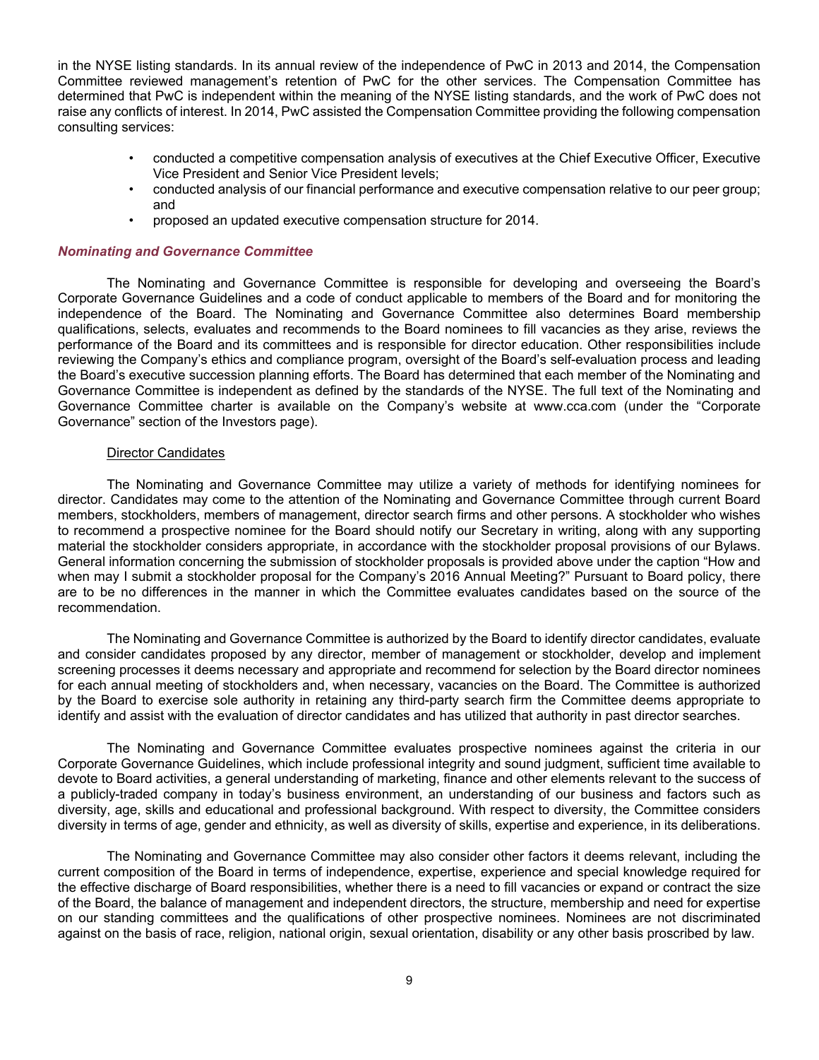in the NYSE listing standards. In its annual review of the independence of PwC in 2013 and 2014, the Compensation Committee reviewed management's retention of PwC for the other services. The Compensation Committee has determined that PwC is independent within the meaning of the NYSE listing standards, and the work of PwC does not raise any conflicts of interest. In 2014, PwC assisted the Compensation Committee providing the following compensation consulting services:

- conducted a competitive compensation analysis of executives at the Chief Executive Officer, Executive Vice President and Senior Vice President levels;
- conducted analysis of our financial performance and executive compensation relative to our peer group; and
- proposed an updated executive compensation structure for 2014.

***Nominating and Governance Committee***

The Nominating and Governance Committee is responsible for developing and overseeing the Board's Corporate Governance Guidelines and a code of conduct applicable to members of the Board and for monitoring the independence of the Board. The Nominating and Governance Committee also determines Board membership qualifications, selects, evaluates and recommends to the Board nominees to fill vacancies as they arise, reviews the performance of the Board and its committees and is responsible for director education. Other responsibilities include reviewing the Company's ethics and compliance program, oversight of the Board's self-evaluation process and leading the Board's executive succession planning efforts. The Board has determined that each member of the Nominating and Governance Committee is independent as defined by the standards of the NYSE. The full text of the Nominating and Governance Committee charter is available on the Company's website at www.cca.com (under the "Corporate Governance" section of the Investors page).

Director Candidates

The Nominating and Governance Committee may utilize a variety of methods for identifying nominees for director. Candidates may come to the attention of the Nominating and Governance Committee through current Board members, stockholders, members of management, director search firms and other persons. A stockholder who wishes to recommend a prospective nominee for the Board should notify our Secretary in writing, along with any supporting material the stockholder considers appropriate, in accordance with the stockholder proposal provisions of our Bylaws. General information concerning the submission of stockholder proposals is provided above under the caption "How and when may I submit a stockholder proposal for the Company's 2016 Annual Meeting?" Pursuant to Board policy, there are to be no differences in the manner in which the Committee evaluates candidates based on the source of the recommendation.

The Nominating and Governance Committee is authorized by the Board to identify director candidates, evaluate and consider candidates proposed by any director, member of management or stockholder, develop and implement screening processes it deems necessary and appropriate and recommend for selection by the Board director nominees for each annual meeting of stockholders and, when necessary, vacancies on the Board. The Committee is authorized by the Board to exercise sole authority in retaining any third-party search firm the Committee deems appropriate to identify and assist with the evaluation of director candidates and has utilized that authority in past director searches.

The Nominating and Governance Committee evaluates prospective nominees against the criteria in our Corporate Governance Guidelines, which include professional integrity and sound judgment, sufficient time available to devote to Board activities, a general understanding of marketing, finance and other elements relevant to the success of a publicly-traded company in today's business environment, an understanding of our business and factors such as diversity, age, skills and educational and professional background. With respect to diversity, the Committee considers diversity in terms of age, gender and ethnicity, as well as diversity of skills, expertise and experience, in its deliberations.

The Nominating and Governance Committee may also consider other factors it deems relevant, including the current composition of the Board in terms of independence, expertise, experience and special knowledge required for the effective discharge of Board responsibilities, whether there is a need to fill vacancies or expand or contract the size of the Board, the balance of management and independent directors, the structure, membership and need for expertise on our standing committees and the qualifications of other prospective nominees. Nominees are not discriminated against on the basis of race, religion, national origin, sexual orientation, disability or any other basis proscribed by law.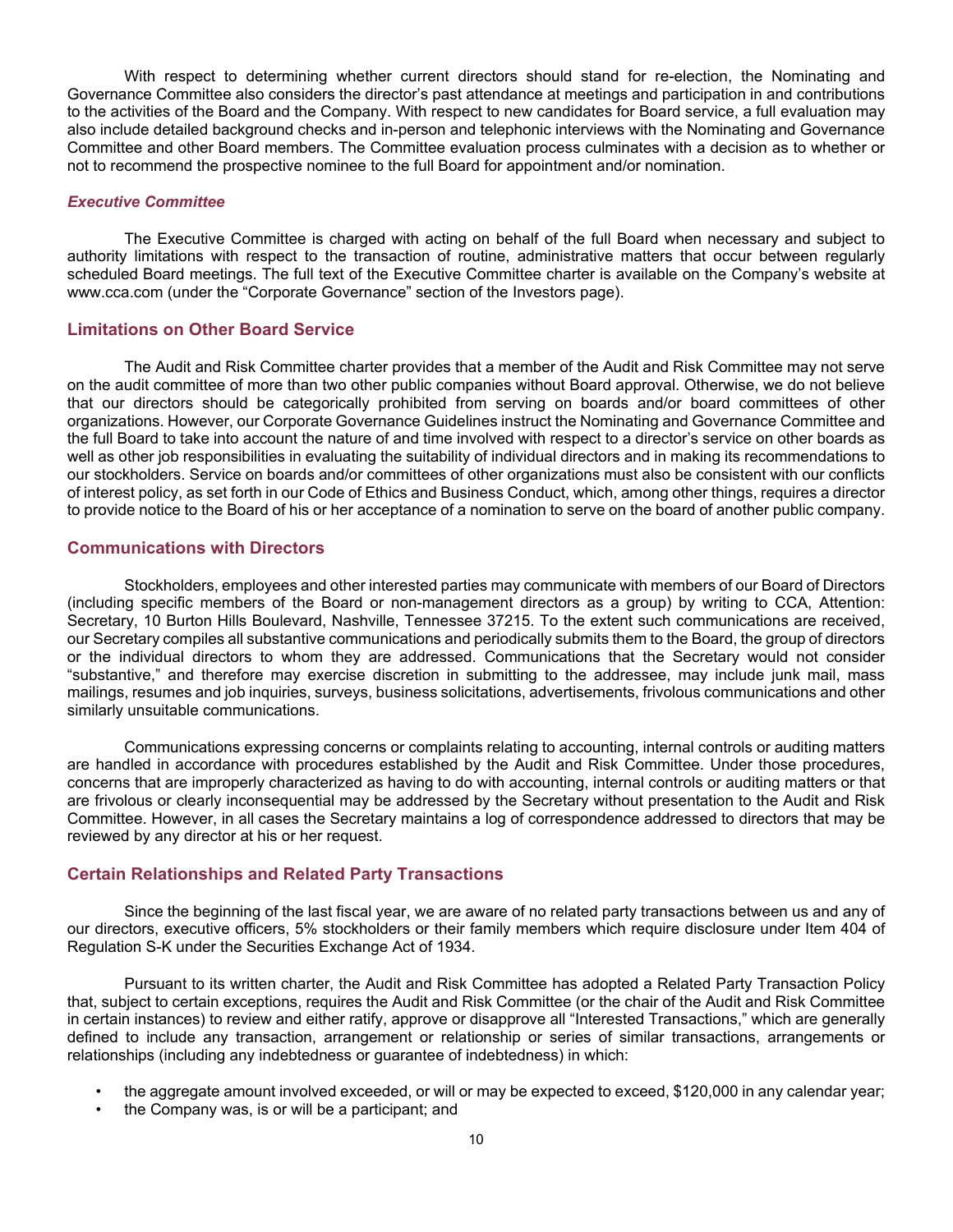With respect to determining whether current directors should stand for re-election, the Nominating and Governance Committee also considers the director's past attendance at meetings and participation in and contributions to the activities of the Board and the Company. With respect to new candidates for Board service, a full evaluation may also include detailed background checks and in-person and telephonic interviews with the Nominating and Governance Committee and other Board members. The Committee evaluation process culminates with a decision as to whether or not to recommend the prospective nominee to the full Board for appointment and/or nomination.

### *Executive Committee*

The Executive Committee is charged with acting on behalf of the full Board when necessary and subject to authority limitations with respect to the transaction of routine, administrative matters that occur between regularly scheduled Board meetings. The full text of the Executive Committee charter is available on the Company's website at www.cca.com (under the "Corporate Governance" section of the Investors page).

## Limitations on Other Board Service

The Audit and Risk Committee charter provides that a member of the Audit and Risk Committee may not serve on the audit committee of more than two other public companies without Board approval. Otherwise, we do not believe that our directors should be categorically prohibited from serving on boards and/or board committees of other organizations. However, our Corporate Governance Guidelines instruct the Nominating and Governance Committee and the full Board to take into account the nature of and time involved with respect to a director's service on other boards as well as other job responsibilities in evaluating the suitability of individual directors and in making its recommendations to our stockholders. Service on boards and/or committees of other organizations must also be consistent with our conflicts of interest policy, as set forth in our Code of Ethics and Business Conduct, which, among other things, requires a director to provide notice to the Board of his or her acceptance of a nomination to serve on the board of another public company.

## Communications with Directors

Stockholders, employees and other interested parties may communicate with members of our Board of Directors (including specific members of the Board or non-management directors as a group) by writing to CCA, Attention: Secretary, 10 Burton Hills Boulevard, Nashville, Tennessee 37215. To the extent such communications are received, our Secretary compiles all substantive communications and periodically submits them to the Board, the group of directors or the individual directors to whom they are addressed. Communications that the Secretary would not consider "substantive," and therefore may exercise discretion in submitting to the addressee, may include junk mail, mass mailings, resumes and job inquiries, surveys, business solicitations, advertisements, frivolous communications and other similarly unsuitable communications.

Communications expressing concerns or complaints relating to accounting, internal controls or auditing matters are handled in accordance with procedures established by the Audit and Risk Committee. Under those procedures, concerns that are improperly characterized as having to do with accounting, internal controls or auditing matters or that are frivolous or clearly inconsequential may be addressed by the Secretary without presentation to the Audit and Risk Committee. However, in all cases the Secretary maintains a log of correspondence addressed to directors that may be reviewed by any director at his or her request.

## Certain Relationships and Related Party Transactions

Since the beginning of the last fiscal year, we are aware of no related party transactions between us and any of our directors, executive officers, 5% stockholders or their family members which require disclosure under Item 404 of Regulation S-K under the Securities Exchange Act of 1934.

Pursuant to its written charter, the Audit and Risk Committee has adopted a Related Party Transaction Policy that, subject to certain exceptions, requires the Audit and Risk Committee (or the chair of the Audit and Risk Committee in certain instances) to review and either ratify, approve or disapprove all "Interested Transactions," which are generally defined to include any transaction, arrangement or relationship or series of similar transactions, arrangements or relationships (including any indebtedness or guarantee of indebtedness) in which:

- the aggregate amount involved exceeded, or will or may be expected to exceed, $120,000 in any calendar year;
- the Company was, is or will be a participant; and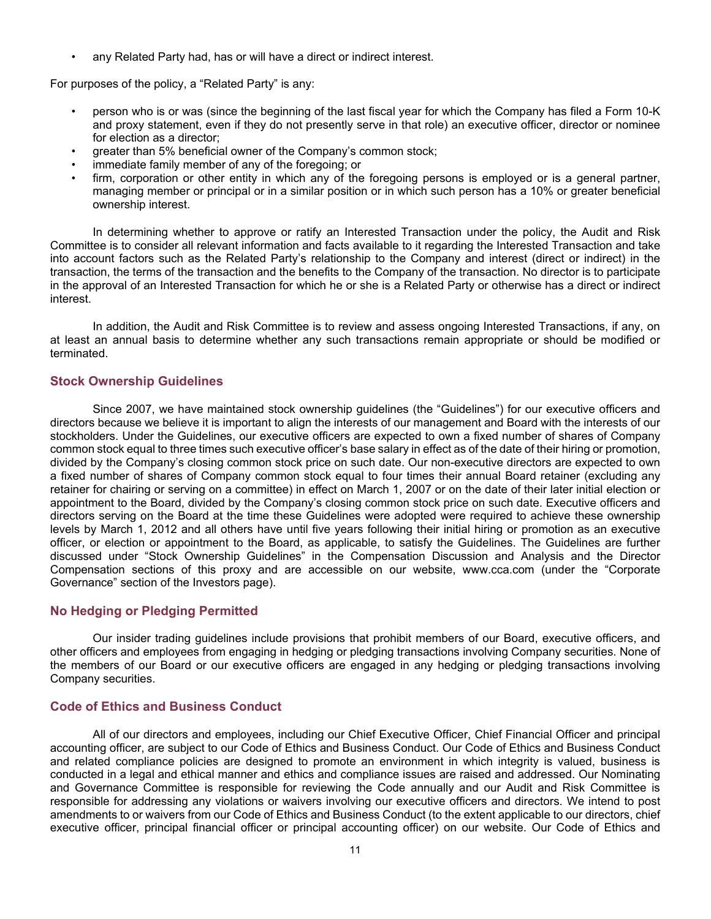- any Related Party had, has or will have a direct or indirect interest.

For purposes of the policy, a "Related Party" is any:

- person who is or was (since the beginning of the last fiscal year for which the Company has filed a Form 10-K and proxy statement, even if they do not presently serve in that role) an executive officer, director or nominee for election as a director;
- greater than 5% beneficial owner of the Company's common stock;
- immediate family member of any of the foregoing; or
- firm, corporation or other entity in which any of the foregoing persons is employed or is a general partner, managing member or principal or in a similar position or in which such person has a 10% or greater beneficial ownership interest.

In determining whether to approve or ratify an Interested Transaction under the policy, the Audit and Risk Committee is to consider all relevant information and facts available to it regarding the Interested Transaction and take into account factors such as the Related Party's relationship to the Company and interest (direct or indirect) in the transaction, the terms of the transaction and the benefits to the Company of the transaction. No director is to participate in the approval of an Interested Transaction for which he or she is a Related Party or otherwise has a direct or indirect interest.

In addition, the Audit and Risk Committee is to review and assess ongoing Interested Transactions, if any, on at least an annual basis to determine whether any such transactions remain appropriate or should be modified or terminated.

## Stock Ownership Guidelines

Since 2007, we have maintained stock ownership guidelines (the "Guidelines") for our executive officers and directors because we believe it is important to align the interests of our management and Board with the interests of our stockholders. Under the Guidelines, our executive officers are expected to own a fixed number of shares of Company common stock equal to three times such executive officer's base salary in effect as of the date of their hiring or promotion, divided by the Company's closing common stock price on such date. Our non-executive directors are expected to own a fixed number of shares of Company common stock equal to four times their annual Board retainer (excluding any retainer for chairing or serving on a committee) in effect on March 1, 2007 or on the date of their later initial election or appointment to the Board, divided by the Company's closing common stock price on such date. Executive officers and directors serving on the Board at the time these Guidelines were adopted were required to achieve these ownership levels by March 1, 2012 and all others have until five years following their initial hiring or promotion as an executive officer, or election or appointment to the Board, as applicable, to satisfy the Guidelines. The Guidelines are further discussed under "Stock Ownership Guidelines" in the Compensation Discussion and Analysis and the Director Compensation sections of this proxy and are accessible on our website, www.cca.com (under the "Corporate Governance" section of the Investors page).

## No Hedging or Pledging Permitted

Our insider trading guidelines include provisions that prohibit members of our Board, executive officers, and other officers and employees from engaging in hedging or pledging transactions involving Company securities. None of the members of our Board or our executive officers are engaged in any hedging or pledging transactions involving Company securities.

## Code of Ethics and Business Conduct

All of our directors and employees, including our Chief Executive Officer, Chief Financial Officer and principal accounting officer, are subject to our Code of Ethics and Business Conduct. Our Code of Ethics and Business Conduct and related compliance policies are designed to promote an environment in which integrity is valued, business is conducted in a legal and ethical manner and ethics and compliance issues are raised and addressed. Our Nominating and Governance Committee is responsible for reviewing the Code annually and our Audit and Risk Committee is responsible for addressing any violations or waivers involving our executive officers and directors. We intend to post amendments to or waivers from our Code of Ethics and Business Conduct (to the extent applicable to our directors, chief executive officer, principal financial officer or principal accounting officer) on our website. Our Code of Ethics and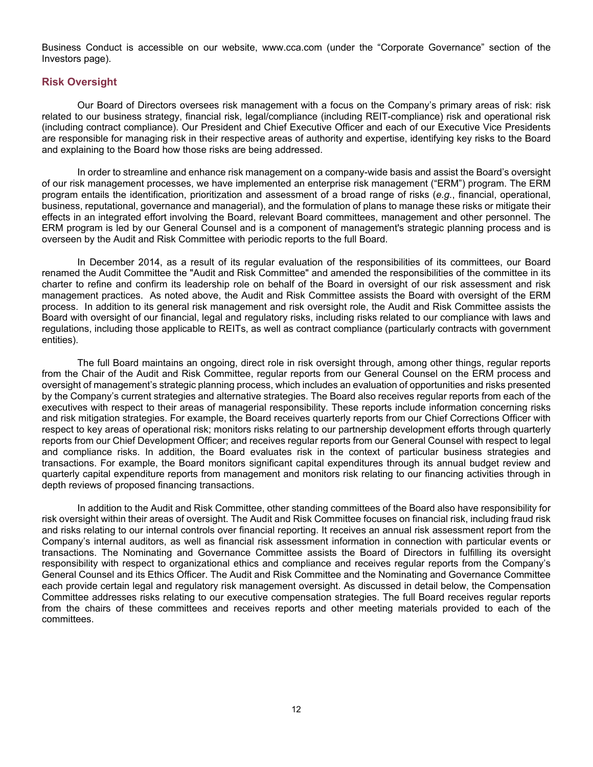Business Conduct is accessible on our website, www.cca.com (under the "Corporate Governance" section of the Investors page).

## Risk Oversight

Our Board of Directors oversees risk management with a focus on the Company's primary areas of risk: risk related to our business strategy, financial risk, legal/compliance (including REIT-compliance) risk and operational risk (including contract compliance). Our President and Chief Executive Officer and each of our Executive Vice Presidents are responsible for managing risk in their respective areas of authority and expertise, identifying key risks to the Board and explaining to the Board how those risks are being addressed.

In order to streamline and enhance risk management on a company-wide basis and assist the Board's oversight of our risk management processes, we have implemented an enterprise risk management ("ERM") program. The ERM program entails the identification, prioritization and assessment of a broad range of risks (*e.g.*, financial, operational, business, reputational, governance and managerial), and the formulation of plans to manage these risks or mitigate their effects in an integrated effort involving the Board, relevant Board committees, management and other personnel. The ERM program is led by our General Counsel and is a component of management's strategic planning process and is overseen by the Audit and Risk Committee with periodic reports to the full Board.

In December 2014, as a result of its regular evaluation of the responsibilities of its committees, our Board renamed the Audit Committee the "Audit and Risk Committee" and amended the responsibilities of the committee in its charter to refine and confirm its leadership role on behalf of the Board in oversight of our risk assessment and risk management practices. As noted above, the Audit and Risk Committee assists the Board with oversight of the ERM process. In addition to its general risk management and risk oversight role, the Audit and Risk Committee assists the Board with oversight of our financial, legal and regulatory risks, including risks related to our compliance with laws and regulations, including those applicable to REITs, as well as contract compliance (particularly contracts with government entities).

The full Board maintains an ongoing, direct role in risk oversight through, among other things, regular reports from the Chair of the Audit and Risk Committee, regular reports from our General Counsel on the ERM process and oversight of management's strategic planning process, which includes an evaluation of opportunities and risks presented by the Company's current strategies and alternative strategies. The Board also receives regular reports from each of the executives with respect to their areas of managerial responsibility. These reports include information concerning risks and risk mitigation strategies. For example, the Board receives quarterly reports from our Chief Corrections Officer with respect to key areas of operational risk; monitors risks relating to our partnership development efforts through quarterly reports from our Chief Development Officer; and receives regular reports from our General Counsel with respect to legal and compliance risks. In addition, the Board evaluates risk in the context of particular business strategies and transactions. For example, the Board monitors significant capital expenditures through its annual budget review and quarterly capital expenditure reports from management and monitors risk relating to our financing activities through in depth reviews of proposed financing transactions.

In addition to the Audit and Risk Committee, other standing committees of the Board also have responsibility for risk oversight within their areas of oversight. The Audit and Risk Committee focuses on financial risk, including fraud risk and risks relating to our internal controls over financial reporting. It receives an annual risk assessment report from the Company's internal auditors, as well as financial risk assessment information in connection with particular events or transactions. The Nominating and Governance Committee assists the Board of Directors in fulfilling its oversight responsibility with respect to organizational ethics and compliance and receives regular reports from the Company's General Counsel and its Ethics Officer. The Audit and Risk Committee and the Nominating and Governance Committee each provide certain legal and regulatory risk management oversight. As discussed in detail below, the Compensation Committee addresses risks relating to our executive compensation strategies. The full Board receives regular reports from the chairs of these committees and receives reports and other meeting materials provided to each of the committees.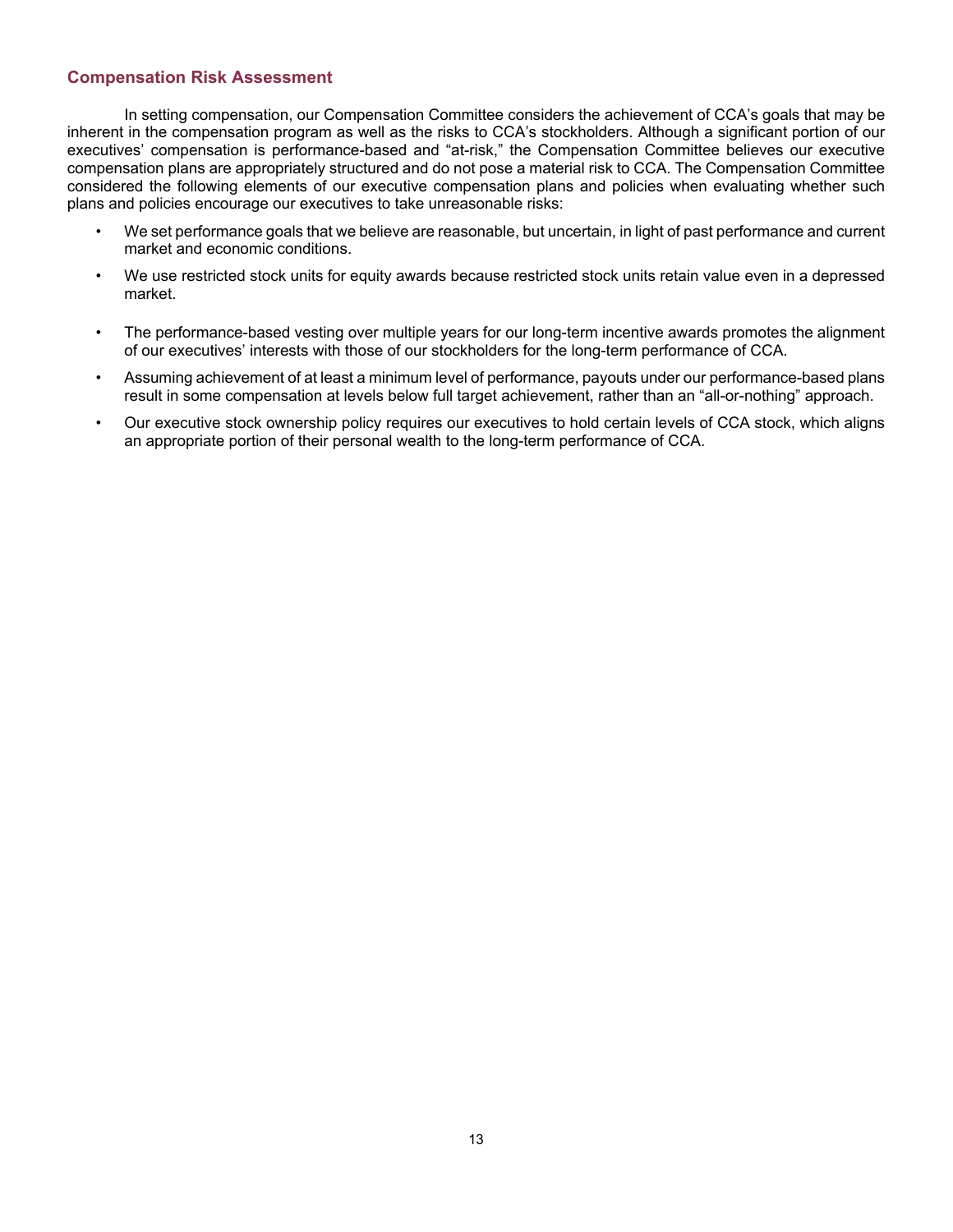## Compensation Risk Assessment

In setting compensation, our Compensation Committee considers the achievement of CCA's goals that may be inherent in the compensation program as well as the risks to CCA's stockholders. Although a significant portion of our executives' compensation is performance-based and "at-risk," the Compensation Committee believes our executive compensation plans are appropriately structured and do not pose a material risk to CCA. The Compensation Committee considered the following elements of our executive compensation plans and policies when evaluating whether such plans and policies encourage our executives to take unreasonable risks:

- We set performance goals that we believe are reasonable, but uncertain, in light of past performance and current market and economic conditions.
- We use restricted stock units for equity awards because restricted stock units retain value even in a depressed market.
- The performance-based vesting over multiple years for our long-term incentive awards promotes the alignment of our executives' interests with those of our stockholders for the long-term performance of CCA.
- Assuming achievement of at least a minimum level of performance, payouts under our performance-based plans result in some compensation at levels below full target achievement, rather than an "all-or-nothing" approach.
- Our executive stock ownership policy requires our executives to hold certain levels of CCA stock, which aligns an appropriate portion of their personal wealth to the long-term performance of CCA.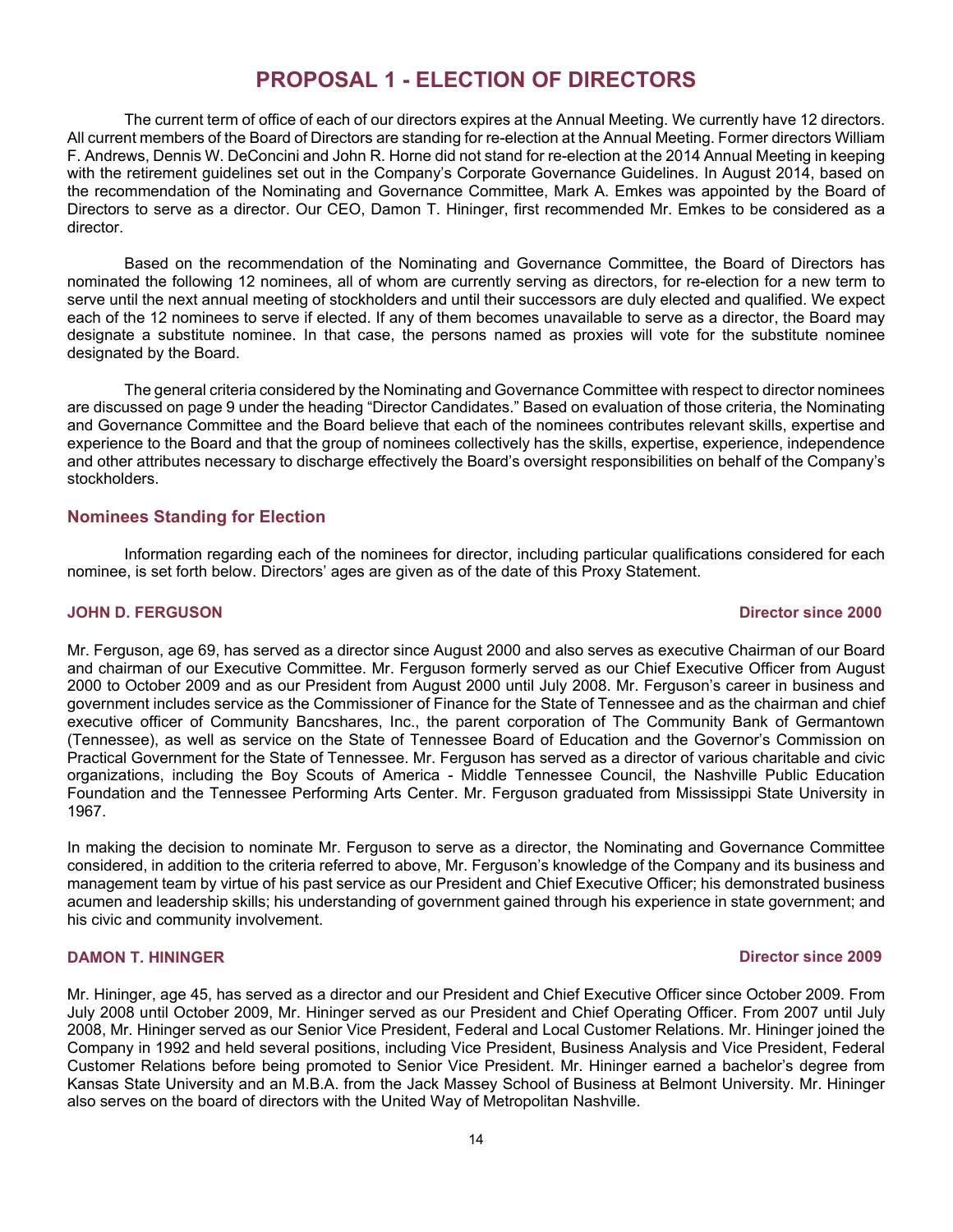# PROPOSAL 1 - ELECTION OF DIRECTORS

The current term of office of each of our directors expires at the Annual Meeting. We currently have 12 directors. All current members of the Board of Directors are standing for re-election at the Annual Meeting. Former directors William F. Andrews, Dennis W. DeConcini and John R. Horne did not stand for re-election at the 2014 Annual Meeting in keeping with the retirement guidelines set out in the Company's Corporate Governance Guidelines. In August 2014, based on the recommendation of the Nominating and Governance Committee, Mark A. Emkes was appointed by the Board of Directors to serve as a director. Our CEO, Damon T. Hininger, first recommended Mr. Emkes to be considered as a director.

Based on the recommendation of the Nominating and Governance Committee, the Board of Directors has nominated the following 12 nominees, all of whom are currently serving as directors, for re-election for a new term to serve until the next annual meeting of stockholders and until their successors are duly elected and qualified. We expect each of the 12 nominees to serve if elected. If any of them becomes unavailable to serve as a director, the Board may designate a substitute nominee. In that case, the persons named as proxies will vote for the substitute nominee designated by the Board.

The general criteria considered by the Nominating and Governance Committee with respect to director nominees are discussed on page 9 under the heading "Director Candidates." Based on evaluation of those criteria, the Nominating and Governance Committee and the Board believe that each of the nominees contributes relevant skills, expertise and experience to the Board and that the group of nominees collectively has the skills, expertise, experience, independence and other attributes necessary to discharge effectively the Board's oversight responsibilities on behalf of the Company's stockholders.

## Nominees Standing for Election

Information regarding each of the nominees for director, including particular qualifications considered for each nominee, is set forth below. Directors' ages are given as of the date of this Proxy Statement.

### JOHN D. FERGUSON — Director since 2000

Mr. Ferguson, age 69, has served as a director since August 2000 and also serves as executive Chairman of our Board and chairman of our Executive Committee. Mr. Ferguson formerly served as our Chief Executive Officer from August 2000 to October 2009 and as our President from August 2000 until July 2008. Mr. Ferguson's career in business and government includes service as the Commissioner of Finance for the State of Tennessee and as the chairman and chief executive officer of Community Bancshares, Inc., the parent corporation of The Community Bank of Germantown (Tennessee), as well as service on the State of Tennessee Board of Education and the Governor's Commission on Practical Government for the State of Tennessee. Mr. Ferguson has served as a director of various charitable and civic organizations, including the Boy Scouts of America - Middle Tennessee Council, the Nashville Public Education Foundation and the Tennessee Performing Arts Center. Mr. Ferguson graduated from Mississippi State University in 1967.

In making the decision to nominate Mr. Ferguson to serve as a director, the Nominating and Governance Committee considered, in addition to the criteria referred to above, Mr. Ferguson's knowledge of the Company and its business and management team by virtue of his past service as our President and Chief Executive Officer; his demonstrated business acumen and leadership skills; his understanding of government gained through his experience in state government; and his civic and community involvement.

### DAMON T. HININGER — Director since 2009

Mr. Hininger, age 45, has served as a director and our President and Chief Executive Officer since October 2009. From July 2008 until October 2009, Mr. Hininger served as our President and Chief Operating Officer. From 2007 until July 2008, Mr. Hininger served as our Senior Vice President, Federal and Local Customer Relations. Mr. Hininger joined the Company in 1992 and held several positions, including Vice President, Business Analysis and Vice President, Federal Customer Relations before being promoted to Senior Vice President. Mr. Hininger earned a bachelor's degree from Kansas State University and an M.B.A. from the Jack Massey School of Business at Belmont University. Mr. Hininger also serves on the board of directors with the United Way of Metropolitan Nashville.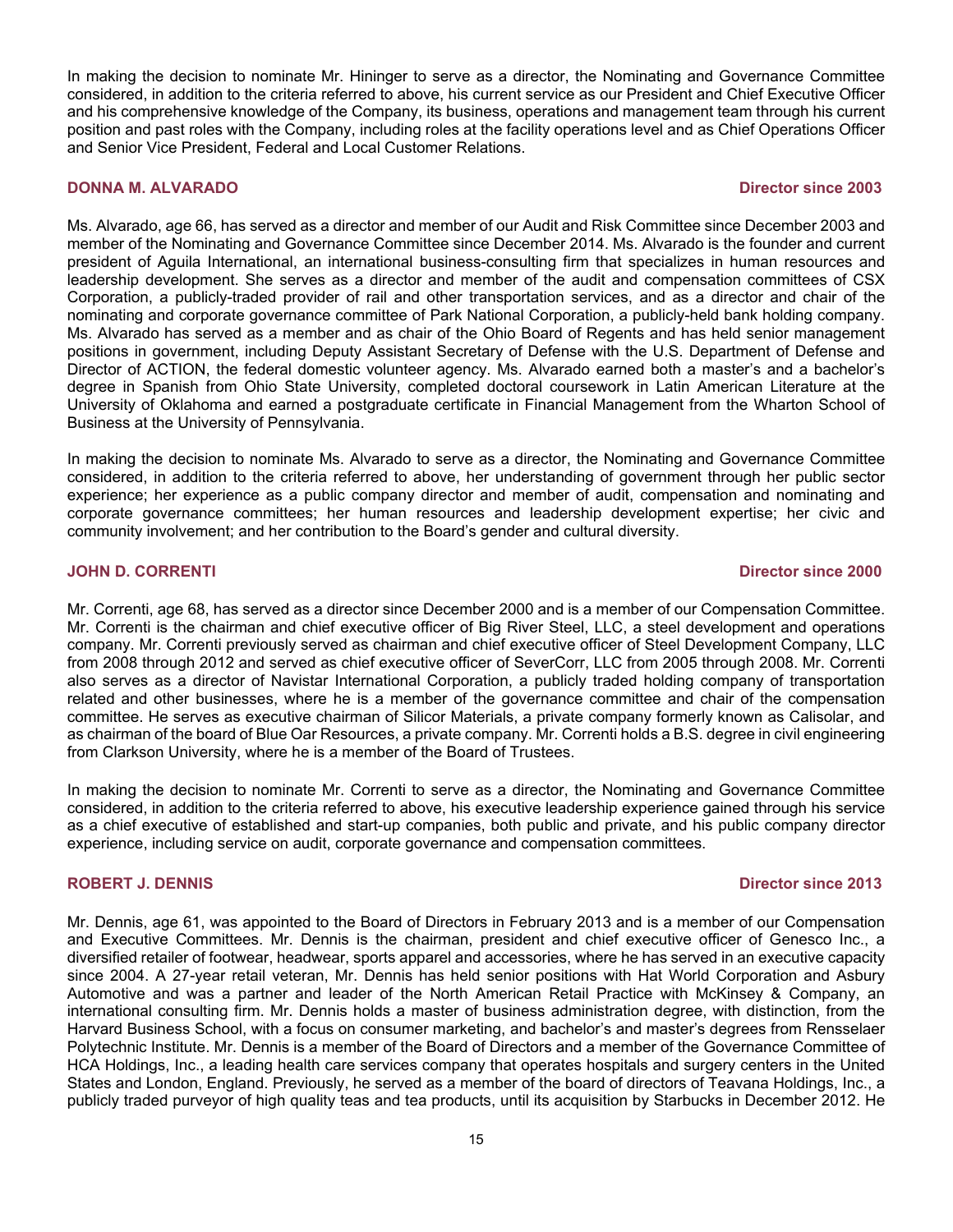In making the decision to nominate Mr. Hininger to serve as a director, the Nominating and Governance Committee considered, in addition to the criteria referred to above, his current service as our President and Chief Executive Officer and his comprehensive knowledge of the Company, its business, operations and management team through his current position and past roles with the Company, including roles at the facility operations level and as Chief Operations Officer and Senior Vice President, Federal and Local Customer Relations.

### DONNA M. ALVARADO — Director since 2003

Ms. Alvarado, age 66, has served as a director and member of our Audit and Risk Committee since December 2003 and member of the Nominating and Governance Committee since December 2014. Ms. Alvarado is the founder and current president of Aguila International, an international business-consulting firm that specializes in human resources and leadership development. She serves as a director and member of the audit and compensation committees of CSX Corporation, a publicly-traded provider of rail and other transportation services, and as a director and chair of the nominating and corporate governance committee of Park National Corporation, a publicly-held bank holding company. Ms. Alvarado has served as a member and as chair of the Ohio Board of Regents and has held senior management positions in government, including Deputy Assistant Secretary of Defense with the U.S. Department of Defense and Director of ACTION, the federal domestic volunteer agency. Ms. Alvarado earned both a master's and a bachelor's degree in Spanish from Ohio State University, completed doctoral coursework in Latin American Literature at the University of Oklahoma and earned a postgraduate certificate in Financial Management from the Wharton School of Business at the University of Pennsylvania.

In making the decision to nominate Ms. Alvarado to serve as a director, the Nominating and Governance Committee considered, in addition to the criteria referred to above, her understanding of government through her public sector experience; her experience as a public company director and member of audit, compensation and nominating and corporate governance committees; her human resources and leadership development expertise; her civic and community involvement; and her contribution to the Board's gender and cultural diversity.

### JOHN D. CORRENTI — Director since 2000

Mr. Correnti, age 68, has served as a director since December 2000 and is a member of our Compensation Committee. Mr. Correnti is the chairman and chief executive officer of Big River Steel, LLC, a steel development and operations company. Mr. Correnti previously served as chairman and chief executive officer of Steel Development Company, LLC from 2008 through 2012 and served as chief executive officer of SeverCorr, LLC from 2005 through 2008. Mr. Correnti also serves as a director of Navistar International Corporation, a publicly traded holding company of transportation related and other businesses, where he is a member of the governance committee and chair of the compensation committee. He serves as executive chairman of Silicor Materials, a private company formerly known as Calisolar, and as chairman of the board of Blue Oar Resources, a private company. Mr. Correnti holds a B.S. degree in civil engineering from Clarkson University, where he is a member of the Board of Trustees.

In making the decision to nominate Mr. Correnti to serve as a director, the Nominating and Governance Committee considered, in addition to the criteria referred to above, his executive leadership experience gained through his service as a chief executive of established and start-up companies, both public and private, and his public company director experience, including service on audit, corporate governance and compensation committees.

### ROBERT J. DENNIS — Director since 2013

Mr. Dennis, age 61, was appointed to the Board of Directors in February 2013 and is a member of our Compensation and Executive Committees. Mr. Dennis is the chairman, president and chief executive officer of Genesco Inc., a diversified retailer of footwear, headwear, sports apparel and accessories, where he has served in an executive capacity since 2004. A 27-year retail veteran, Mr. Dennis has held senior positions with Hat World Corporation and Asbury Automotive and was a partner and leader of the North American Retail Practice with McKinsey & Company, an international consulting firm. Mr. Dennis holds a master of business administration degree, with distinction, from the Harvard Business School, with a focus on consumer marketing, and bachelor's and master's degrees from Rensselaer Polytechnic Institute. Mr. Dennis is a member of the Board of Directors and a member of the Governance Committee of HCA Holdings, Inc., a leading health care services company that operates hospitals and surgery centers in the United States and London, England. Previously, he served as a member of the board of directors of Teavana Holdings, Inc., a publicly traded purveyor of high quality teas and tea products, until its acquisition by Starbucks in December 2012. He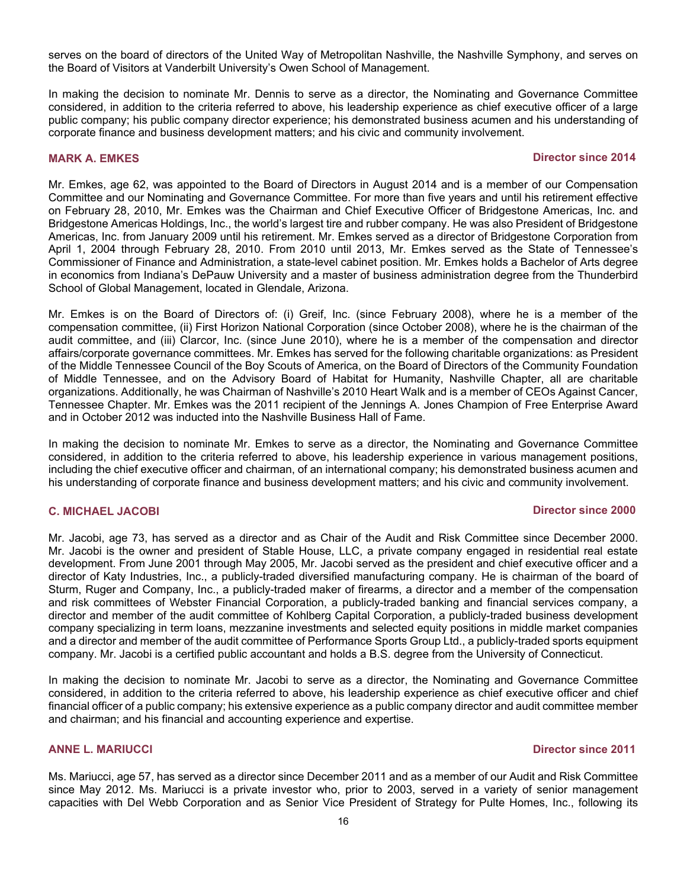serves on the board of directors of the United Way of Metropolitan Nashville, the Nashville Symphony, and serves on the Board of Visitors at Vanderbilt University's Owen School of Management.

In making the decision to nominate Mr. Dennis to serve as a director, the Nominating and Governance Committee considered, in addition to the criteria referred to above, his leadership experience as chief executive officer of a large public company; his public company director experience; his demonstrated business acumen and his understanding of corporate finance and business development matters; and his civic and community involvement.

### MARK A. EMKES — Director since 2014

Mr. Emkes, age 62, was appointed to the Board of Directors in August 2014 and is a member of our Compensation Committee and our Nominating and Governance Committee. For more than five years and until his retirement effective on February 28, 2010, Mr. Emkes was the Chairman and Chief Executive Officer of Bridgestone Americas, Inc. and Bridgestone Americas Holdings, Inc., the world's largest tire and rubber company. He was also President of Bridgestone Americas, Inc. from January 2009 until his retirement. Mr. Emkes served as a director of Bridgestone Corporation from April 1, 2004 through February 28, 2010. From 2010 until 2013, Mr. Emkes served as the State of Tennessee's Commissioner of Finance and Administration, a state-level cabinet position. Mr. Emkes holds a Bachelor of Arts degree in economics from Indiana's DePauw University and a master of business administration degree from the Thunderbird School of Global Management, located in Glendale, Arizona.

Mr. Emkes is on the Board of Directors of: (i) Greif, Inc. (since February 2008), where he is a member of the compensation committee, (ii) First Horizon National Corporation (since October 2008), where he is the chairman of the audit committee, and (iii) Clarcor, Inc. (since June 2010), where he is a member of the compensation and director affairs/corporate governance committees. Mr. Emkes has served for the following charitable organizations: as President of the Middle Tennessee Council of the Boy Scouts of America, on the Board of Directors of the Community Foundation of Middle Tennessee, and on the Advisory Board of Habitat for Humanity, Nashville Chapter, all are charitable organizations. Additionally, he was Chairman of Nashville's 2010 Heart Walk and is a member of CEOs Against Cancer, Tennessee Chapter. Mr. Emkes was the 2011 recipient of the Jennings A. Jones Champion of Free Enterprise Award and in October 2012 was inducted into the Nashville Business Hall of Fame.

In making the decision to nominate Mr. Emkes to serve as a director, the Nominating and Governance Committee considered, in addition to the criteria referred to above, his leadership experience in various management positions, including the chief executive officer and chairman, of an international company; his demonstrated business acumen and his understanding of corporate finance and business development matters; and his civic and community involvement.

### C. MICHAEL JACOBI — Director since 2000

Mr. Jacobi, age 73, has served as a director and as Chair of the Audit and Risk Committee since December 2000. Mr. Jacobi is the owner and president of Stable House, LLC, a private company engaged in residential real estate development. From June 2001 through May 2005, Mr. Jacobi served as the president and chief executive officer and a director of Katy Industries, Inc., a publicly-traded diversified manufacturing company. He is chairman of the board of Sturm, Ruger and Company, Inc., a publicly-traded maker of firearms, a director and a member of the compensation and risk committees of Webster Financial Corporation, a publicly-traded banking and financial services company, a director and member of the audit committee of Kohlberg Capital Corporation, a publicly-traded business development company specializing in term loans, mezzanine investments and selected equity positions in middle market companies and a director and member of the audit committee of Performance Sports Group Ltd., a publicly-traded sports equipment company. Mr. Jacobi is a certified public accountant and holds a B.S. degree from the University of Connecticut.

In making the decision to nominate Mr. Jacobi to serve as a director, the Nominating and Governance Committee considered, in addition to the criteria referred to above, his leadership experience as chief executive officer and chief financial officer of a public company; his extensive experience as a public company director and audit committee member and chairman; and his financial and accounting experience and expertise.

### ANNE L. MARIUCCI — Director since 2011

Ms. Mariucci, age 57, has served as a director since December 2011 and as a member of our Audit and Risk Committee since May 2012. Ms. Mariucci is a private investor who, prior to 2003, served in a variety of senior management capacities with Del Webb Corporation and as Senior Vice President of Strategy for Pulte Homes, Inc., following its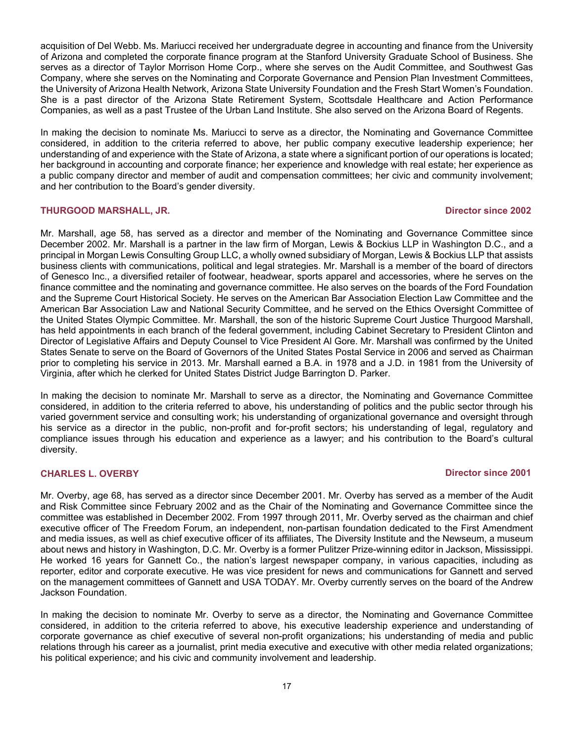acquisition of Del Webb. Ms. Mariucci received her undergraduate degree in accounting and finance from the University of Arizona and completed the corporate finance program at the Stanford University Graduate School of Business. She serves as a director of Taylor Morrison Home Corp., where she serves on the Audit Committee, and Southwest Gas Company, where she serves on the Nominating and Corporate Governance and Pension Plan Investment Committees, the University of Arizona Health Network, Arizona State University Foundation and the Fresh Start Women's Foundation. She is a past director of the Arizona State Retirement System, Scottsdale Healthcare and Action Performance Companies, as well as a past Trustee of the Urban Land Institute. She also served on the Arizona Board of Regents.

In making the decision to nominate Ms. Mariucci to serve as a director, the Nominating and Governance Committee considered, in addition to the criteria referred to above, her public company executive leadership experience; her understanding of and experience with the State of Arizona, a state where a significant portion of our operations is located; her background in accounting and corporate finance; her experience and knowledge with real estate; her experience as a public company director and member of audit and compensation committees; her civic and community involvement; and her contribution to the Board's gender diversity.

### THURGOOD MARSHALL, JR. — Director since 2002

Mr. Marshall, age 58, has served as a director and member of the Nominating and Governance Committee since December 2002. Mr. Marshall is a partner in the law firm of Morgan, Lewis & Bockius LLP in Washington D.C., and a principal in Morgan Lewis Consulting Group LLC, a wholly owned subsidiary of Morgan, Lewis & Bockius LLP that assists business clients with communications, political and legal strategies. Mr. Marshall is a member of the board of directors of Genesco Inc., a diversified retailer of footwear, headwear, sports apparel and accessories, where he serves on the finance committee and the nominating and governance committee. He also serves on the boards of the Ford Foundation and the Supreme Court Historical Society. He serves on the American Bar Association Election Law Committee and the American Bar Association Law and National Security Committee, and he served on the Ethics Oversight Committee of the United States Olympic Committee. Mr. Marshall, the son of the historic Supreme Court Justice Thurgood Marshall, has held appointments in each branch of the federal government, including Cabinet Secretary to President Clinton and Director of Legislative Affairs and Deputy Counsel to Vice President Al Gore. Mr. Marshall was confirmed by the United States Senate to serve on the Board of Governors of the United States Postal Service in 2006 and served as Chairman prior to completing his service in 2013. Mr. Marshall earned a B.A. in 1978 and a J.D. in 1981 from the University of Virginia, after which he clerked for United States District Judge Barrington D. Parker.

In making the decision to nominate Mr. Marshall to serve as a director, the Nominating and Governance Committee considered, in addition to the criteria referred to above, his understanding of politics and the public sector through his varied government service and consulting work; his understanding of organizational governance and oversight through his service as a director in the public, non-profit and for-profit sectors; his understanding of legal, regulatory and compliance issues through his education and experience as a lawyer; and his contribution to the Board's cultural diversity.

### CHARLES L. OVERBY — Director since 2001

Mr. Overby, age 68, has served as a director since December 2001. Mr. Overby has served as a member of the Audit and Risk Committee since February 2002 and as the Chair of the Nominating and Governance Committee since the committee was established in December 2002. From 1997 through 2011, Mr. Overby served as the chairman and chief executive officer of The Freedom Forum, an independent, non-partisan foundation dedicated to the First Amendment and media issues, as well as chief executive officer of its affiliates, The Diversity Institute and the Newseum, a museum about news and history in Washington, D.C. Mr. Overby is a former Pulitzer Prize-winning editor in Jackson, Mississippi. He worked 16 years for Gannett Co., the nation's largest newspaper company, in various capacities, including as reporter, editor and corporate executive. He was vice president for news and communications for Gannett and served on the management committees of Gannett and USA TODAY. Mr. Overby currently serves on the board of the Andrew Jackson Foundation.

In making the decision to nominate Mr. Overby to serve as a director, the Nominating and Governance Committee considered, in addition to the criteria referred to above, his executive leadership experience and understanding of corporate governance as chief executive of several non-profit organizations; his understanding of media and public relations through his career as a journalist, print media executive and executive with other media related organizations; his political experience; and his civic and community involvement and leadership.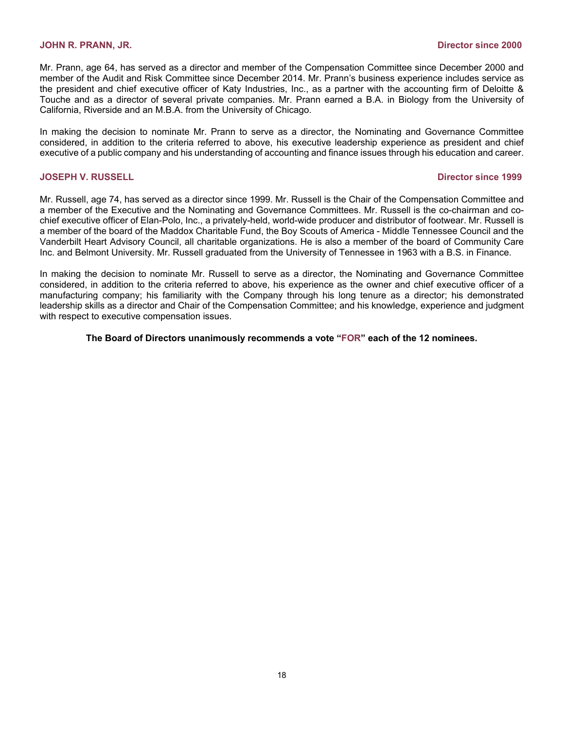**JOHN R. PRANN, JR.** **Director since 2000**

Mr. Prann, age 64, has served as a director and member of the Compensation Committee since December 2000 and member of the Audit and Risk Committee since December 2014. Mr. Prann's business experience includes service as the president and chief executive officer of Katy Industries, Inc., as a partner with the accounting firm of Deloitte & Touche and as a director of several private companies. Mr. Prann earned a B.A. in Biology from the University of California, Riverside and an M.B.A. from the University of Chicago.

In making the decision to nominate Mr. Prann to serve as a director, the Nominating and Governance Committee considered, in addition to the criteria referred to above, his executive leadership experience as president and chief executive of a public company and his understanding of accounting and finance issues through his education and career.

**JOSEPH V. RUSSELL** **Director since 1999**

Mr. Russell, age 74, has served as a director since 1999. Mr. Russell is the Chair of the Compensation Committee and a member of the Executive and the Nominating and Governance Committees. Mr. Russell is the co-chairman and co-chief executive officer of Elan-Polo, Inc., a privately-held, world-wide producer and distributor of footwear. Mr. Russell is a member of the board of the Maddox Charitable Fund, the Boy Scouts of America - Middle Tennessee Council and the Vanderbilt Heart Advisory Council, all charitable organizations. He is also a member of the board of Community Care Inc. and Belmont University. Mr. Russell graduated from the University of Tennessee in 1963 with a B.S. in Finance.

In making the decision to nominate Mr. Russell to serve as a director, the Nominating and Governance Committee considered, in addition to the criteria referred to above, his experience as the owner and chief executive officer of a manufacturing company; his familiarity with the Company through his long tenure as a director; his demonstrated leadership skills as a director and Chair of the Compensation Committee; and his knowledge, experience and judgment with respect to executive compensation issues.

**The Board of Directors unanimously recommends a vote "FOR" each of the 12 nominees.**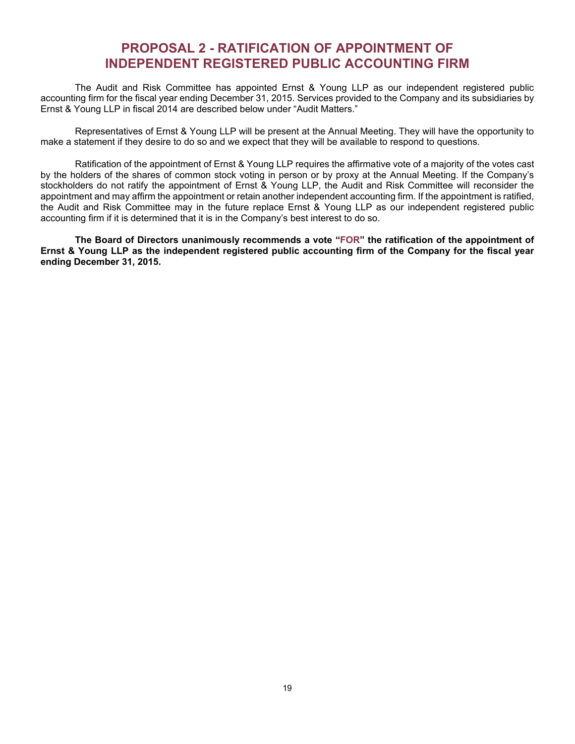# PROPOSAL 2 - RATIFICATION OF APPOINTMENT OF INDEPENDENT REGISTERED PUBLIC ACCOUNTING FIRM

The Audit and Risk Committee has appointed Ernst & Young LLP as our independent registered public accounting firm for the fiscal year ending December 31, 2015. Services provided to the Company and its subsidiaries by Ernst & Young LLP in fiscal 2014 are described below under "Audit Matters."

Representatives of Ernst & Young LLP will be present at the Annual Meeting. They will have the opportunity to make a statement if they desire to do so and we expect that they will be available to respond to questions.

Ratification of the appointment of Ernst & Young LLP requires the affirmative vote of a majority of the votes cast by the holders of the shares of common stock voting in person or by proxy at the Annual Meeting. If the Company's stockholders do not ratify the appointment of Ernst & Young LLP, the Audit and Risk Committee will reconsider the appointment and may affirm the appointment or retain another independent accounting firm. If the appointment is ratified, the Audit and Risk Committee may in the future replace Ernst & Young LLP as our independent registered public accounting firm if it is determined that it is in the Company's best interest to do so.

**The Board of Directors unanimously recommends a vote "FOR" the ratification of the appointment of Ernst & Young LLP as the independent registered public accounting firm of the Company for the fiscal year ending December 31, 2015.**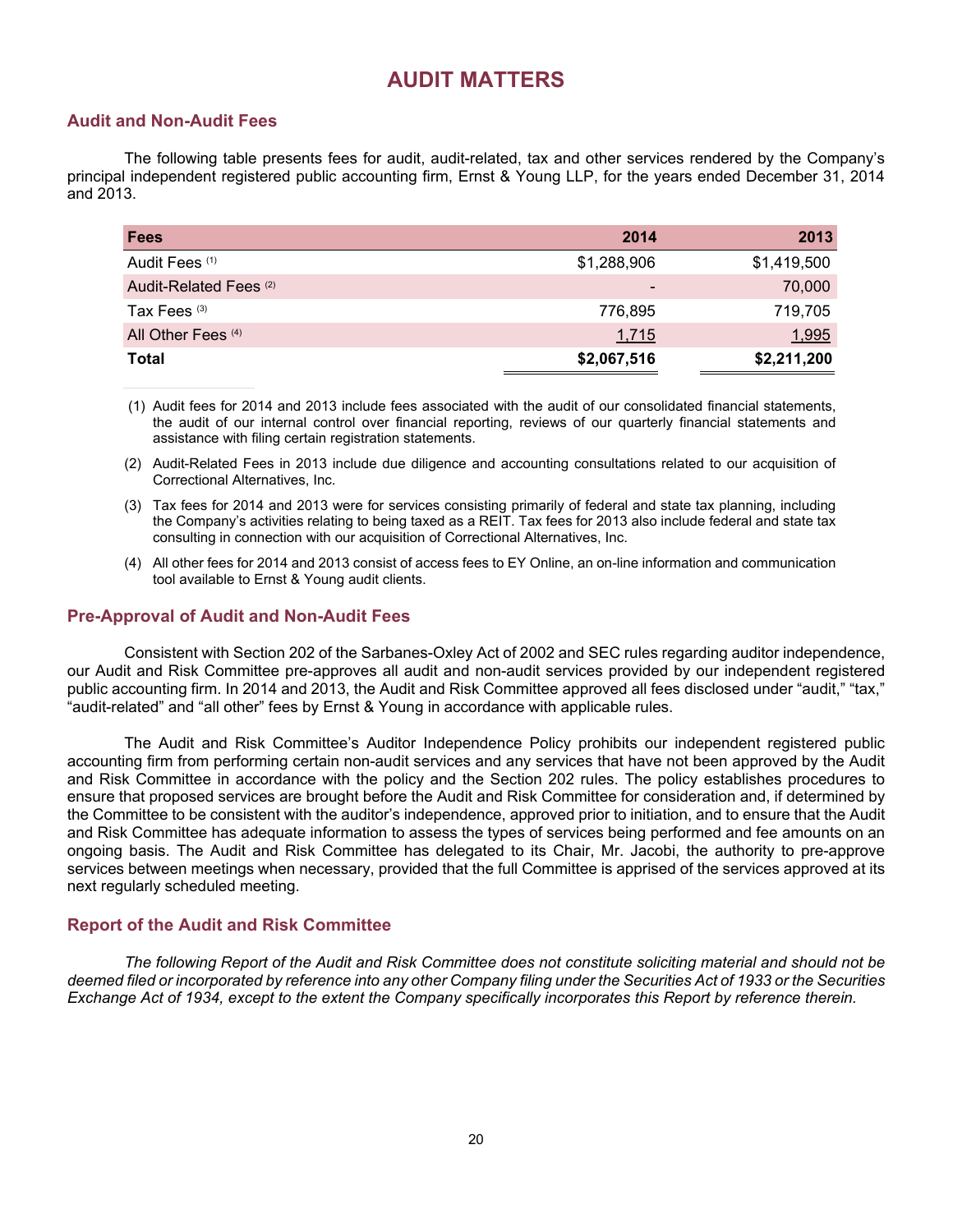# AUDIT MATTERS

## Audit and Non-Audit Fees

The following table presents fees for audit, audit-related, tax and other services rendered by the Company's principal independent registered public accounting firm, Ernst & Young LLP, for the years ended December 31, 2014 and 2013.

| Fees | 2014 | 2013 |
|---|---|---|
| Audit Fees [(1)] | $1,288,906 | $1,419,500 |
| Audit-Related Fees [(2)] | - | 70,000 |
| Tax Fees [(3)] | 776,895 | 719,705 |
| All Other Fees [(4)] | 1,715 | 1,995 |
| **Total** | **$2,067,516** | **$2,211,200** |

(1) Audit fees for 2014 and 2013 include fees associated with the audit of our consolidated financial statements, the audit of our internal control over financial reporting, reviews of our quarterly financial statements and assistance with filing certain registration statements.

(2) Audit-Related Fees in 2013 include due diligence and accounting consultations related to our acquisition of Correctional Alternatives, Inc.

(3) Tax fees for 2014 and 2013 were for services consisting primarily of federal and state tax planning, including the Company's activities relating to being taxed as a REIT. Tax fees for 2013 also include federal and state tax consulting in connection with our acquisition of Correctional Alternatives, Inc.

(4) All other fees for 2014 and 2013 consist of access fees to EY Online, an on-line information and communication tool available to Ernst & Young audit clients.

## Pre-Approval of Audit and Non-Audit Fees

Consistent with Section 202 of the Sarbanes-Oxley Act of 2002 and SEC rules regarding auditor independence, our Audit and Risk Committee pre-approves all audit and non-audit services provided by our independent registered public accounting firm. In 2014 and 2013, the Audit and Risk Committee approved all fees disclosed under "audit," "tax," "audit-related" and "all other" fees by Ernst & Young in accordance with applicable rules.

The Audit and Risk Committee's Auditor Independence Policy prohibits our independent registered public accounting firm from performing certain non-audit services and any services that have not been approved by the Audit and Risk Committee in accordance with the policy and the Section 202 rules. The policy establishes procedures to ensure that proposed services are brought before the Audit and Risk Committee for consideration and, if determined by the Committee to be consistent with the auditor's independence, approved prior to initiation, and to ensure that the Audit and Risk Committee has adequate information to assess the types of services being performed and fee amounts on an ongoing basis. The Audit and Risk Committee has delegated to its Chair, Mr. Jacobi, the authority to pre-approve services between meetings when necessary, provided that the full Committee is apprised of the services approved at its next regularly scheduled meeting.

## Report of the Audit and Risk Committee

*The following Report of the Audit and Risk Committee does not constitute soliciting material and should not be deemed filed or incorporated by reference into any other Company filing under the Securities Act of 1933 or the Securities Exchange Act of 1934, except to the extent the Company specifically incorporates this Report by reference therein.*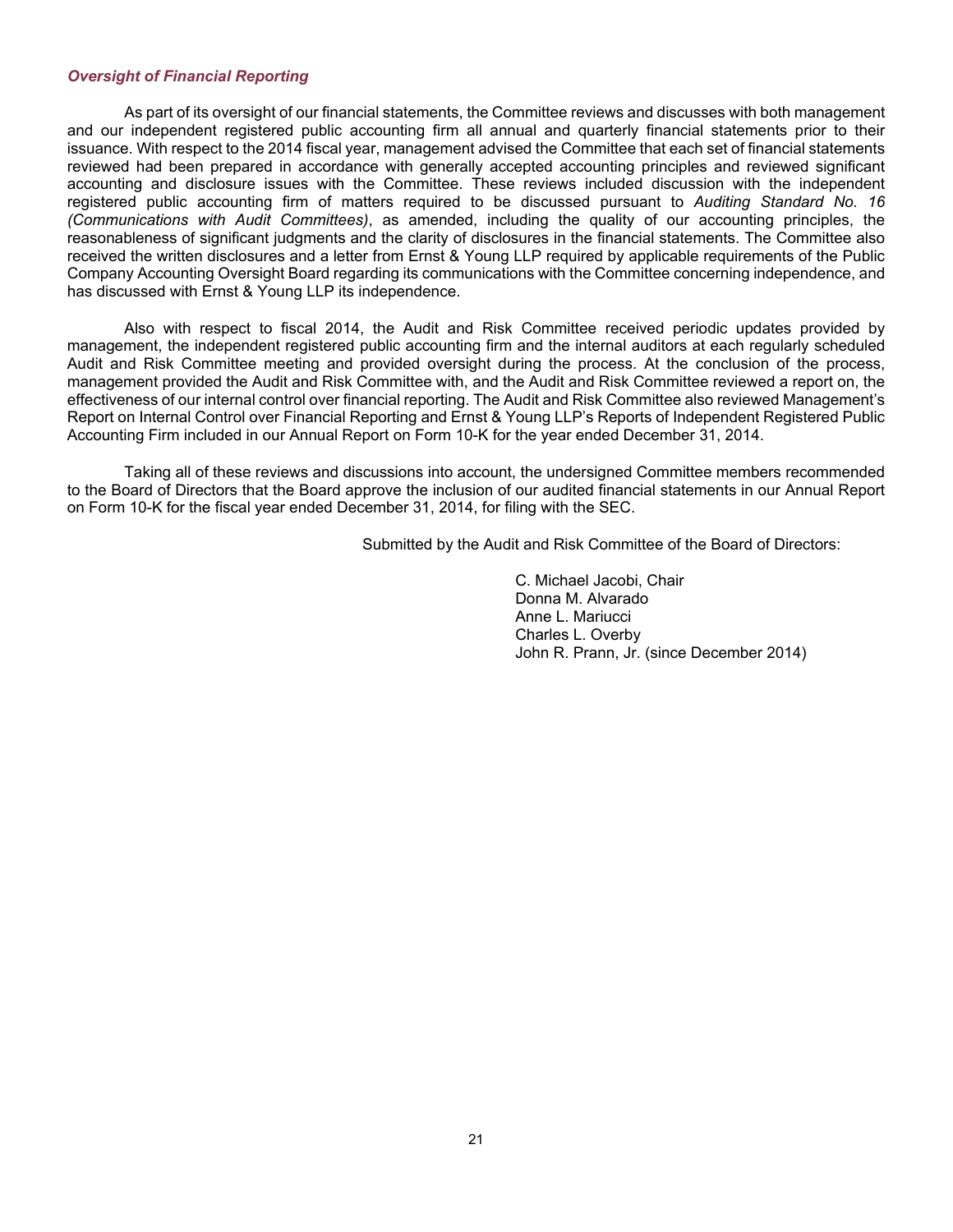### *Oversight of Financial Reporting*

As part of its oversight of our financial statements, the Committee reviews and discusses with both management and our independent registered public accounting firm all annual and quarterly financial statements prior to their issuance. With respect to the 2014 fiscal year, management advised the Committee that each set of financial statements reviewed had been prepared in accordance with generally accepted accounting principles and reviewed significant accounting and disclosure issues with the Committee. These reviews included discussion with the independent registered public accounting firm of matters required to be discussed pursuant to *Auditing Standard No. 16 (Communications with Audit Committees)*, as amended, including the quality of our accounting principles, the reasonableness of significant judgments and the clarity of disclosures in the financial statements. The Committee also received the written disclosures and a letter from Ernst & Young LLP required by applicable requirements of the Public Company Accounting Oversight Board regarding its communications with the Committee concerning independence, and has discussed with Ernst & Young LLP its independence.

Also with respect to fiscal 2014, the Audit and Risk Committee received periodic updates provided by management, the independent registered public accounting firm and the internal auditors at each regularly scheduled Audit and Risk Committee meeting and provided oversight during the process. At the conclusion of the process, management provided the Audit and Risk Committee with, and the Audit and Risk Committee reviewed a report on, the effectiveness of our internal control over financial reporting. The Audit and Risk Committee also reviewed Management's Report on Internal Control over Financial Reporting and Ernst & Young LLP's Reports of Independent Registered Public Accounting Firm included in our Annual Report on Form 10-K for the year ended December 31, 2014.

Taking all of these reviews and discussions into account, the undersigned Committee members recommended to the Board of Directors that the Board approve the inclusion of our audited financial statements in our Annual Report on Form 10-K for the fiscal year ended December 31, 2014, for filing with the SEC.

Submitted by the Audit and Risk Committee of the Board of Directors:

C. Michael Jacobi, Chair
Donna M. Alvarado
Anne L. Mariucci
Charles L. Overby
John R. Prann, Jr. (since December 2014)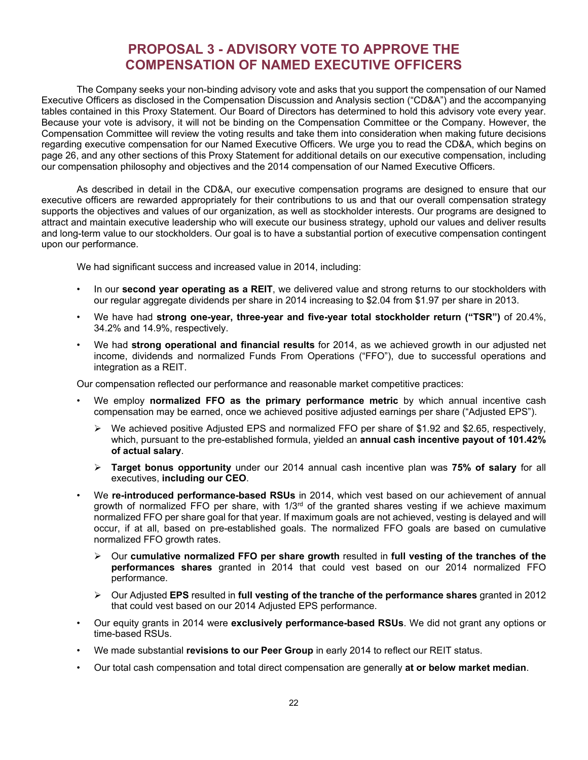# PROPOSAL 3 - ADVISORY VOTE TO APPROVE THE COMPENSATION OF NAMED EXECUTIVE OFFICERS

The Company seeks your non-binding advisory vote and asks that you support the compensation of our Named Executive Officers as disclosed in the Compensation Discussion and Analysis section ("CD&A") and the accompanying tables contained in this Proxy Statement. Our Board of Directors has determined to hold this advisory vote every year. Because your vote is advisory, it will not be binding on the Compensation Committee or the Company. However, the Compensation Committee will review the voting results and take them into consideration when making future decisions regarding executive compensation for our Named Executive Officers. We urge you to read the CD&A, which begins on page 26, and any other sections of this Proxy Statement for additional details on our executive compensation, including our compensation philosophy and objectives and the 2014 compensation of our Named Executive Officers.

As described in detail in the CD&A, our executive compensation programs are designed to ensure that our executive officers are rewarded appropriately for their contributions to us and that our overall compensation strategy supports the objectives and values of our organization, as well as stockholder interests. Our programs are designed to attract and maintain executive leadership who will execute our business strategy, uphold our values and deliver results and long-term value to our stockholders. Our goal is to have a substantial portion of executive compensation contingent upon our performance.

We had significant success and increased value in 2014, including:

- In our **second year operating as a REIT**, we delivered value and strong returns to our stockholders with our regular aggregate dividends per share in 2014 increasing to $2.04 from $1.97 per share in 2013.
- We have had **strong one-year, three-year and five-year total stockholder return ("TSR")** of 20.4%, 34.2% and 14.9%, respectively.
- We had **strong operational and financial results** for 2014, as we achieved growth in our adjusted net income, dividends and normalized Funds From Operations ("FFO"), due to successful operations and integration as a REIT.

Our compensation reflected our performance and reasonable market competitive practices:

- We employ **normalized FFO as the primary performance metric** by which annual incentive cash compensation may be earned, once we achieved positive adjusted earnings per share ("Adjusted EPS").
  - We achieved positive Adjusted EPS and normalized FFO per share of $1.92 and $2.65, respectively, which, pursuant to the pre-established formula, yielded an **annual cash incentive payout of 101.42% of actual salary**.
  - **Target bonus opportunity** under our 2014 annual cash incentive plan was **75% of salary** for all executives, **including our CEO**.
- We **re-introduced performance-based RSUs** in 2014, which vest based on our achievement of annual growth of normalized FFO per share, with 1/3rd of the granted shares vesting if we achieve maximum normalized FFO per share goal for that year. If maximum goals are not achieved, vesting is delayed and will occur, if at all, based on pre-established goals. The normalized FFO goals are based on cumulative normalized FFO growth rates.
  - Our **cumulative normalized FFO per share growth** resulted in **full vesting of the tranches of the performances shares** granted in 2014 that could vest based on our 2014 normalized FFO performance.
  - Our Adjusted **EPS** resulted in **full vesting of the tranche of the performance shares** granted in 2012 that could vest based on our 2014 Adjusted EPS performance.
- Our equity grants in 2014 were **exclusively performance-based RSUs**. We did not grant any options or time-based RSUs.
- We made substantial **revisions to our Peer Group** in early 2014 to reflect our REIT status.
- Our total cash compensation and total direct compensation are generally **at or below market median**.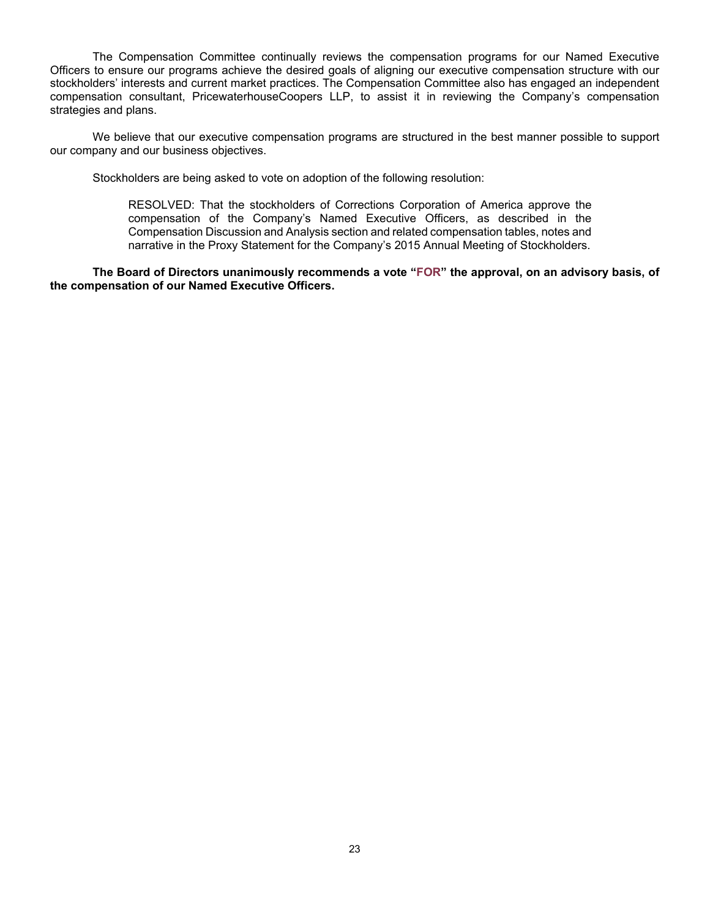The Compensation Committee continually reviews the compensation programs for our Named Executive Officers to ensure our programs achieve the desired goals of aligning our executive compensation structure with our stockholders' interests and current market practices. The Compensation Committee also has engaged an independent compensation consultant, PricewaterhouseCoopers LLP, to assist it in reviewing the Company's compensation strategies and plans.

We believe that our executive compensation programs are structured in the best manner possible to support our company and our business objectives.

Stockholders are being asked to vote on adoption of the following resolution:

> RESOLVED: That the stockholders of Corrections Corporation of America approve the compensation of the Company's Named Executive Officers, as described in the Compensation Discussion and Analysis section and related compensation tables, notes and narrative in the Proxy Statement for the Company's 2015 Annual Meeting of Stockholders.

**The Board of Directors unanimously recommends a vote "FOR" the approval, on an advisory basis, of the compensation of our Named Executive Officers.**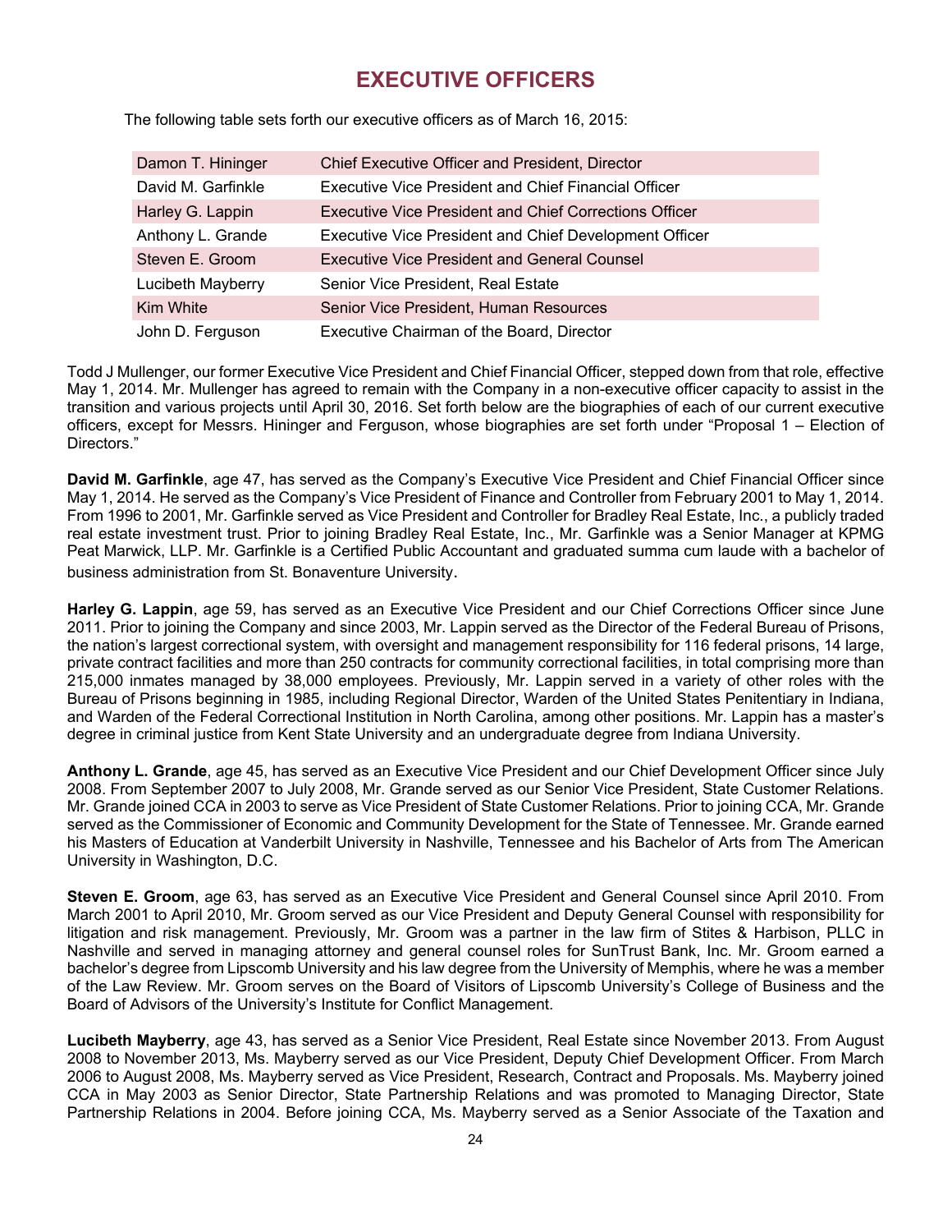# EXECUTIVE OFFICERS

The following table sets forth our executive officers as of March 16, 2015:

| | |
|---|---|
| Damon T. Hininger | Chief Executive Officer and President, Director |
| David M. Garfinkle | Executive Vice President and Chief Financial Officer |
| Harley G. Lappin | Executive Vice President and Chief Corrections Officer |
| Anthony L. Grande | Executive Vice President and Chief Development Officer |
| Steven E. Groom | Executive Vice President and General Counsel |
| Lucibeth Mayberry | Senior Vice President, Real Estate |
| Kim White | Senior Vice President, Human Resources |
| John D. Ferguson | Executive Chairman of the Board, Director |

Todd J Mullenger, our former Executive Vice President and Chief Financial Officer, stepped down from that role, effective May 1, 2014. Mr. Mullenger has agreed to remain with the Company in a non-executive officer capacity to assist in the transition and various projects until April 30, 2016. Set forth below are the biographies of each of our current executive officers, except for Messrs. Hininger and Ferguson, whose biographies are set forth under "Proposal 1 – Election of Directors."

**David M. Garfinkle**, age 47, has served as the Company's Executive Vice President and Chief Financial Officer since May 1, 2014. He served as the Company's Vice President of Finance and Controller from February 2001 to May 1, 2014. From 1996 to 2001, Mr. Garfinkle served as Vice President and Controller for Bradley Real Estate, Inc., a publicly traded real estate investment trust. Prior to joining Bradley Real Estate, Inc., Mr. Garfinkle was a Senior Manager at KPMG Peat Marwick, LLP. Mr. Garfinkle is a Certified Public Accountant and graduated summa cum laude with a bachelor of business administration from St. Bonaventure University.

**Harley G. Lappin**, age 59, has served as an Executive Vice President and our Chief Corrections Officer since June 2011. Prior to joining the Company and since 2003, Mr. Lappin served as the Director of the Federal Bureau of Prisons, the nation's largest correctional system, with oversight and management responsibility for 116 federal prisons, 14 large, private contract facilities and more than 250 contracts for community correctional facilities, in total comprising more than 215,000 inmates managed by 38,000 employees. Previously, Mr. Lappin served in a variety of other roles with the Bureau of Prisons beginning in 1985, including Regional Director, Warden of the United States Penitentiary in Indiana, and Warden of the Federal Correctional Institution in North Carolina, among other positions. Mr. Lappin has a master's degree in criminal justice from Kent State University and an undergraduate degree from Indiana University.

**Anthony L. Grande**, age 45, has served as an Executive Vice President and our Chief Development Officer since July 2008. From September 2007 to July 2008, Mr. Grande served as our Senior Vice President, State Customer Relations. Mr. Grande joined CCA in 2003 to serve as Vice President of State Customer Relations. Prior to joining CCA, Mr. Grande served as the Commissioner of Economic and Community Development for the State of Tennessee. Mr. Grande earned his Masters of Education at Vanderbilt University in Nashville, Tennessee and his Bachelor of Arts from The American University in Washington, D.C.

**Steven E. Groom**, age 63, has served as an Executive Vice President and General Counsel since April 2010. From March 2001 to April 2010, Mr. Groom served as our Vice President and Deputy General Counsel with responsibility for litigation and risk management. Previously, Mr. Groom was a partner in the law firm of Stites & Harbison, PLLC in Nashville and served in managing attorney and general counsel roles for SunTrust Bank, Inc. Mr. Groom earned a bachelor's degree from Lipscomb University and his law degree from the University of Memphis, where he was a member of the Law Review. Mr. Groom serves on the Board of Visitors of Lipscomb University's College of Business and the Board of Advisors of the University's Institute for Conflict Management.

**Lucibeth Mayberry**, age 43, has served as a Senior Vice President, Real Estate since November 2013. From August 2008 to November 2013, Ms. Mayberry served as our Vice President, Deputy Chief Development Officer. From March 2006 to August 2008, Ms. Mayberry served as Vice President, Research, Contract and Proposals. Ms. Mayberry joined CCA in May 2003 as Senior Director, State Partnership Relations and was promoted to Managing Director, State Partnership Relations in 2004. Before joining CCA, Ms. Mayberry served as a Senior Associate of the Taxation and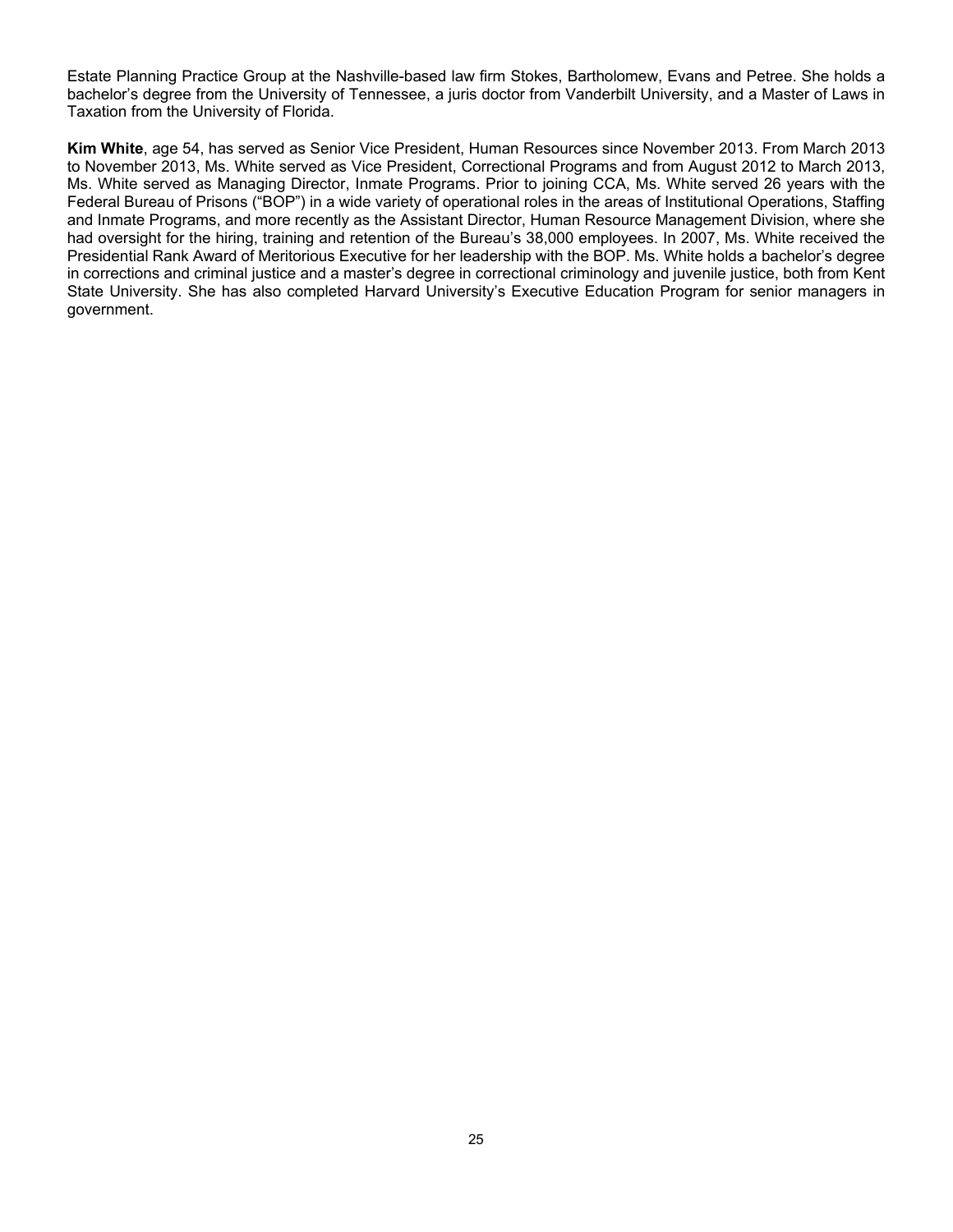Estate Planning Practice Group at the Nashville-based law firm Stokes, Bartholomew, Evans and Petree. She holds a bachelor's degree from the University of Tennessee, a juris doctor from Vanderbilt University, and a Master of Laws in Taxation from the University of Florida.

**Kim White**, age 54, has served as Senior Vice President, Human Resources since November 2013. From March 2013 to November 2013, Ms. White served as Vice President, Correctional Programs and from August 2012 to March 2013, Ms. White served as Managing Director, Inmate Programs. Prior to joining CCA, Ms. White served 26 years with the Federal Bureau of Prisons ("BOP") in a wide variety of operational roles in the areas of Institutional Operations, Staffing and Inmate Programs, and more recently as the Assistant Director, Human Resource Management Division, where she had oversight for the hiring, training and retention of the Bureau's 38,000 employees. In 2007, Ms. White received the Presidential Rank Award of Meritorious Executive for her leadership with the BOP. Ms. White holds a bachelor's degree in corrections and criminal justice and a master's degree in correctional criminology and juvenile justice, both from Kent State University. She has also completed Harvard University's Executive Education Program for senior managers in government.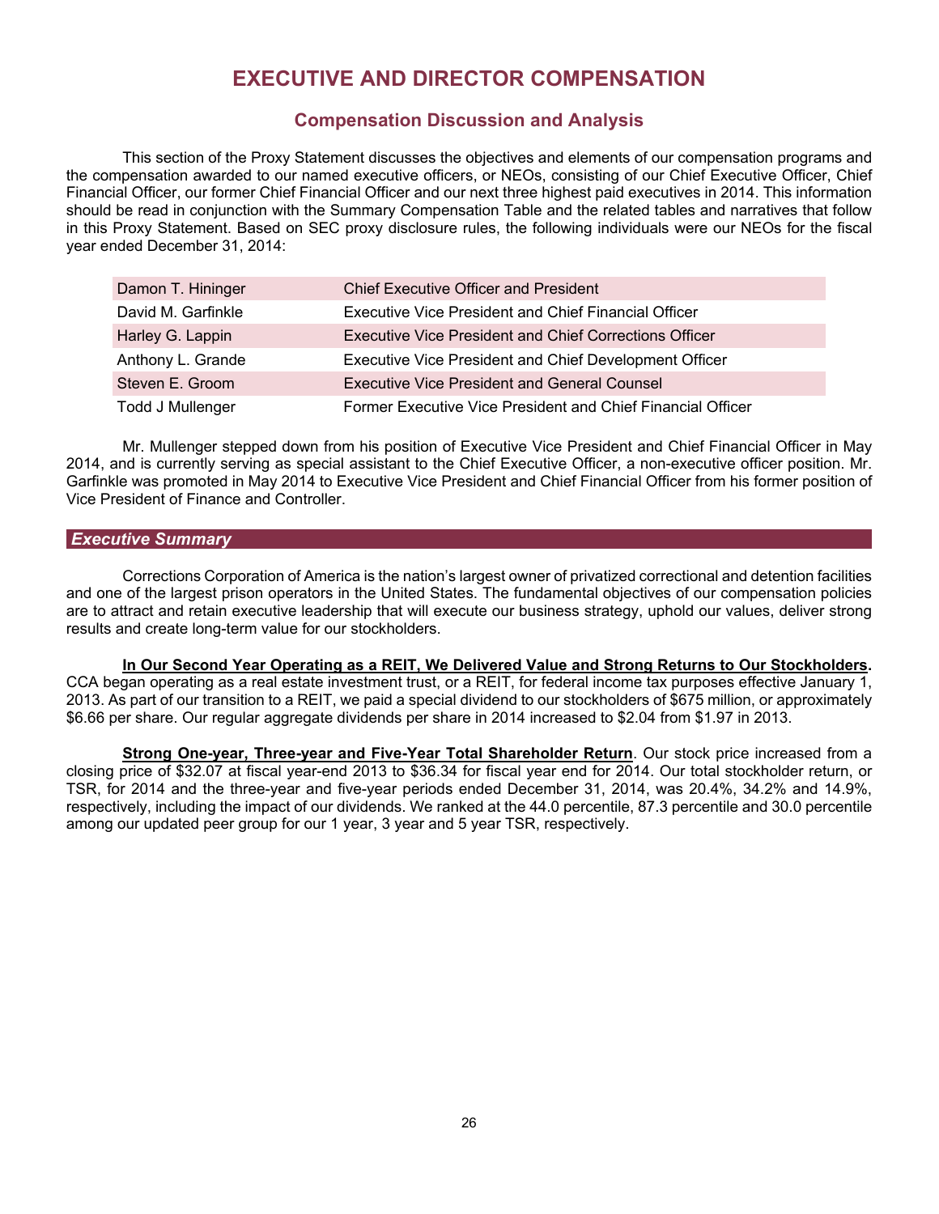# EXECUTIVE AND DIRECTOR COMPENSATION

## Compensation Discussion and Analysis

This section of the Proxy Statement discusses the objectives and elements of our compensation programs and the compensation awarded to our named executive officers, or NEOs, consisting of our Chief Executive Officer, Chief Financial Officer, our former Chief Financial Officer and our next three highest paid executives in 2014. This information should be read in conjunction with the Summary Compensation Table and the related tables and narratives that follow in this Proxy Statement. Based on SEC proxy disclosure rules, the following individuals were our NEOs for the fiscal year ended December 31, 2014:

| | |
|---|---|
| Damon T. Hininger | Chief Executive Officer and President |
| David M. Garfinkle | Executive Vice President and Chief Financial Officer |
| Harley G. Lappin | Executive Vice President and Chief Corrections Officer |
| Anthony L. Grande | Executive Vice President and Chief Development Officer |
| Steven E. Groom | Executive Vice President and General Counsel |
| Todd J Mullenger | Former Executive Vice President and Chief Financial Officer |

Mr. Mullenger stepped down from his position of Executive Vice President and Chief Financial Officer in May 2014, and is currently serving as special assistant to the Chief Executive Officer, a non-executive officer position. Mr. Garfinkle was promoted in May 2014 to Executive Vice President and Chief Financial Officer from his former position of Vice President of Finance and Controller.

### *Executive Summary*

Corrections Corporation of America is the nation's largest owner of privatized correctional and detention facilities and one of the largest prison operators in the United States. The fundamental objectives of our compensation policies are to attract and retain executive leadership that will execute our business strategy, uphold our values, deliver strong results and create long-term value for our stockholders.

**In Our Second Year Operating as a REIT, We Delivered Value and Strong Returns to Our Stockholders.** CCA began operating as a real estate investment trust, or a REIT, for federal income tax purposes effective January 1, 2013. As part of our transition to a REIT, we paid a special dividend to our stockholders of $675 million, or approximately $6.66 per share. Our regular aggregate dividends per share in 2014 increased to $2.04 from $1.97 in 2013.

**Strong One-year, Three-year and Five-Year Total Shareholder Return**. Our stock price increased from a closing price of $32.07 at fiscal year-end 2013 to $36.34 for fiscal year end for 2014. Our total stockholder return, or TSR, for 2014 and the three-year and five-year periods ended December 31, 2014, was 20.4%, 34.2% and 14.9%, respectively, including the impact of our dividends. We ranked at the 44.0 percentile, 87.3 percentile and 30.0 percentile among our updated peer group for our 1 year, 3 year and 5 year TSR, respectively.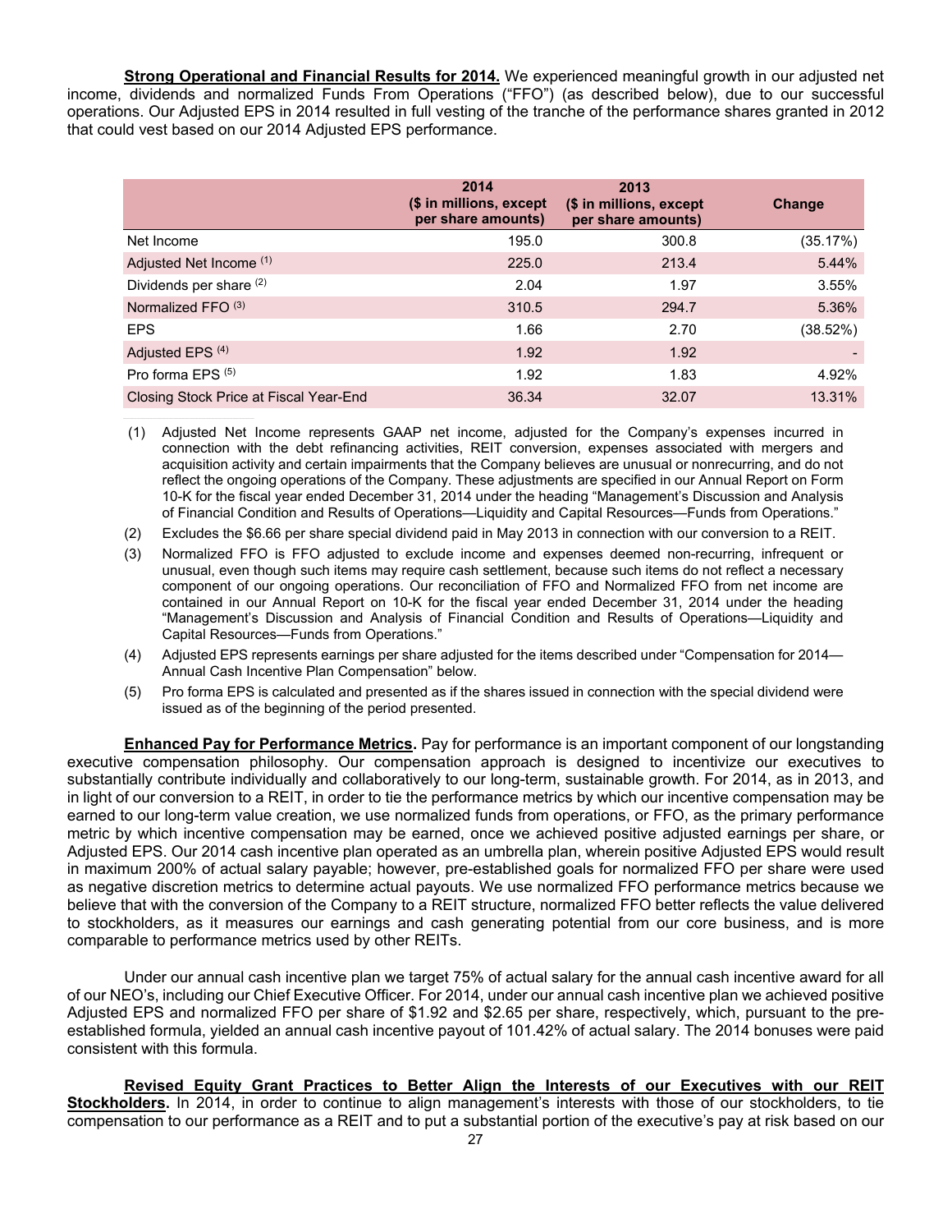**Strong Operational and Financial Results for 2014.** We experienced meaningful growth in our adjusted net income, dividends and normalized Funds From Operations ("FFO") (as described below), due to our successful operations. Our Adjusted EPS in 2014 resulted in full vesting of the tranche of the performance shares granted in 2012 that could vest based on our 2014 Adjusted EPS performance.

| | 2014 ($ in millions, except per share amounts) | 2013 ($ in millions, except per share amounts) | Change |
|---|---|---|---|
| Net Income | 195.0 | 300.8 | (35.17%) |
| Adjusted Net Income (1) | 225.0 | 213.4 | 5.44% |
| Dividends per share (2) | 2.04 | 1.97 | 3.55% |
| Normalized FFO (3) | 310.5 | 294.7 | 5.36% |
| EPS | 1.66 | 2.70 | (38.52%) |
| Adjusted EPS (4) | 1.92 | 1.92 | - |
| Pro forma EPS (5) | 1.92 | 1.83 | 4.92% |
| Closing Stock Price at Fiscal Year-End | 36.34 | 32.07 | 13.31% |

(1) Adjusted Net Income represents GAAP net income, adjusted for the Company's expenses incurred in connection with the debt refinancing activities, REIT conversion, expenses associated with mergers and acquisition activity and certain impairments that the Company believes are unusual or nonrecurring, and do not reflect the ongoing operations of the Company. These adjustments are specified in our Annual Report on Form 10-K for the fiscal year ended December 31, 2014 under the heading "Management's Discussion and Analysis of Financial Condition and Results of Operations—Liquidity and Capital Resources—Funds from Operations."

(2) Excludes the $6.66 per share special dividend paid in May 2013 in connection with our conversion to a REIT.

(3) Normalized FFO is FFO adjusted to exclude income and expenses deemed non-recurring, infrequent or unusual, even though such items may require cash settlement, because such items do not reflect a necessary component of our ongoing operations. Our reconciliation of FFO and Normalized FFO from net income are contained in our Annual Report on 10-K for the fiscal year ended December 31, 2014 under the heading "Management's Discussion and Analysis of Financial Condition and Results of Operations—Liquidity and Capital Resources—Funds from Operations."

(4) Adjusted EPS represents earnings per share adjusted for the items described under "Compensation for 2014—Annual Cash Incentive Plan Compensation" below.

(5) Pro forma EPS is calculated and presented as if the shares issued in connection with the special dividend were issued as of the beginning of the period presented.

**Enhanced Pay for Performance Metrics.** Pay for performance is an important component of our longstanding executive compensation philosophy. Our compensation approach is designed to incentivize our executives to substantially contribute individually and collaboratively to our long-term, sustainable growth. For 2014, as in 2013, and in light of our conversion to a REIT, in order to tie the performance metrics by which our incentive compensation may be earned to our long-term value creation, we use normalized funds from operations, or FFO, as the primary performance metric by which incentive compensation may be earned, once we achieved positive adjusted earnings per share, or Adjusted EPS. Our 2014 cash incentive plan operated as an umbrella plan, wherein positive Adjusted EPS would result in maximum 200% of actual salary payable; however, pre-established goals for normalized FFO per share were used as negative discretion metrics to determine actual payouts. We use normalized FFO performance metrics because we believe that with the conversion of the Company to a REIT structure, normalized FFO better reflects the value delivered to stockholders, as it measures our earnings and cash generating potential from our core business, and is more comparable to performance metrics used by other REITs.

Under our annual cash incentive plan we target 75% of actual salary for the annual cash incentive award for all of our NEO's, including our Chief Executive Officer. For 2014, under our annual cash incentive plan we achieved positive Adjusted EPS and normalized FFO per share of $1.92 and $2.65 per share, respectively, which, pursuant to the pre-established formula, yielded an annual cash incentive payout of 101.42% of actual salary. The 2014 bonuses were paid consistent with this formula.

**Revised Equity Grant Practices to Better Align the Interests of our Executives with our REIT Stockholders.** In 2014, in order to continue to align management's interests with those of our stockholders, to tie compensation to our performance as a REIT and to put a substantial portion of the executive's pay at risk based on our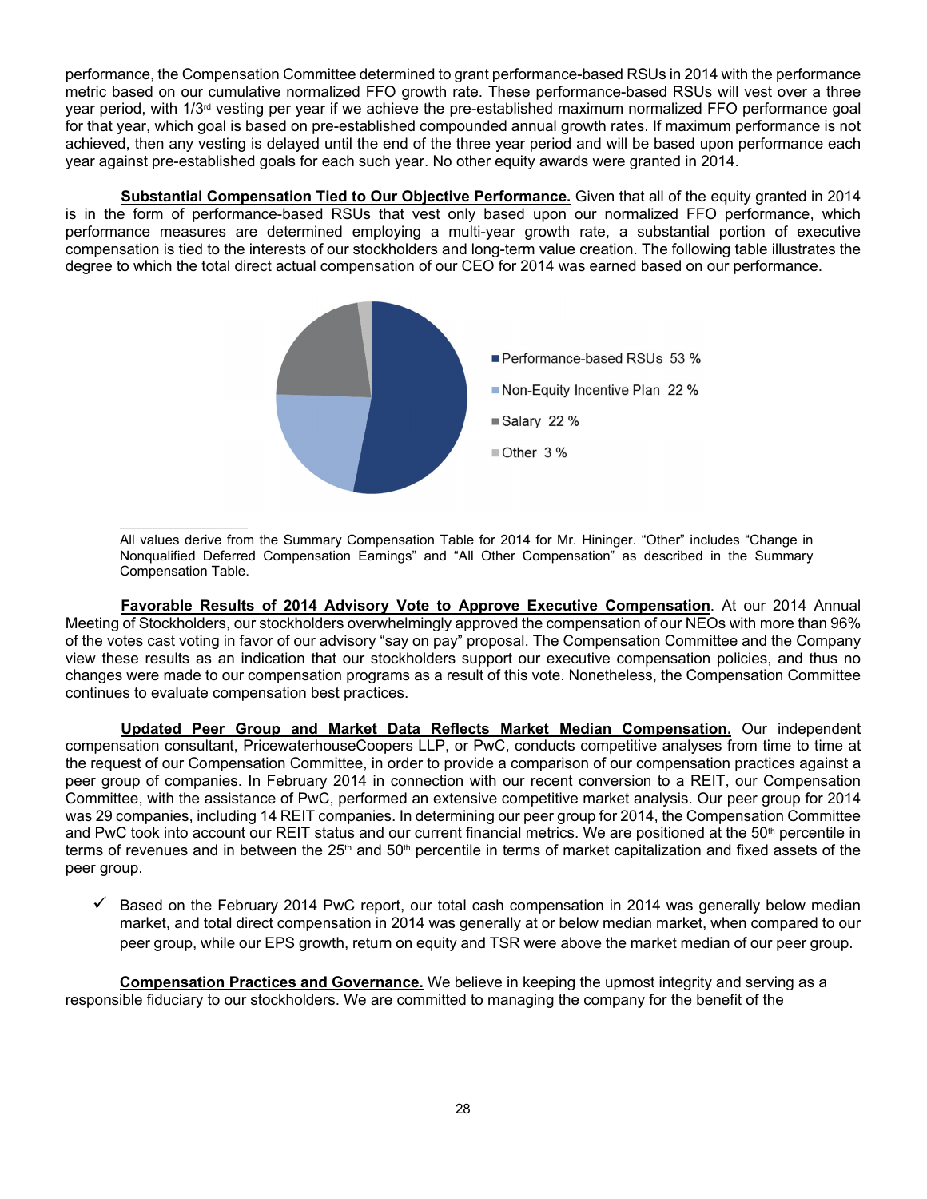performance, the Compensation Committee determined to grant performance-based RSUs in 2014 with the performance metric based on our cumulative normalized FFO growth rate. These performance-based RSUs will vest over a three year period, with 1/3rd vesting per year if we achieve the pre-established maximum normalized FFO performance goal for that year, which goal is based on pre-established compounded annual growth rates. If maximum performance is not achieved, then any vesting is delayed until the end of the three year period and will be based upon performance each year against pre-established goals for each such year. No other equity awards were granted in 2014.

**Substantial Compensation Tied to Our Objective Performance.** Given that all of the equity granted in 2014 is in the form of performance-based RSUs that vest only based upon our normalized FFO performance, which performance measures are determined employing a multi-year growth rate, a substantial portion of executive compensation is tied to the interests of our stockholders and long-term value creation. The following table illustrates the degree to which the total direct actual compensation of our CEO for 2014 was earned based on our performance.

- Performance-based RSUs 53 %
- Non-Equity Incentive Plan 22 %
- Salary 22 %
- Other 3 %

All values derive from the Summary Compensation Table for 2014 for Mr. Hininger. "Other" includes "Change in Nonqualified Deferred Compensation Earnings" and "All Other Compensation" as described in the Summary Compensation Table.

**Favorable Results of 2014 Advisory Vote to Approve Executive Compensation**. At our 2014 Annual Meeting of Stockholders, our stockholders overwhelmingly approved the compensation of our NEOs with more than 96% of the votes cast voting in favor of our advisory "say on pay" proposal. The Compensation Committee and the Company view these results as an indication that our stockholders support our executive compensation policies, and thus no changes were made to our compensation programs as a result of this vote. Nonetheless, the Compensation Committee continues to evaluate compensation best practices.

**Updated Peer Group and Market Data Reflects Market Median Compensation.** Our independent compensation consultant, PricewaterhouseCoopers LLP, or PwC, conducts competitive analyses from time to time at the request of our Compensation Committee, in order to provide a comparison of our compensation practices against a peer group of companies. In February 2014 in connection with our recent conversion to a REIT, our Compensation Committee, with the assistance of PwC, performed an extensive competitive market analysis. Our peer group for 2014 was 29 companies, including 14 REIT companies. In determining our peer group for 2014, the Compensation Committee and PwC took into account our REIT status and our current financial metrics. We are positioned at the 50th percentile in terms of revenues and in between the 25th and 50th percentile in terms of market capitalization and fixed assets of the peer group.

- ✓ Based on the February 2014 PwC report, our total cash compensation in 2014 was generally below median market, and total direct compensation in 2014 was generally at or below median market, when compared to our peer group, while our EPS growth, return on equity and TSR were above the market median of our peer group.

**Compensation Practices and Governance.** We believe in keeping the upmost integrity and serving as a responsible fiduciary to our stockholders. We are committed to managing the company for the benefit of the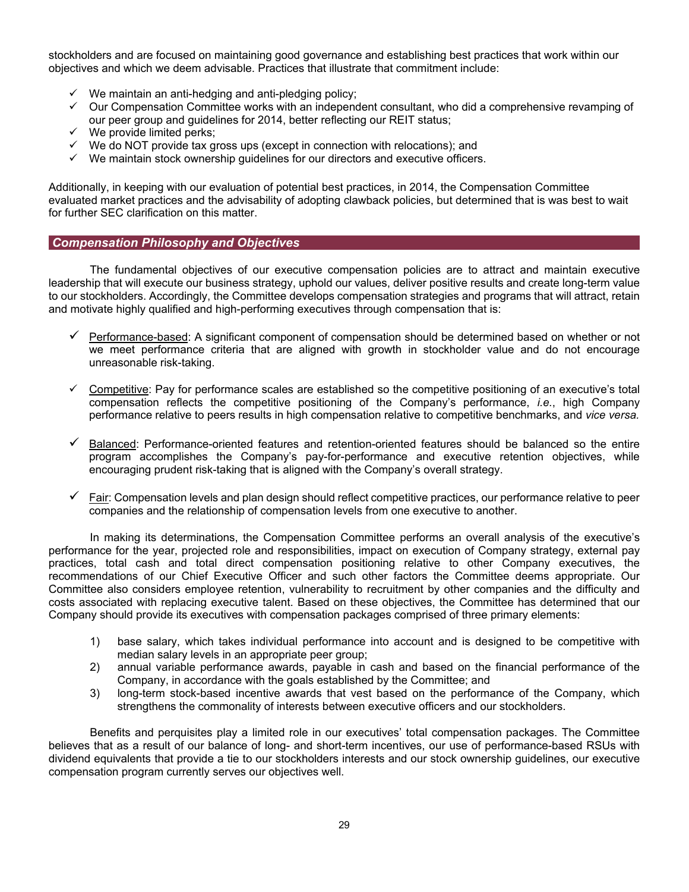stockholders and are focused on maintaining good governance and establishing best practices that work within our objectives and which we deem advisable. Practices that illustrate that commitment include:

- ✓ We maintain an anti-hedging and anti-pledging policy;
- ✓ Our Compensation Committee works with an independent consultant, who did a comprehensive revamping of our peer group and guidelines for 2014, better reflecting our REIT status;
- ✓ We provide limited perks;
- ✓ We do NOT provide tax gross ups (except in connection with relocations); and
- ✓ We maintain stock ownership guidelines for our directors and executive officers.

Additionally, in keeping with our evaluation of potential best practices, in 2014, the Compensation Committee evaluated market practices and the advisability of adopting clawback policies, but determined that is was best to wait for further SEC clarification on this matter.

## *Compensation Philosophy and Objectives*

The fundamental objectives of our executive compensation policies are to attract and maintain executive leadership that will execute our business strategy, uphold our values, deliver positive results and create long-term value to our stockholders. Accordingly, the Committee develops compensation strategies and programs that will attract, retain and motivate highly qualified and high-performing executives through compensation that is:

- ✓ Performance-based: A significant component of compensation should be determined based on whether or not we meet performance criteria that are aligned with growth in stockholder value and do not encourage unreasonable risk-taking.
- ✓ Competitive: Pay for performance scales are established so the competitive positioning of an executive's total compensation reflects the competitive positioning of the Company's performance, *i.e.*, high Company performance relative to peers results in high compensation relative to competitive benchmarks, and *vice versa.*
- ✓ Balanced: Performance-oriented features and retention-oriented features should be balanced so the entire program accomplishes the Company's pay-for-performance and executive retention objectives, while encouraging prudent risk-taking that is aligned with the Company's overall strategy.
- ✓ Fair: Compensation levels and plan design should reflect competitive practices, our performance relative to peer companies and the relationship of compensation levels from one executive to another.

In making its determinations, the Compensation Committee performs an overall analysis of the executive's performance for the year, projected role and responsibilities, impact on execution of Company strategy, external pay practices, total cash and total direct compensation positioning relative to other Company executives, the recommendations of our Chief Executive Officer and such other factors the Committee deems appropriate. Our Committee also considers employee retention, vulnerability to recruitment by other companies and the difficulty and costs associated with replacing executive talent. Based on these objectives, the Committee has determined that our Company should provide its executives with compensation packages comprised of three primary elements:

1) base salary, which takes individual performance into account and is designed to be competitive with median salary levels in an appropriate peer group;
2) annual variable performance awards, payable in cash and based on the financial performance of the Company, in accordance with the goals established by the Committee; and
3) long-term stock-based incentive awards that vest based on the performance of the Company, which strengthens the commonality of interests between executive officers and our stockholders.

Benefits and perquisites play a limited role in our executives' total compensation packages. The Committee believes that as a result of our balance of long- and short-term incentives, our use of performance-based RSUs with dividend equivalents that provide a tie to our stockholders interests and our stock ownership guidelines, our executive compensation program currently serves our objectives well.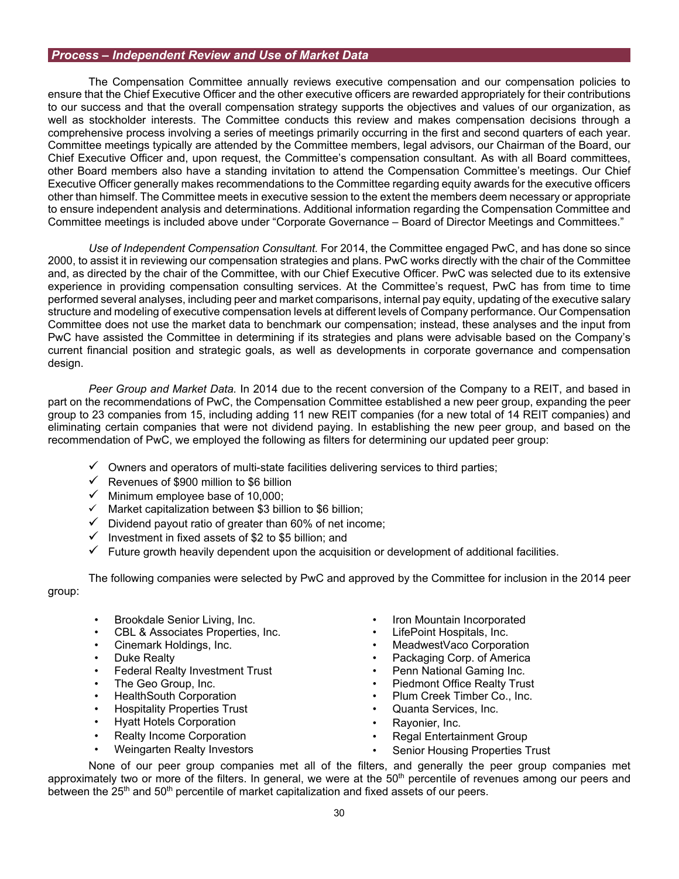## *Process – Independent Review and Use of Market Data*

The Compensation Committee annually reviews executive compensation and our compensation policies to ensure that the Chief Executive Officer and the other executive officers are rewarded appropriately for their contributions to our success and that the overall compensation strategy supports the objectives and values of our organization, as well as stockholder interests. The Committee conducts this review and makes compensation decisions through a comprehensive process involving a series of meetings primarily occurring in the first and second quarters of each year. Committee meetings typically are attended by the Committee members, legal advisors, our Chairman of the Board, our Chief Executive Officer and, upon request, the Committee's compensation consultant. As with all Board committees, other Board members also have a standing invitation to attend the Compensation Committee's meetings. Our Chief Executive Officer generally makes recommendations to the Committee regarding equity awards for the executive officers other than himself. The Committee meets in executive session to the extent the members deem necessary or appropriate to ensure independent analysis and determinations. Additional information regarding the Compensation Committee and Committee meetings is included above under "Corporate Governance – Board of Director Meetings and Committees."

*Use of Independent Compensation Consultant.* For 2014, the Committee engaged PwC, and has done so since 2000, to assist it in reviewing our compensation strategies and plans. PwC works directly with the chair of the Committee and, as directed by the chair of the Committee, with our Chief Executive Officer. PwC was selected due to its extensive experience in providing compensation consulting services. At the Committee's request, PwC has from time to time performed several analyses, including peer and market comparisons, internal pay equity, updating of the executive salary structure and modeling of executive compensation levels at different levels of Company performance. Our Compensation Committee does not use the market data to benchmark our compensation; instead, these analyses and the input from PwC have assisted the Committee in determining if its strategies and plans were advisable based on the Company's current financial position and strategic goals, as well as developments in corporate governance and compensation design.

*Peer Group and Market Data.* In 2014 due to the recent conversion of the Company to a REIT, and based in part on the recommendations of PwC, the Compensation Committee established a new peer group, expanding the peer group to 23 companies from 15, including adding 11 new REIT companies (for a new total of 14 REIT companies) and eliminating certain companies that were not dividend paying. In establishing the new peer group, and based on the recommendation of PwC, we employed the following as filters for determining our updated peer group:

- ✓ Owners and operators of multi-state facilities delivering services to third parties;
- ✓ Revenues of $900 million to $6 billion
- ✓ Minimum employee base of 10,000;
- ✓ Market capitalization between $3 billion to $6 billion;
- ✓ Dividend payout ratio of greater than 60% of net income;
- ✓ Investment in fixed assets of $2 to $5 billion; and
- ✓ Future growth heavily dependent upon the acquisition or development of additional facilities.

The following companies were selected by PwC and approved by the Committee for inclusion in the 2014 peer group:

- Brookdale Senior Living, Inc.
- CBL & Associates Properties, Inc.
- Cinemark Holdings, Inc.
- Duke Realty
- Federal Realty Investment Trust
- The Geo Group, Inc.
- HealthSouth Corporation
- Hospitality Properties Trust
- Hyatt Hotels Corporation
- Realty Income Corporation
- Weingarten Realty Investors
- Iron Mountain Incorporated
- LifePoint Hospitals, Inc.
- MeadwestVaco Corporation
- Packaging Corp. of America
- Penn National Gaming Inc.
- Piedmont Office Realty Trust
- Plum Creek Timber Co., Inc.
- Quanta Services, Inc.
- Rayonier, Inc.
- Regal Entertainment Group
- Senior Housing Properties Trust

None of our peer group companies met all of the filters, and generally the peer group companies met approximately two or more of the filters. In general, we were at the 50th percentile of revenues among our peers and between the 25th and 50th percentile of market capitalization and fixed assets of our peers.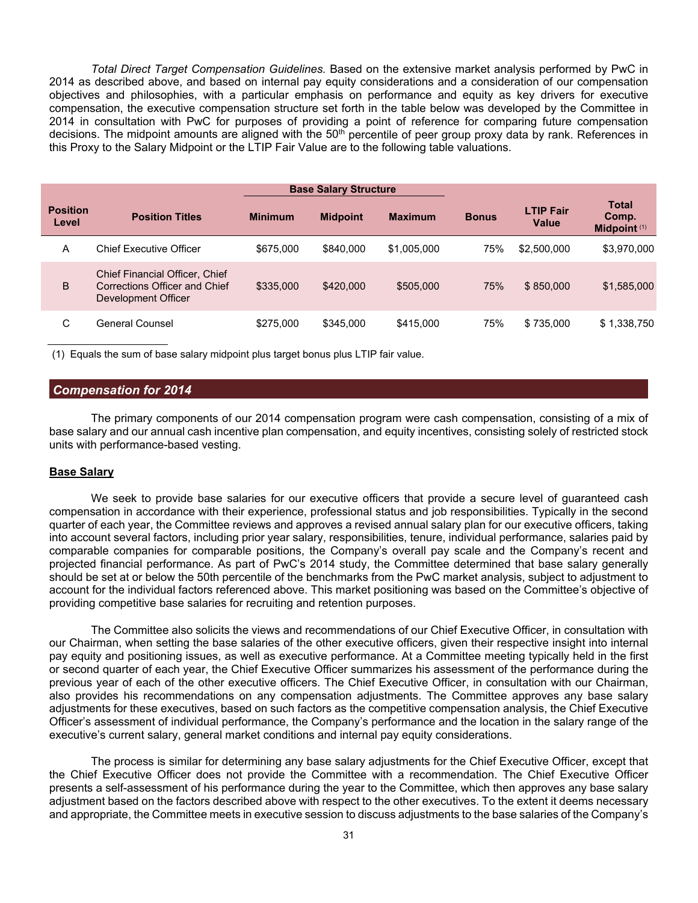*Total Direct Target Compensation Guidelines.* Based on the extensive market analysis performed by PwC in 2014 as described above, and based on internal pay equity considerations and a consideration of our compensation objectives and philosophies, with a particular emphasis on performance and equity as key drivers for executive compensation, the executive compensation structure set forth in the table below was developed by the Committee in 2014 in consultation with PwC for purposes of providing a point of reference for comparing future compensation decisions. The midpoint amounts are aligned with the 50th percentile of peer group proxy data by rank. References in this Proxy to the Salary Midpoint or the LTIP Fair Value are to the following table valuations.

| | | Base Salary Structure | | | | | |
|---|---|---|---|---|---|---|---|
| **Position Level** | **Position Titles** | **Minimum** | **Midpoint** | **Maximum** | **Bonus** | **LTIP Fair Value** | **Total Comp. Midpoint (1)** |
| A | Chief Executive Officer | $675,000 | $840,000 | $1,005,000 | 75% | $2,500,000 | $3,970,000 |
| B | Chief Financial Officer, Chief Corrections Officer and Chief Development Officer | $335,000 | $420,000 | $505,000 | 75% | $ 850,000 | $1,585,000 |
| C | General Counsel | $275,000 | $345,000 | $415,000 | 75% | $ 735,000 | $ 1,338,750 |

(1) Equals the sum of base salary midpoint plus target bonus plus LTIP fair value.

## *Compensation for 2014*

The primary components of our 2014 compensation program were cash compensation, consisting of a mix of base salary and our annual cash incentive plan compensation, and equity incentives, consisting solely of restricted stock units with performance-based vesting.

### Base Salary

We seek to provide base salaries for our executive officers that provide a secure level of guaranteed cash compensation in accordance with their experience, professional status and job responsibilities. Typically in the second quarter of each year, the Committee reviews and approves a revised annual salary plan for our executive officers, taking into account several factors, including prior year salary, responsibilities, tenure, individual performance, salaries paid by comparable companies for comparable positions, the Company's overall pay scale and the Company's recent and projected financial performance. As part of PwC's 2014 study, the Committee determined that base salary generally should be set at or below the 50th percentile of the benchmarks from the PwC market analysis, subject to adjustment to account for the individual factors referenced above. This market positioning was based on the Committee's objective of providing competitive base salaries for recruiting and retention purposes.

The Committee also solicits the views and recommendations of our Chief Executive Officer, in consultation with our Chairman, when setting the base salaries of the other executive officers, given their respective insight into internal pay equity and positioning issues, as well as executive performance. At a Committee meeting typically held in the first or second quarter of each year, the Chief Executive Officer summarizes his assessment of the performance during the previous year of each of the other executive officers. The Chief Executive Officer, in consultation with our Chairman, also provides his recommendations on any compensation adjustments. The Committee approves any base salary adjustments for these executives, based on such factors as the competitive compensation analysis, the Chief Executive Officer's assessment of individual performance, the Company's performance and the location in the salary range of the executive's current salary, general market conditions and internal pay equity considerations.

The process is similar for determining any base salary adjustments for the Chief Executive Officer, except that the Chief Executive Officer does not provide the Committee with a recommendation. The Chief Executive Officer presents a self-assessment of his performance during the year to the Committee, which then approves any base salary adjustment based on the factors described above with respect to the other executives. To the extent it deems necessary and appropriate, the Committee meets in executive session to discuss adjustments to the base salaries of the Company's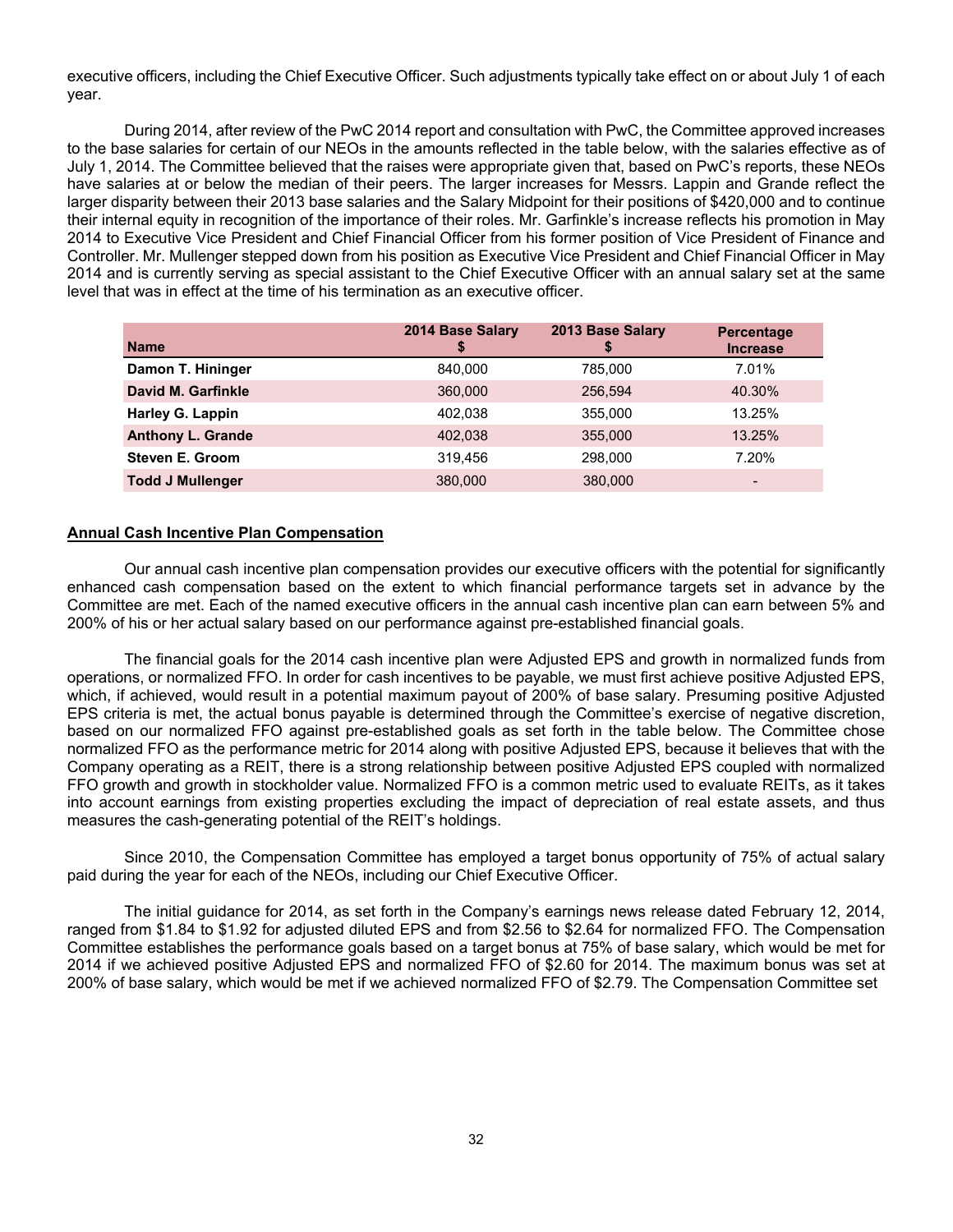executive officers, including the Chief Executive Officer. Such adjustments typically take effect on or about July 1 of each year.

During 2014, after review of the PwC 2014 report and consultation with PwC, the Committee approved increases to the base salaries for certain of our NEOs in the amounts reflected in the table below, with the salaries effective as of July 1, 2014. The Committee believed that the raises were appropriate given that, based on PwC's reports, these NEOs have salaries at or below the median of their peers. The larger increases for Messrs. Lappin and Grande reflect the larger disparity between their 2013 base salaries and the Salary Midpoint for their positions of $420,000 and to continue their internal equity in recognition of the importance of their roles. Mr. Garfinkle's increase reflects his promotion in May 2014 to Executive Vice President and Chief Financial Officer from his former position of Vice President of Finance and Controller. Mr. Mullenger stepped down from his position as Executive Vice President and Chief Financial Officer in May 2014 and is currently serving as special assistant to the Chief Executive Officer with an annual salary set at the same level that was in effect at the time of his termination as an executive officer.

| Name | 2014 Base Salary $ | 2013 Base Salary $ | Percentage Increase |
|---|---|---|---|
| **Damon T. Hininger** | 840,000 | 785,000 | 7.01% |
| **David M. Garfinkle** | 360,000 | 256,594 | 40.30% |
| **Harley G. Lappin** | 402,038 | 355,000 | 13.25% |
| **Anthony L. Grande** | 402,038 | 355,000 | 13.25% |
| **Steven E. Groom** | 319,456 | 298,000 | 7.20% |
| **Todd J Mullenger** | 380,000 | 380,000 | - |

## Annual Cash Incentive Plan Compensation

Our annual cash incentive plan compensation provides our executive officers with the potential for significantly enhanced cash compensation based on the extent to which financial performance targets set in advance by the Committee are met. Each of the named executive officers in the annual cash incentive plan can earn between 5% and 200% of his or her actual salary based on our performance against pre-established financial goals.

The financial goals for the 2014 cash incentive plan were Adjusted EPS and growth in normalized funds from operations, or normalized FFO. In order for cash incentives to be payable, we must first achieve positive Adjusted EPS, which, if achieved, would result in a potential maximum payout of 200% of base salary. Presuming positive Adjusted EPS criteria is met, the actual bonus payable is determined through the Committee's exercise of negative discretion, based on our normalized FFO against pre-established goals as set forth in the table below. The Committee chose normalized FFO as the performance metric for 2014 along with positive Adjusted EPS, because it believes that with the Company operating as a REIT, there is a strong relationship between positive Adjusted EPS coupled with normalized FFO growth and growth in stockholder value. Normalized FFO is a common metric used to evaluate REITs, as it takes into account earnings from existing properties excluding the impact of depreciation of real estate assets, and thus measures the cash-generating potential of the REIT's holdings.

Since 2010, the Compensation Committee has employed a target bonus opportunity of 75% of actual salary paid during the year for each of the NEOs, including our Chief Executive Officer.

The initial guidance for 2014, as set forth in the Company's earnings news release dated February 12, 2014, ranged from $1.84 to $1.92 for adjusted diluted EPS and from $2.56 to $2.64 for normalized FFO. The Compensation Committee establishes the performance goals based on a target bonus at 75% of base salary, which would be met for 2014 if we achieved positive Adjusted EPS and normalized FFO of $2.60 for 2014. The maximum bonus was set at 200% of base salary, which would be met if we achieved normalized FFO of $2.79. The Compensation Committee set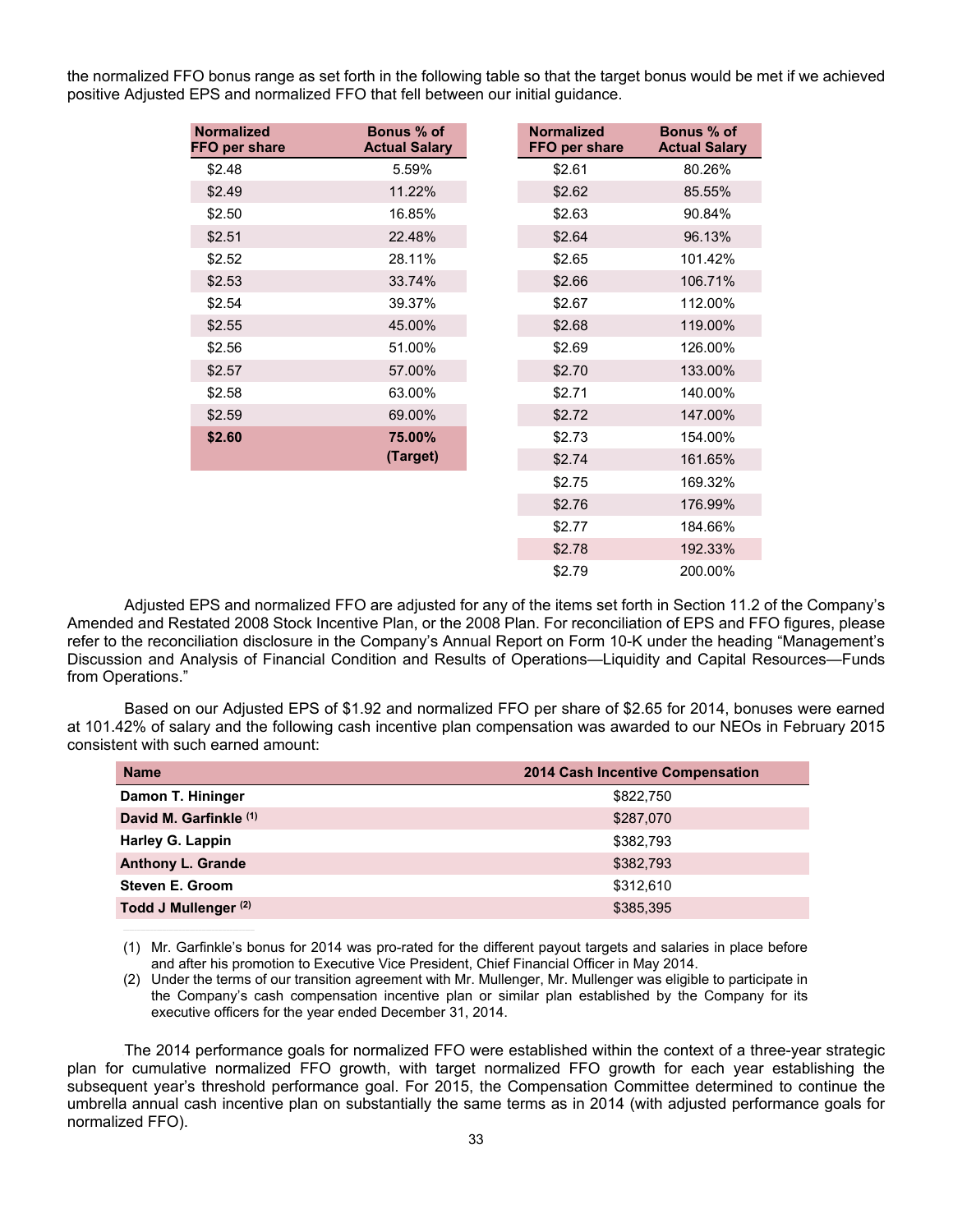the normalized FFO bonus range as set forth in the following table so that the target bonus would be met if we achieved positive Adjusted EPS and normalized FFO that fell between our initial guidance.

| Normalized FFO per share | Bonus % of Actual Salary |
|---|---|
| $2.48 | 5.59% |
| $2.49 | 11.22% |
| $2.50 | 16.85% |
| $2.51 | 22.48% |
| $2.52 | 28.11% |
| $2.53 | 33.74% |
| $2.54 | 39.37% |
| $2.55 | 45.00% |
| $2.56 | 51.00% |
| $2.57 | 57.00% |
| $2.58 | 63.00% |
| $2.59 | 69.00% |
| **$2.60** | **75.00% (Target)** |

| Normalized FFO per share | Bonus % of Actual Salary |
|---|---|
| $2.61 | 80.26% |
| $2.62 | 85.55% |
| $2.63 | 90.84% |
| $2.64 | 96.13% |
| $2.65 | 101.42% |
| $2.66 | 106.71% |
| $2.67 | 112.00% |
| $2.68 | 119.00% |
| $2.69 | 126.00% |
| $2.70 | 133.00% |
| $2.71 | 140.00% |
| $2.72 | 147.00% |
| $2.73 | 154.00% |
| $2.74 | 161.65% |
| $2.75 | 169.32% |
| $2.76 | 176.99% |
| $2.77 | 184.66% |
| $2.78 | 192.33% |
| $2.79 | 200.00% |

Adjusted EPS and normalized FFO are adjusted for any of the items set forth in Section 11.2 of the Company's Amended and Restated 2008 Stock Incentive Plan, or the 2008 Plan. For reconciliation of EPS and FFO figures, please refer to the reconciliation disclosure in the Company's Annual Report on Form 10-K under the heading "Management's Discussion and Analysis of Financial Condition and Results of Operations—Liquidity and Capital Resources—Funds from Operations."

Based on our Adjusted EPS of $1.92 and normalized FFO per share of $2.65 for 2014, bonuses were earned at 101.42% of salary and the following cash incentive plan compensation was awarded to our NEOs in February 2015 consistent with such earned amount:

| Name | 2014 Cash Incentive Compensation |
|---|---|
| Damon T. Hininger | $822,750 |
| David M. Garfinkle [(1)] | $287,070 |
| Harley G. Lappin | $382,793 |
| Anthony L. Grande | $382,793 |
| Steven E. Groom | $312,610 |
| Todd J Mullenger [(2)] | $385,395 |

(1) Mr. Garfinkle's bonus for 2014 was pro-rated for the different payout targets and salaries in place before and after his promotion to Executive Vice President, Chief Financial Officer in May 2014.

(2) Under the terms of our transition agreement with Mr. Mullenger, Mr. Mullenger was eligible to participate in the Company's cash compensation incentive plan or similar plan established by the Company for its executive officers for the year ended December 31, 2014.

The 2014 performance goals for normalized FFO were established within the context of a three-year strategic plan for cumulative normalized FFO growth, with target normalized FFO growth for each year establishing the subsequent year's threshold performance goal. For 2015, the Compensation Committee determined to continue the umbrella annual cash incentive plan on substantially the same terms as in 2014 (with adjusted performance goals for normalized FFO).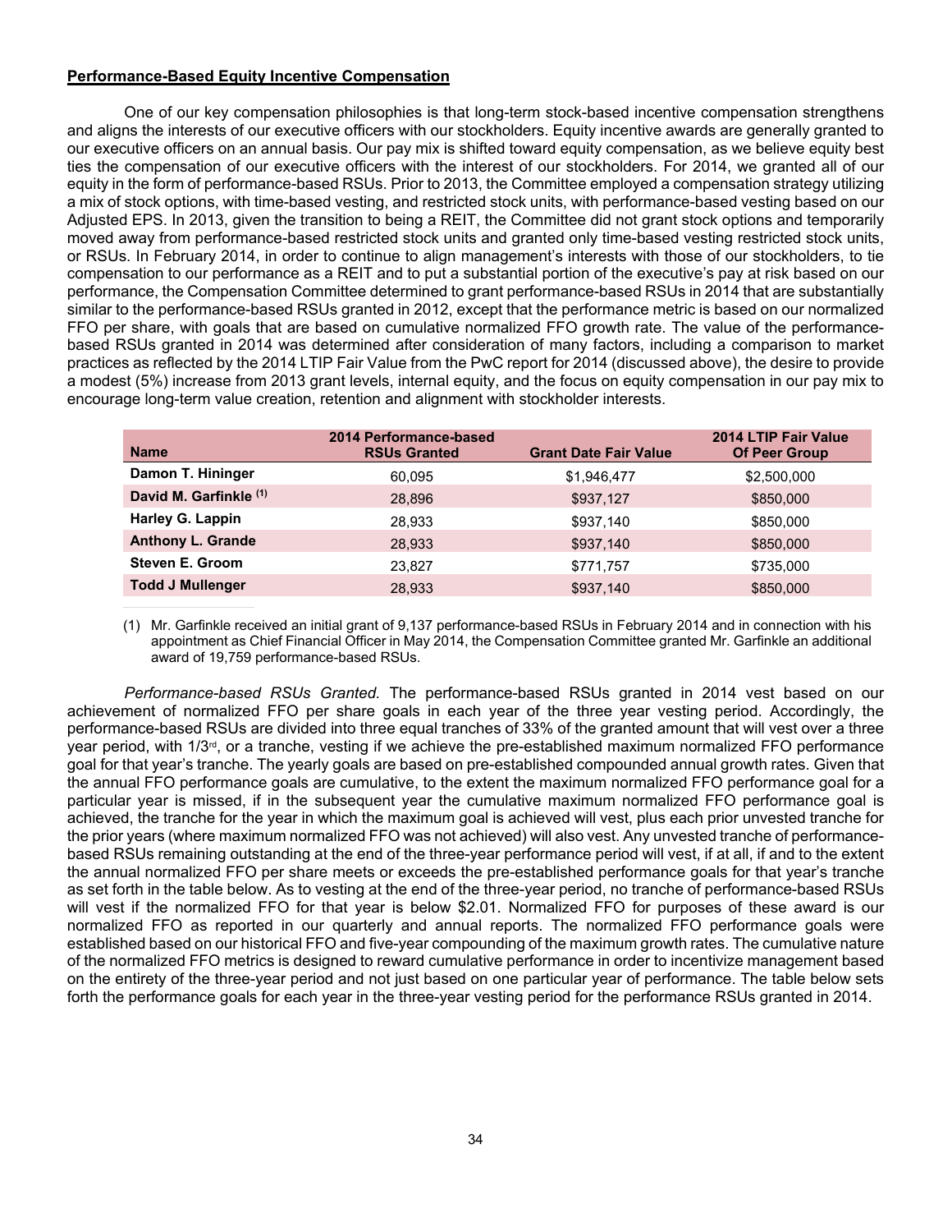**Performance-Based Equity Incentive Compensation**

One of our key compensation philosophies is that long-term stock-based incentive compensation strengthens and aligns the interests of our executive officers with our stockholders. Equity incentive awards are generally granted to our executive officers on an annual basis. Our pay mix is shifted toward equity compensation, as we believe equity best ties the compensation of our executive officers with the interest of our stockholders. For 2014, we granted all of our equity in the form of performance-based RSUs. Prior to 2013, the Committee employed a compensation strategy utilizing a mix of stock options, with time-based vesting, and restricted stock units, with performance-based vesting based on our Adjusted EPS. In 2013, given the transition to being a REIT, the Committee did not grant stock options and temporarily moved away from performance-based restricted stock units and granted only time-based vesting restricted stock units, or RSUs. In February 2014, in order to continue to align management's interests with those of our stockholders, to tie compensation to our performance as a REIT and to put a substantial portion of the executive's pay at risk based on our performance, the Compensation Committee determined to grant performance-based RSUs in 2014 that are substantially similar to the performance-based RSUs granted in 2012, except that the performance metric is based on our normalized FFO per share, with goals that are based on cumulative normalized FFO growth rate. The value of the performance-based RSUs granted in 2014 was determined after consideration of many factors, including a comparison to market practices as reflected by the 2014 LTIP Fair Value from the PwC report for 2014 (discussed above), the desire to provide a modest (5%) increase from 2013 grant levels, internal equity, and the focus on equity compensation in our pay mix to encourage long-term value creation, retention and alignment with stockholder interests.

| Name | 2014 Performance-based RSUs Granted | Grant Date Fair Value | 2014 LTIP Fair Value Of Peer Group |
|---|---|---|---|
| **Damon T. Hininger** | 60,095 | $1,946,477 | $2,500,000 |
| **David M. Garfinkle** [(1)] | 28,896 | $937,127 | $850,000 |
| **Harley G. Lappin** | 28,933 | $937,140 | $850,000 |
| **Anthony L. Grande** | 28,933 | $937,140 | $850,000 |
| **Steven E. Groom** | 23,827 | $771,757 | $735,000 |
| **Todd J Mullenger** | 28,933 | $937,140 | $850,000 |

(1) Mr. Garfinkle received an initial grant of 9,137 performance-based RSUs in February 2014 and in connection with his appointment as Chief Financial Officer in May 2014, the Compensation Committee granted Mr. Garfinkle an additional award of 19,759 performance-based RSUs.

*Performance-based RSUs Granted.* The performance-based RSUs granted in 2014 vest based on our achievement of normalized FFO per share goals in each year of the three year vesting period. Accordingly, the performance-based RSUs are divided into three equal tranches of 33% of the granted amount that will vest over a three year period, with 1/3rd, or a tranche, vesting if we achieve the pre-established maximum normalized FFO performance goal for that year's tranche. The yearly goals are based on pre-established compounded annual growth rates. Given that the annual FFO performance goals are cumulative, to the extent the maximum normalized FFO performance goal for a particular year is missed, if in the subsequent year the cumulative maximum normalized FFO performance goal is achieved, the tranche for the year in which the maximum goal is achieved will vest, plus each prior unvested tranche for the prior years (where maximum normalized FFO was not achieved) will also vest. Any unvested tranche of performance-based RSUs remaining outstanding at the end of the three-year performance period will vest, if at all, if and to the extent the annual normalized FFO per share meets or exceeds the pre-established performance goals for that year's tranche as set forth in the table below. As to vesting at the end of the three-year period, no tranche of performance-based RSUs will vest if the normalized FFO for that year is below $2.01. Normalized FFO for purposes of these award is our normalized FFO as reported in our quarterly and annual reports. The normalized FFO performance goals were established based on our historical FFO and five-year compounding of the maximum growth rates. The cumulative nature of the normalized FFO metrics is designed to reward cumulative performance in order to incentivize management based on the entirety of the three-year period and not just based on one particular year of performance. The table below sets forth the performance goals for each year in the three-year vesting period for the performance RSUs granted in 2014.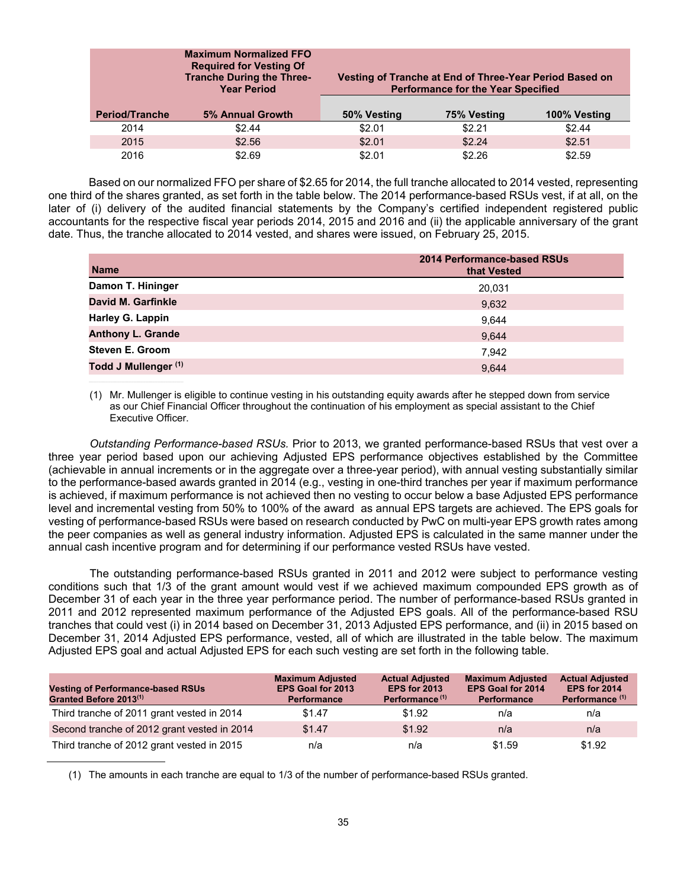| Period/Tranche | Maximum Normalized FFO Required for Vesting Of Tranche During the Three-Year Period | Vesting of Tranche at End of Three-Year Period Based on Performance for the Year Specified | | |
|---|---|---|---|---|
| | 5% Annual Growth | 50% Vesting | 75% Vesting | 100% Vesting |
| 2014 | $2.44 | $2.01 | $2.21 | $2.44 |
| 2015 | $2.56 | $2.01 | $2.24 | $2.51 |
| 2016 | $2.69 | $2.01 | $2.26 | $2.59 |

Based on our normalized FFO per share of $2.65 for 2014, the full tranche allocated to 2014 vested, representing one third of the shares granted, as set forth in the table below. The 2014 performance-based RSUs vest, if at all, on the later of (i) delivery of the audited financial statements by the Company's certified independent registered public accountants for the respective fiscal year periods 2014, 2015 and 2016 and (ii) the applicable anniversary of the grant date. Thus, the tranche allocated to 2014 vested, and shares were issued, on February 25, 2015.

| Name | 2014 Performance-based RSUs that Vested |
|---|---|
| **Damon T. Hininger** | 20,031 |
| **David M. Garfinkle** | 9,632 |
| **Harley G. Lappin** | 9,644 |
| **Anthony L. Grande** | 9,644 |
| **Steven E. Groom** | 7,942 |
| **Todd J Mullenger** [(1)] | 9,644 |

(1) Mr. Mullenger is eligible to continue vesting in his outstanding equity awards after he stepped down from service as our Chief Financial Officer throughout the continuation of his employment as special assistant to the Chief Executive Officer.

*Outstanding Performance-based RSUs.* Prior to 2013, we granted performance-based RSUs that vest over a three year period based upon our achieving Adjusted EPS performance objectives established by the Committee (achievable in annual increments or in the aggregate over a three-year period), with annual vesting substantially similar to the performance-based awards granted in 2014 (e.g., vesting in one-third tranches per year if maximum performance is achieved, if maximum performance is not achieved then no vesting to occur below a base Adjusted EPS performance level and incremental vesting from 50% to 100% of the award as annual EPS targets are achieved. The EPS goals for vesting of performance-based RSUs were based on research conducted by PwC on multi-year EPS growth rates among the peer companies as well as general industry information. Adjusted EPS is calculated in the same manner under the annual cash incentive program and for determining if our performance vested RSUs have vested.

The outstanding performance-based RSUs granted in 2011 and 2012 were subject to performance vesting conditions such that 1/3 of the grant amount would vest if we achieved maximum compounded EPS growth as of December 31 of each year in the three year performance period. The number of performance-based RSUs granted in 2011 and 2012 represented maximum performance of the Adjusted EPS goals. All of the performance-based RSU tranches that could vest (i) in 2014 based on December 31, 2013 Adjusted EPS performance, and (ii) in 2015 based on December 31, 2014 Adjusted EPS performance, vested, all of which are illustrated in the table below. The maximum Adjusted EPS goal and actual Adjusted EPS for each such vesting are set forth in the following table.

| Vesting of Performance-based RSUs Granted Before 2013[(1)] | Maximum Adjusted EPS Goal for 2013 Performance | Actual Adjusted EPS for 2013 Performance [(1)] | Maximum Adjusted EPS Goal for 2014 Performance | Actual Adjusted EPS for 2014 Performance [(1)] |
|---|---|---|---|---|
| Third tranche of 2011 grant vested in 2014 | $1.47 | $1.92 | n/a | n/a |
| Second tranche of 2012 grant vested in 2014 | $1.47 | $1.92 | n/a | n/a |
| Third tranche of 2012 grant vested in 2015 | n/a | n/a | $1.59 | $1.92 |

(1) The amounts in each tranche are equal to 1/3 of the number of performance-based RSUs granted.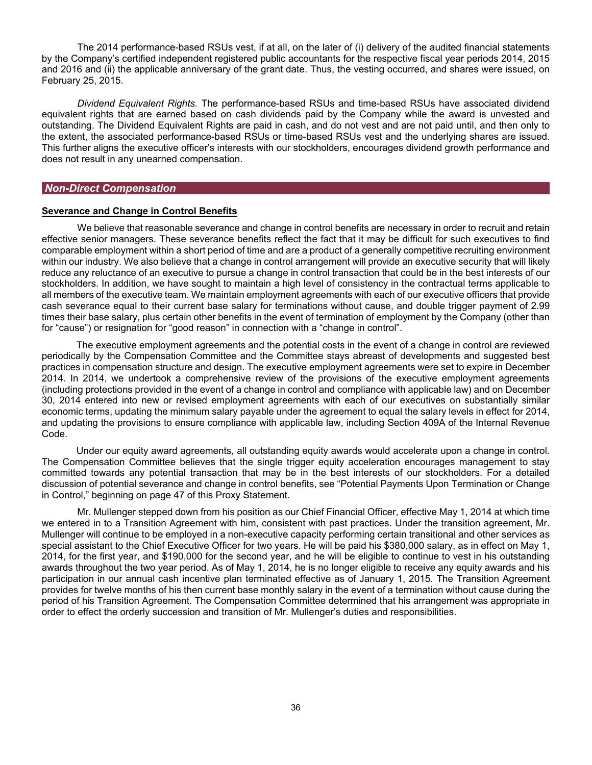The 2014 performance-based RSUs vest, if at all, on the later of (i) delivery of the audited financial statements by the Company's certified independent registered public accountants for the respective fiscal year periods 2014, 2015 and 2016 and (ii) the applicable anniversary of the grant date. Thus, the vesting occurred, and shares were issued, on February 25, 2015.

*Dividend Equivalent Rights.* The performance-based RSUs and time-based RSUs have associated dividend equivalent rights that are earned based on cash dividends paid by the Company while the award is unvested and outstanding. The Dividend Equivalent Rights are paid in cash, and do not vest and are not paid until, and then only to the extent, the associated performance-based RSUs or time-based RSUs vest and the underlying shares are issued. This further aligns the executive officer's interests with our stockholders, encourages dividend growth performance and does not result in any unearned compensation.

## *Non-Direct Compensation*

### Severance and Change in Control Benefits

We believe that reasonable severance and change in control benefits are necessary in order to recruit and retain effective senior managers. These severance benefits reflect the fact that it may be difficult for such executives to find comparable employment within a short period of time and are a product of a generally competitive recruiting environment within our industry. We also believe that a change in control arrangement will provide an executive security that will likely reduce any reluctance of an executive to pursue a change in control transaction that could be in the best interests of our stockholders. In addition, we have sought to maintain a high level of consistency in the contractual terms applicable to all members of the executive team. We maintain employment agreements with each of our executive officers that provide cash severance equal to their current base salary for terminations without cause, and double trigger payment of 2.99 times their base salary, plus certain other benefits in the event of termination of employment by the Company (other than for "cause") or resignation for "good reason" in connection with a "change in control".

The executive employment agreements and the potential costs in the event of a change in control are reviewed periodically by the Compensation Committee and the Committee stays abreast of developments and suggested best practices in compensation structure and design. The executive employment agreements were set to expire in December 2014. In 2014, we undertook a comprehensive review of the provisions of the executive employment agreements (including protections provided in the event of a change in control and compliance with applicable law) and on December 30, 2014 entered into new or revised employment agreements with each of our executives on substantially similar economic terms, updating the minimum salary payable under the agreement to equal the salary levels in effect for 2014, and updating the provisions to ensure compliance with applicable law, including Section 409A of the Internal Revenue Code.

Under our equity award agreements, all outstanding equity awards would accelerate upon a change in control. The Compensation Committee believes that the single trigger equity acceleration encourages management to stay committed towards any potential transaction that may be in the best interests of our stockholders. For a detailed discussion of potential severance and change in control benefits, see "Potential Payments Upon Termination or Change in Control," beginning on page 47 of this Proxy Statement.

Mr. Mullenger stepped down from his position as our Chief Financial Officer, effective May 1, 2014 at which time we entered in to a Transition Agreement with him, consistent with past practices. Under the transition agreement, Mr. Mullenger will continue to be employed in a non-executive capacity performing certain transitional and other services as special assistant to the Chief Executive Officer for two years. He will be paid his $380,000 salary, as in effect on May 1, 2014, for the first year, and $190,000 for the second year, and he will be eligible to continue to vest in his outstanding awards throughout the two year period. As of May 1, 2014, he is no longer eligible to receive any equity awards and his participation in our annual cash incentive plan terminated effective as of January 1, 2015. The Transition Agreement provides for twelve months of his then current base monthly salary in the event of a termination without cause during the period of his Transition Agreement. The Compensation Committee determined that his arrangement was appropriate in order to effect the orderly succession and transition of Mr. Mullenger's duties and responsibilities.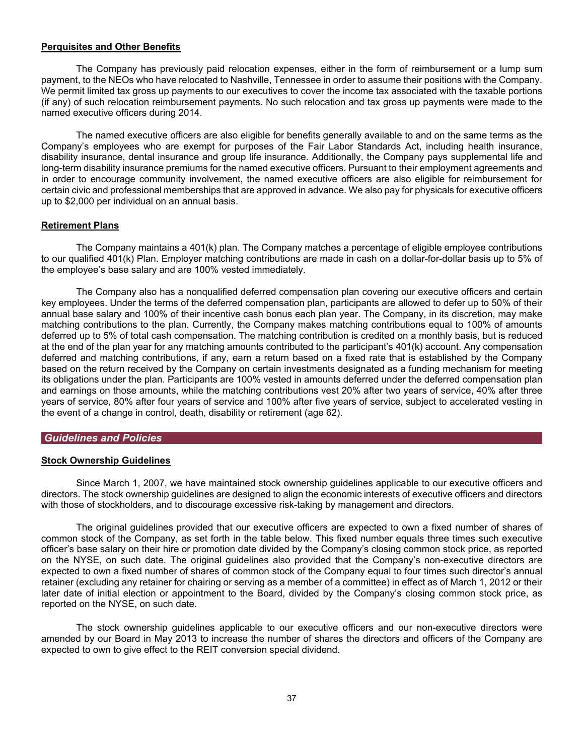**Perquisites and Other Benefits**

The Company has previously paid relocation expenses, either in the form of reimbursement or a lump sum payment, to the NEOs who have relocated to Nashville, Tennessee in order to assume their positions with the Company. We permit limited tax gross up payments to our executives to cover the income tax associated with the taxable portions (if any) of such relocation reimbursement payments. No such relocation and tax gross up payments were made to the named executive officers during 2014.

The named executive officers are also eligible for benefits generally available to and on the same terms as the Company's employees who are exempt for purposes of the Fair Labor Standards Act, including health insurance, disability insurance, dental insurance and group life insurance. Additionally, the Company pays supplemental life and long-term disability insurance premiums for the named executive officers. Pursuant to their employment agreements and in order to encourage community involvement, the named executive officers are also eligible for reimbursement for certain civic and professional memberships that are approved in advance. We also pay for physicals for executive officers up to $2,000 per individual on an annual basis.

**Retirement Plans**

The Company maintains a 401(k) plan. The Company matches a percentage of eligible employee contributions to our qualified 401(k) Plan. Employer matching contributions are made in cash on a dollar-for-dollar basis up to 5% of the employee's base salary and are 100% vested immediately.

The Company also has a nonqualified deferred compensation plan covering our executive officers and certain key employees. Under the terms of the deferred compensation plan, participants are allowed to defer up to 50% of their annual base salary and 100% of their incentive cash bonus each plan year. The Company, in its discretion, may make matching contributions to the plan. Currently, the Company makes matching contributions equal to 100% of amounts deferred up to 5% of total cash compensation. The matching contribution is credited on a monthly basis, but is reduced at the end of the plan year for any matching amounts contributed to the participant's 401(k) account. Any compensation deferred and matching contributions, if any, earn a return based on a fixed rate that is established by the Company based on the return received by the Company on certain investments designated as a funding mechanism for meeting its obligations under the plan. Participants are 100% vested in amounts deferred under the deferred compensation plan and earnings on those amounts, while the matching contributions vest 20% after two years of service, 40% after three years of service, 80% after four years of service and 100% after five years of service, subject to accelerated vesting in the event of a change in control, death, disability or retirement (age 62).

## *Guidelines and Policies*

**Stock Ownership Guidelines**

Since March 1, 2007, we have maintained stock ownership guidelines applicable to our executive officers and directors. The stock ownership guidelines are designed to align the economic interests of executive officers and directors with those of stockholders, and to discourage excessive risk-taking by management and directors.

The original guidelines provided that our executive officers are expected to own a fixed number of shares of common stock of the Company, as set forth in the table below. This fixed number equals three times such executive officer's base salary on their hire or promotion date divided by the Company's closing common stock price, as reported on the NYSE, on such date. The original guidelines also provided that the Company's non-executive directors are expected to own a fixed number of shares of common stock of the Company equal to four times such director's annual retainer (excluding any retainer for chairing or serving as a member of a committee) in effect as of March 1, 2012 or their later date of initial election or appointment to the Board, divided by the Company's closing common stock price, as reported on the NYSE, on such date.

The stock ownership guidelines applicable to our executive officers and our non-executive directors were amended by our Board in May 2013 to increase the number of shares the directors and officers of the Company are expected to own to give effect to the REIT conversion special dividend.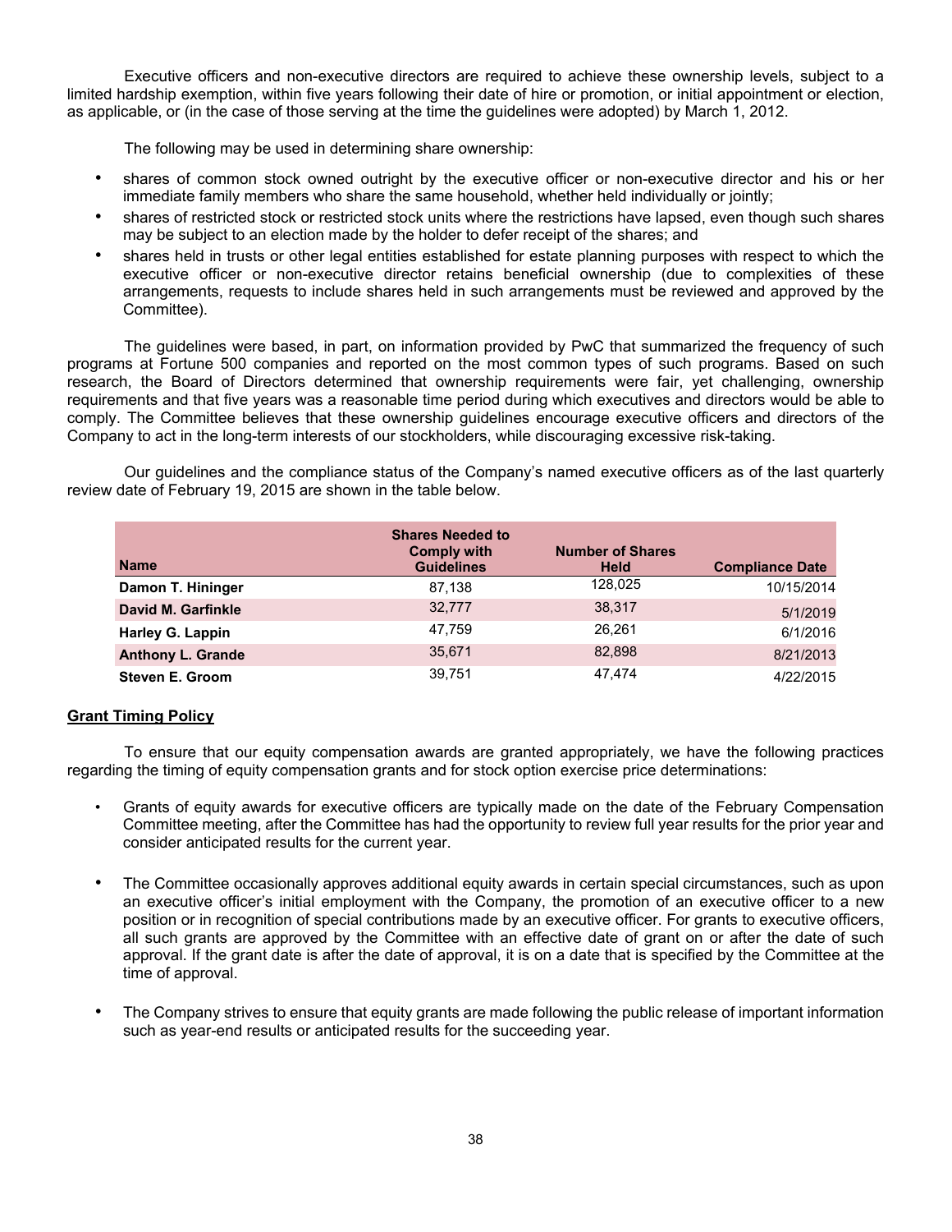Executive officers and non-executive directors are required to achieve these ownership levels, subject to a limited hardship exemption, within five years following their date of hire or promotion, or initial appointment or election, as applicable, or (in the case of those serving at the time the guidelines were adopted) by March 1, 2012.

The following may be used in determining share ownership:

- shares of common stock owned outright by the executive officer or non-executive director and his or her immediate family members who share the same household, whether held individually or jointly;
- shares of restricted stock or restricted stock units where the restrictions have lapsed, even though such shares may be subject to an election made by the holder to defer receipt of the shares; and
- shares held in trusts or other legal entities established for estate planning purposes with respect to which the executive officer or non-executive director retains beneficial ownership (due to complexities of these arrangements, requests to include shares held in such arrangements must be reviewed and approved by the Committee).

The guidelines were based, in part, on information provided by PwC that summarized the frequency of such programs at Fortune 500 companies and reported on the most common types of such programs. Based on such research, the Board of Directors determined that ownership requirements were fair, yet challenging, ownership requirements and that five years was a reasonable time period during which executives and directors would be able to comply. The Committee believes that these ownership guidelines encourage executive officers and directors of the Company to act in the long-term interests of our stockholders, while discouraging excessive risk-taking.

Our guidelines and the compliance status of the Company's named executive officers as of the last quarterly review date of February 19, 2015 are shown in the table below.

| Name | Shares Needed to Comply with Guidelines | Number of Shares Held | Compliance Date |
|---|---|---|---|
| **Damon T. Hininger** | 87,138 | 128,025 | 10/15/2014 |
| **David M. Garfinkle** | 32,777 | 38,317 | 5/1/2019 |
| **Harley G. Lappin** | 47,759 | 26,261 | 6/1/2016 |
| **Anthony L. Grande** | 35,671 | 82,898 | 8/21/2013 |
| **Steven E. Groom** | 39,751 | 47,474 | 4/22/2015 |

**Grant Timing Policy**

To ensure that our equity compensation awards are granted appropriately, we have the following practices regarding the timing of equity compensation grants and for stock option exercise price determinations:

- Grants of equity awards for executive officers are typically made on the date of the February Compensation Committee meeting, after the Committee has had the opportunity to review full year results for the prior year and consider anticipated results for the current year.

- The Committee occasionally approves additional equity awards in certain special circumstances, such as upon an executive officer's initial employment with the Company, the promotion of an executive officer to a new position or in recognition of special contributions made by an executive officer. For grants to executive officers, all such grants are approved by the Committee with an effective date of grant on or after the date of such approval. If the grant date is after the date of approval, it is on a date that is specified by the Committee at the time of approval.

- The Company strives to ensure that equity grants are made following the public release of important information such as year-end results or anticipated results for the succeeding year.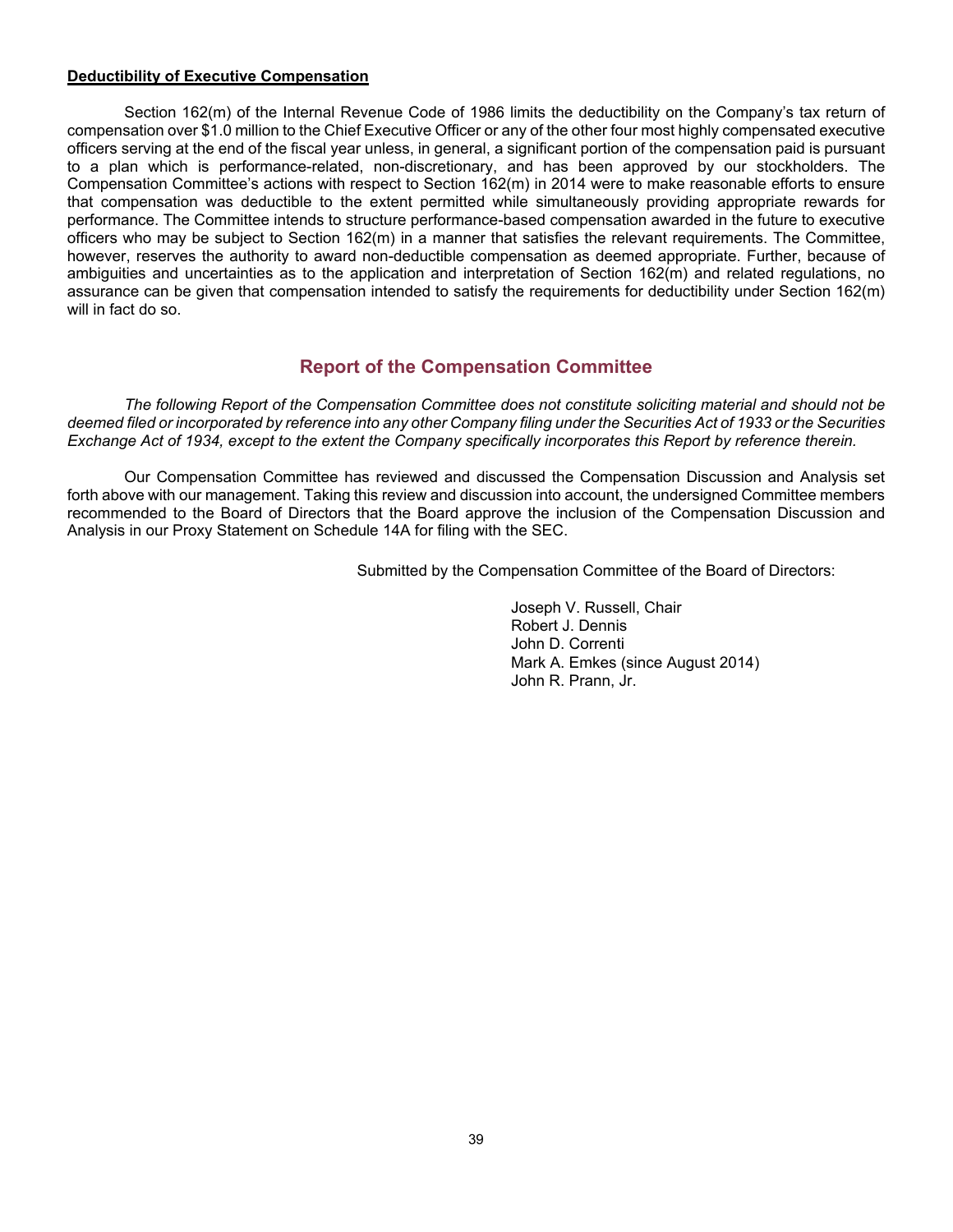**Deductibility of Executive Compensation**

Section 162(m) of the Internal Revenue Code of 1986 limits the deductibility on the Company's tax return of compensation over $1.0 million to the Chief Executive Officer or any of the other four most highly compensated executive officers serving at the end of the fiscal year unless, in general, a significant portion of the compensation paid is pursuant to a plan which is performance-related, non-discretionary, and has been approved by our stockholders. The Compensation Committee's actions with respect to Section 162(m) in 2014 were to make reasonable efforts to ensure that compensation was deductible to the extent permitted while simultaneously providing appropriate rewards for performance. The Committee intends to structure performance-based compensation awarded in the future to executive officers who may be subject to Section 162(m) in a manner that satisfies the relevant requirements. The Committee, however, reserves the authority to award non-deductible compensation as deemed appropriate. Further, because of ambiguities and uncertainties as to the application and interpretation of Section 162(m) and related regulations, no assurance can be given that compensation intended to satisfy the requirements for deductibility under Section 162(m) will in fact do so.

## Report of the Compensation Committee

*The following Report of the Compensation Committee does not constitute soliciting material and should not be deemed filed or incorporated by reference into any other Company filing under the Securities Act of 1933 or the Securities Exchange Act of 1934, except to the extent the Company specifically incorporates this Report by reference therein.*

Our Compensation Committee has reviewed and discussed the Compensation Discussion and Analysis set forth above with our management. Taking this review and discussion into account, the undersigned Committee members recommended to the Board of Directors that the Board approve the inclusion of the Compensation Discussion and Analysis in our Proxy Statement on Schedule 14A for filing with the SEC.

Submitted by the Compensation Committee of the Board of Directors:

Joseph V. Russell, Chair
Robert J. Dennis
John D. Correnti
Mark A. Emkes (since August 2014)
John R. Prann, Jr.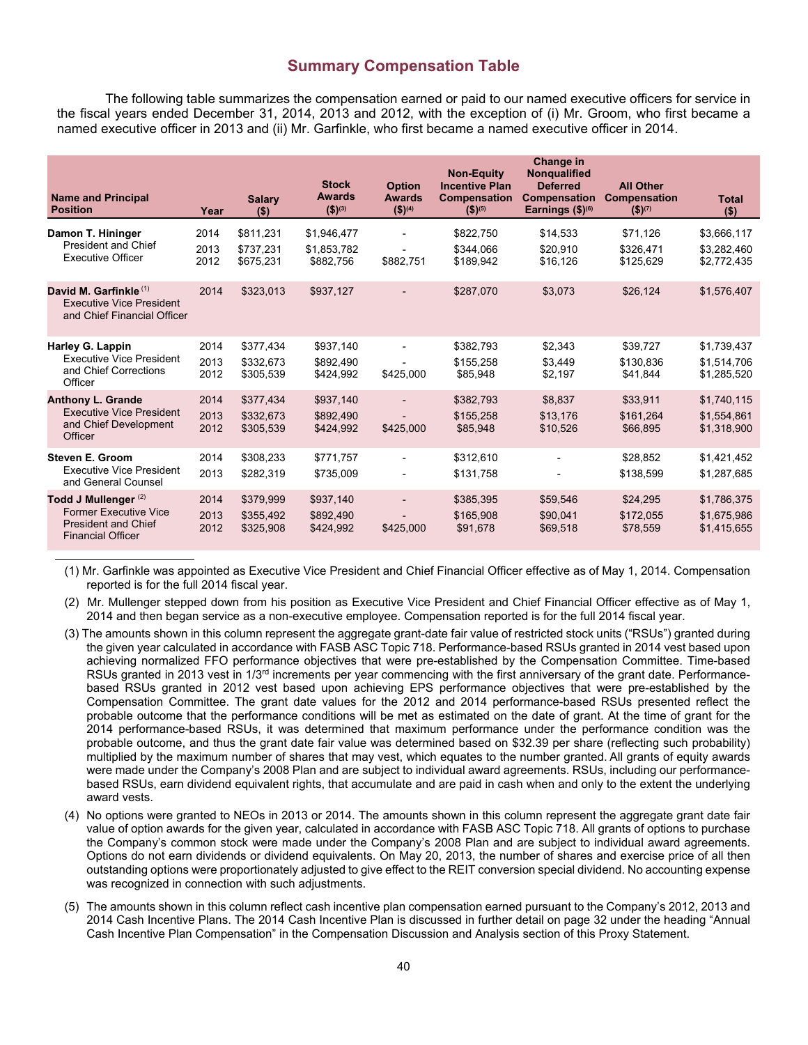## Summary Compensation Table

The following table summarizes the compensation earned or paid to our named executive officers for service in the fiscal years ended December 31, 2014, 2013 and 2012, with the exception of (i) Mr. Groom, who first became a named executive officer in 2013 and (ii) Mr. Garfinkle, who first became a named executive officer in 2014.

| Name and Principal Position | Year | Salary ($) | Stock Awards ($)(3) | Option Awards ($)(4) | Non-Equity Incentive Plan Compensation ($)(5) | Change in Nonqualified Deferred Compensation Earnings ($)(6) | All Other Compensation ($)(7) | Total ($) |
|---|---|---|---|---|---|---|---|---|
| **Damon T. Hininger** President and Chief Executive Officer | 2014 | $811,231 | $1,946,477 | - | $822,750 | $14,533 | $71,126 | $3,666,117 |
| | 2013 | $737,231 | $1,853,782 | - | $344,066 | $20,910 | $326,471 | $3,282,460 |
| | 2012 | $675,231 | $882,756 | $882,751 | $189,942 | $16,126 | $125,629 | $2,772,435 |
| **David M. Garfinkle** (1) Executive Vice President and Chief Financial Officer | 2014 | $323,013 | $937,127 | - | $287,070 | $3,073 | $26,124 | $1,576,407 |
| **Harley G. Lappin** Executive Vice President and Chief Corrections Officer | 2014 | $377,434 | $937,140 | - | $382,793 | $2,343 | $39,727 | $1,739,437 |
| | 2013 | $332,673 | $892,490 | - | $155,258 | $3,449 | $130,836 | $1,514,706 |
| | 2012 | $305,539 | $424,992 | $425,000 | $85,948 | $2,197 | $41,844 | $1,285,520 |
| **Anthony L. Grande** Executive Vice President and Chief Development Officer | 2014 | $377,434 | $937,140 | - | $382,793 | $8,837 | $33,911 | $1,740,115 |
| | 2013 | $332,673 | $892,490 | - | $155,258 | $13,176 | $161,264 | $1,554,861 |
| | 2012 | $305,539 | $424,992 | $425,000 | $85,948 | $10,526 | $66,895 | $1,318,900 |
| **Steven E. Groom** Executive Vice President and General Counsel | 2014 | $308,233 | $771,757 | - | $312,610 | - | $28,852 | $1,421,452 |
| | 2013 | $282,319 | $735,009 | - | $131,758 | - | $138,599 | $1,287,685 |
| **Todd J Mullenger** (2) Former Executive Vice President and Chief Financial Officer | 2014 | $379,999 | $937,140 | - | $385,395 | $59,546 | $24,295 | $1,786,375 |
| | 2013 | $355,492 | $892,490 | - | $165,908 | $90,041 | $172,055 | $1,675,986 |
| | 2012 | $325,908 | $424,992 | $425,000 | $91,678 | $69,518 | $78,559 | $1,415,655 |

(1) Mr. Garfinkle was appointed as Executive Vice President and Chief Financial Officer effective as of May 1, 2014. Compensation reported is for the full 2014 fiscal year.

(2) Mr. Mullenger stepped down from his position as Executive Vice President and Chief Financial Officer effective as of May 1, 2014 and then began service as a non-executive employee. Compensation reported is for the full 2014 fiscal year.

(3) The amounts shown in this column represent the aggregate grant-date fair value of restricted stock units ("RSUs") granted during the given year calculated in accordance with FASB ASC Topic 718. Performance-based RSUs granted in 2014 vest based upon achieving normalized FFO performance objectives that were pre-established by the Compensation Committee. Time-based RSUs granted in 2013 vest in 1/3rd increments per year commencing with the first anniversary of the grant date. Performance-based RSUs granted in 2012 vest based upon achieving EPS performance objectives that were pre-established by the Compensation Committee. The grant date values for the 2012 and 2014 performance-based RSUs presented reflect the probable outcome that the performance conditions will be met as estimated on the date of grant. At the time of grant for the 2014 performance-based RSUs, it was determined that maximum performance under the performance condition was the probable outcome, and thus the grant date fair value was determined based on $32.39 per share (reflecting such probability) multiplied by the maximum number of shares that may vest, which equates to the number granted. All grants of equity awards were made under the Company's 2008 Plan and are subject to individual award agreements. RSUs, including our performance-based RSUs, earn dividend equivalent rights, that accumulate and are paid in cash when and only to the extent the underlying award vests.

(4) No options were granted to NEOs in 2013 or 2014. The amounts shown in this column represent the aggregate grant date fair value of option awards for the given year, calculated in accordance with FASB ASC Topic 718. All grants of options to purchase the Company's common stock were made under the Company's 2008 Plan and are subject to individual award agreements. Options do not earn dividends or dividend equivalents. On May 20, 2013, the number of shares and exercise price of all then outstanding options were proportionately adjusted to give effect to the REIT conversion special dividend. No accounting expense was recognized in connection with such adjustments.

(5) The amounts shown in this column reflect cash incentive plan compensation earned pursuant to the Company's 2012, 2013 and 2014 Cash Incentive Plans. The 2014 Cash Incentive Plan is discussed in further detail on page 32 under the heading "Annual Cash Incentive Plan Compensation" in the Compensation Discussion and Analysis section of this Proxy Statement.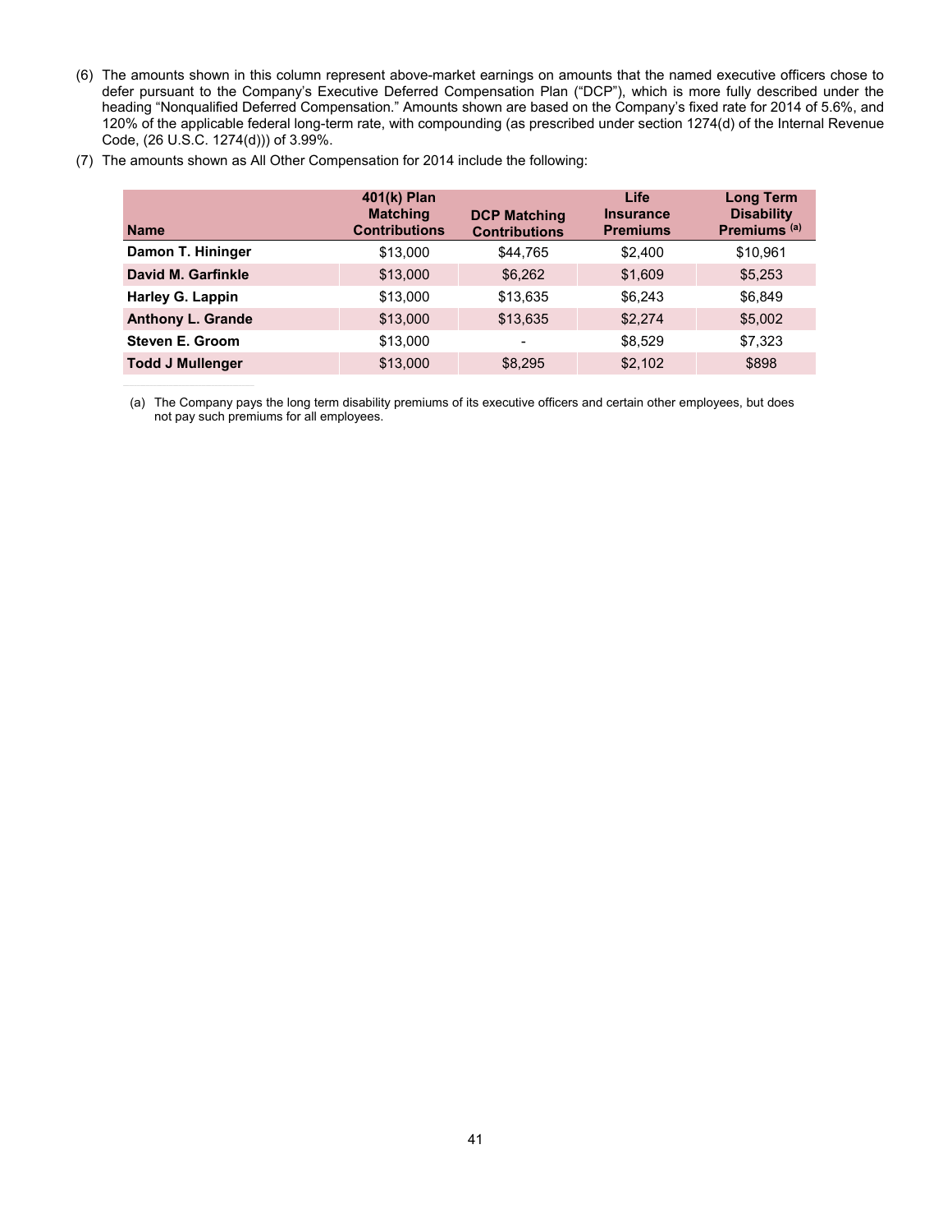(6) The amounts shown in this column represent above-market earnings on amounts that the named executive officers chose to defer pursuant to the Company's Executive Deferred Compensation Plan ("DCP"), which is more fully described under the heading "Nonqualified Deferred Compensation." Amounts shown are based on the Company's fixed rate for 2014 of 5.6%, and 120% of the applicable federal long-term rate, with compounding (as prescribed under section 1274(d) of the Internal Revenue Code, (26 U.S.C. 1274(d))) of 3.99%.

(7) The amounts shown as All Other Compensation for 2014 include the following:

| Name | 401(k) Plan Matching Contributions | DCP Matching Contributions | Life Insurance Premiums | Long Term Disability Premiums [(a)] |
|---|---|---|---|---|
| **Damon T. Hininger** | $13,000 | $44,765 | $2,400 | $10,961 |
| **David M. Garfinkle** | $13,000 | $6,262 | $1,609 | $5,253 |
| **Harley G. Lappin** | $13,000 | $13,635 | $6,243 | $6,849 |
| **Anthony L. Grande** | $13,000 | $13,635 | $2,274 | $5,002 |
| **Steven E. Groom** | $13,000 | - | $8,529 | $7,323 |
| **Todd J Mullenger** | $13,000 | $8,295 | $2,102 | $898 |

(a) The Company pays the long term disability premiums of its executive officers and certain other employees, but does not pay such premiums for all employees.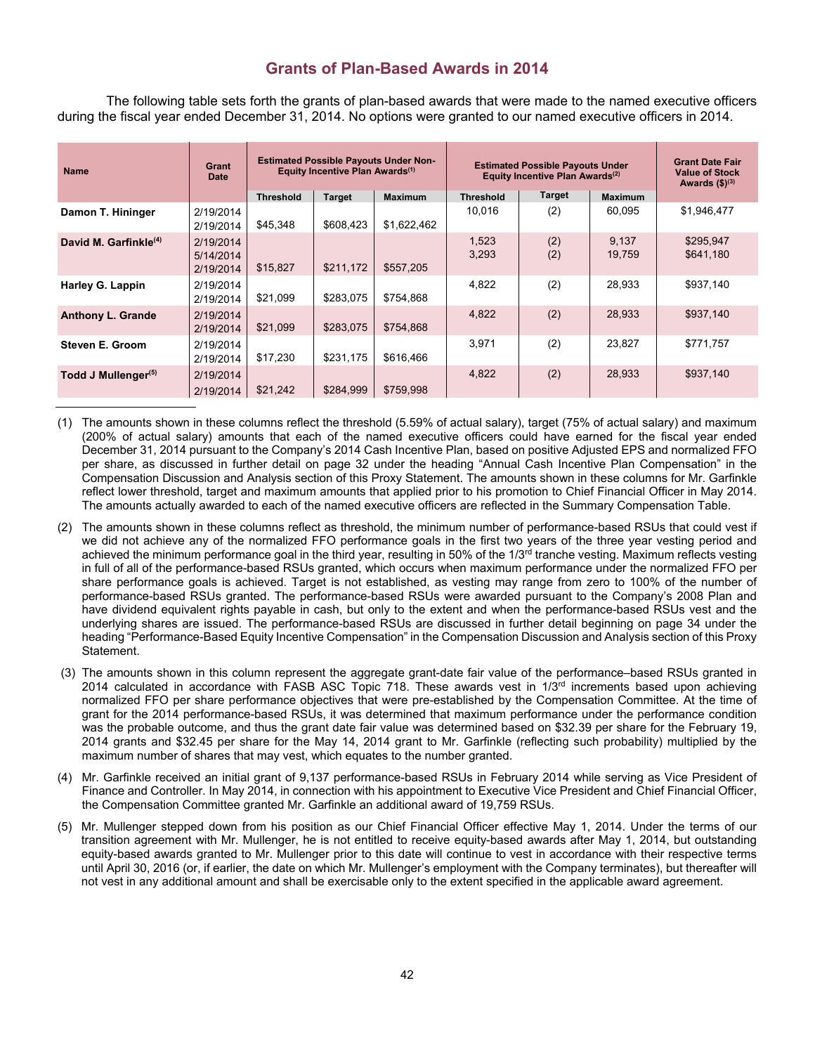## Grants of Plan-Based Awards in 2014

The following table sets forth the grants of plan-based awards that were made to the named executive officers during the fiscal year ended December 31, 2014. No options were granted to our named executive officers in 2014.

| Name | Grant Date | Estimated Possible Payouts Under Non-Equity Incentive Plan Awards[(1)] | | | Estimated Possible Payouts Under Equity Incentive Plan Awards[(2)] | | | Grant Date Fair Value of Stock Awards ($)[(3)] |
|---|---|---|---|---|---|---|---|---|
| | | Threshold | Target | Maximum | Threshold | Target | Maximum | |
| **Damon T. Hininger** | 2/19/2014 | | | | 10,016 | (2) | 60,095 | $1,946,477 |
| | 2/19/2014 | $45,348 | $608,423 | $1,622,462 | | | | |
| **David M. Garfinkle[(4)]** | 2/19/2014 | | | | 1,523 | (2) | 9,137 | $295,947 |
| | 5/14/2014 | | | | 3,293 | (2) | 19,759 | $641,180 |
| | 2/19/2014 | $15,827 | $211,172 | $557,205 | | | | |
| **Harley G. Lappin** | 2/19/2014 | | | | 4,822 | (2) | 28,933 | $937,140 |
| | 2/19/2014 | $21,099 | $283,075 | $754,868 | | | | |
| **Anthony L. Grande** | 2/19/2014 | | | | 4,822 | (2) | 28,933 | $937,140 |
| | 2/19/2014 | $21,099 | $283,075 | $754,868 | | | | |
| **Steven E. Groom** | 2/19/2014 | | | | 3,971 | (2) | 23,827 | $771,757 |
| | 2/19/2014 | $17,230 | $231,175 | $616,466 | | | | |
| **Todd J Mullenger[(5)]** | 2/19/2014 | | | | 4,822 | (2) | 28,933 | $937,140 |
| | 2/19/2014 | $21,242 | $284,999 | $759,998 | | | | |

(1) The amounts shown in these columns reflect the threshold (5.59% of actual salary), target (75% of actual salary) and maximum (200% of actual salary) amounts that each of the named executive officers could have earned for the fiscal year ended December 31, 2014 pursuant to the Company's 2014 Cash Incentive Plan, based on positive Adjusted EPS and normalized FFO per share, as discussed in further detail on page 32 under the heading "Annual Cash Incentive Plan Compensation" in the Compensation Discussion and Analysis section of this Proxy Statement. The amounts shown in these columns for Mr. Garfinkle reflect lower threshold, target and maximum amounts that applied prior to his promotion to Chief Financial Officer in May 2014. The amounts actually awarded to each of the named executive officers are reflected in the Summary Compensation Table.

(2) The amounts shown in these columns reflect as threshold, the minimum number of performance-based RSUs that could vest if we did not achieve any of the normalized FFO performance goals in the first two years of the three year vesting period and achieved the minimum performance goal in the third year, resulting in 50% of the 1/3rd tranche vesting. Maximum reflects vesting in full of all of the performance-based RSUs granted, which occurs when maximum performance under the normalized FFO per share performance goals is achieved. Target is not established, as vesting may range from zero to 100% of the number of performance-based RSUs granted. The performance-based RSUs were awarded pursuant to the Company's 2008 Plan and have dividend equivalent rights payable in cash, but only to the extent and when the performance-based RSUs vest and the underlying shares are issued. The performance-based RSUs are discussed in further detail beginning on page 34 under the heading "Performance-Based Equity Incentive Compensation" in the Compensation Discussion and Analysis section of this Proxy Statement.

(3) The amounts shown in this column represent the aggregate grant-date fair value of the performance–based RSUs granted in 2014 calculated in accordance with FASB ASC Topic 718. These awards vest in 1/3rd increments based upon achieving normalized FFO per share performance objectives that were pre-established by the Compensation Committee. At the time of grant for the 2014 performance-based RSUs, it was determined that maximum performance under the performance condition was the probable outcome, and thus the grant date fair value was determined based on $32.39 per share for the February 19, 2014 grants and $32.45 per share for the May 14, 2014 grant to Mr. Garfinkle (reflecting such probability) multiplied by the maximum number of shares that may vest, which equates to the number granted.

(4) Mr. Garfinkle received an initial grant of 9,137 performance-based RSUs in February 2014 while serving as Vice President of Finance and Controller. In May 2014, in connection with his appointment to Executive Vice President and Chief Financial Officer, the Compensation Committee granted Mr. Garfinkle an additional award of 19,759 RSUs.

(5) Mr. Mullenger stepped down from his position as our Chief Financial Officer effective May 1, 2014. Under the terms of our transition agreement with Mr. Mullenger, he is not entitled to receive equity-based awards after May 1, 2014, but outstanding equity-based awards granted to Mr. Mullenger prior to this date will continue to vest in accordance with their respective terms until April 30, 2016 (or, if earlier, the date on which Mr. Mullenger's employment with the Company terminates), but thereafter will not vest in any additional amount and shall be exercisable only to the extent specified in the applicable award agreement.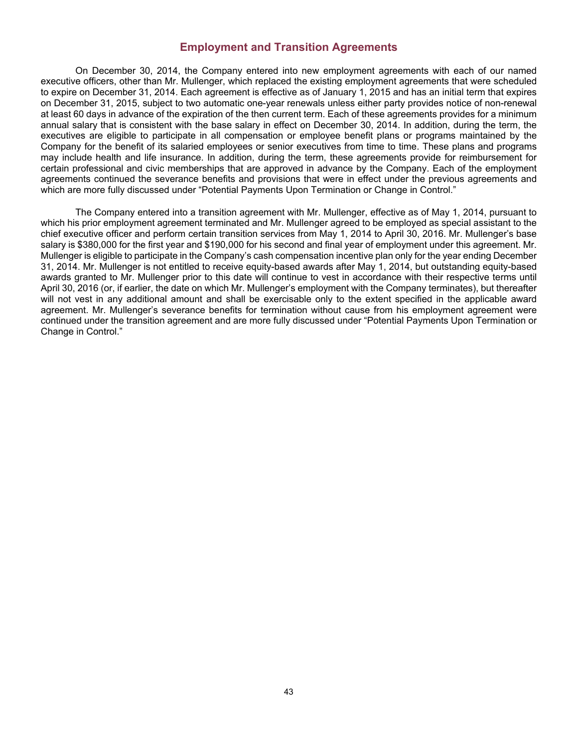## Employment and Transition Agreements

On December 30, 2014, the Company entered into new employment agreements with each of our named executive officers, other than Mr. Mullenger, which replaced the existing employment agreements that were scheduled to expire on December 31, 2014. Each agreement is effective as of January 1, 2015 and has an initial term that expires on December 31, 2015, subject to two automatic one-year renewals unless either party provides notice of non-renewal at least 60 days in advance of the expiration of the then current term. Each of these agreements provides for a minimum annual salary that is consistent with the base salary in effect on December 30, 2014. In addition, during the term, the executives are eligible to participate in all compensation or employee benefit plans or programs maintained by the Company for the benefit of its salaried employees or senior executives from time to time. These plans and programs may include health and life insurance. In addition, during the term, these agreements provide for reimbursement for certain professional and civic memberships that are approved in advance by the Company. Each of the employment agreements continued the severance benefits and provisions that were in effect under the previous agreements and which are more fully discussed under "Potential Payments Upon Termination or Change in Control."

The Company entered into a transition agreement with Mr. Mullenger, effective as of May 1, 2014, pursuant to which his prior employment agreement terminated and Mr. Mullenger agreed to be employed as special assistant to the chief executive officer and perform certain transition services from May 1, 2014 to April 30, 2016. Mr. Mullenger's base salary is $380,000 for the first year and $190,000 for his second and final year of employment under this agreement. Mr. Mullenger is eligible to participate in the Company's cash compensation incentive plan only for the year ending December 31, 2014. Mr. Mullenger is not entitled to receive equity-based awards after May 1, 2014, but outstanding equity-based awards granted to Mr. Mullenger prior to this date will continue to vest in accordance with their respective terms until April 30, 2016 (or, if earlier, the date on which Mr. Mullenger's employment with the Company terminates), but thereafter will not vest in any additional amount and shall be exercisable only to the extent specified in the applicable award agreement. Mr. Mullenger's severance benefits for termination without cause from his employment agreement were continued under the transition agreement and are more fully discussed under "Potential Payments Upon Termination or Change in Control."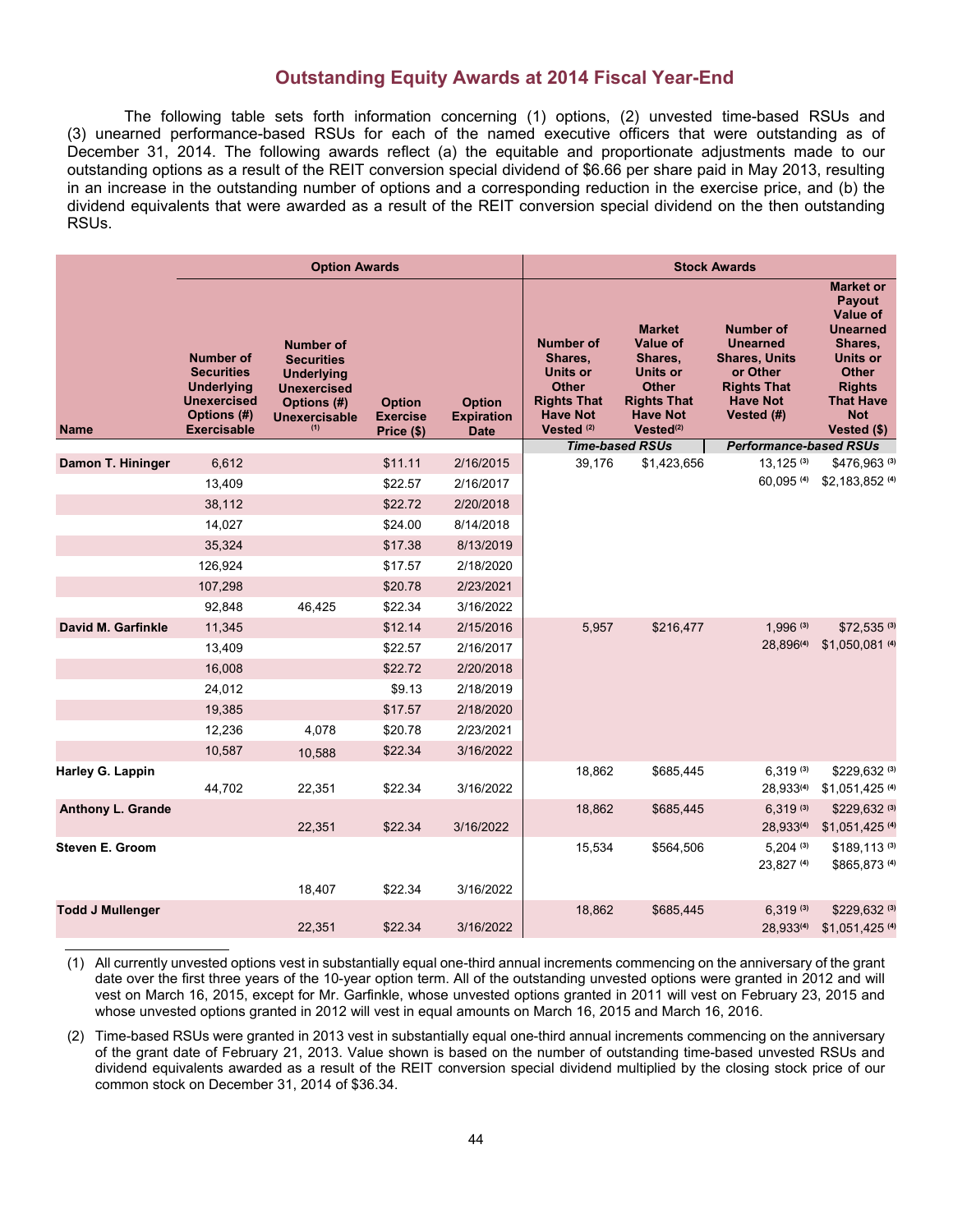## Outstanding Equity Awards at 2014 Fiscal Year-End

The following table sets forth information concerning (1) options, (2) unvested time-based RSUs and (3) unearned performance-based RSUs for each of the named executive officers that were outstanding as of December 31, 2014. The following awards reflect (a) the equitable and proportionate adjustments made to our outstanding options as a result of the REIT conversion special dividend of $6.66 per share paid in May 2013, resulting in an increase in the outstanding number of options and a corresponding reduction in the exercise price, and (b) the dividend equivalents that were awarded as a result of the REIT conversion special dividend on the then outstanding RSUs.

| | Option Awards | | | | Stock Awards | | | |
|---|---|---|---|---|---|---|---|---|
| Name | Number of Securities Underlying Unexercised Options (#) Exercisable | Number of Securities Underlying Unexercised Options (#) Unexercisable (1) | Option Exercise Price ($) | Option Expiration Date | Number of Shares, Units or Other Rights That Have Not Vested (2) | Market Value of Shares, Units or Other Rights That Have Not Vested(2) | Number of Unearned Shares, Units or Other Rights That Have Not Vested (#) | Market or Payout Value of Unearned Shares, Units or Other Rights That Have Not Vested ($) |
| | | | | | *Time-based RSUs* | | *Performance-based RSUs* | |
| **Damon T. Hininger** | 6,612 | | $11.11 | 2/16/2015 | 39,176 | $1,423,656 | 13,125 (3) | $476,963 (3) |
| | 13,409 | | $22.57 | 2/16/2017 | | | 60,095 (4) | $2,183,852 (4) |
| | 38,112 | | $22.72 | 2/20/2018 | | | | |
| | 14,027 | | $24.00 | 8/14/2018 | | | | |
| | 35,324 | | $17.38 | 8/13/2019 | | | | |
| | 126,924 | | $17.57 | 2/18/2020 | | | | |
| | 107,298 | | $20.78 | 2/23/2021 | | | | |
| | 92,848 | 46,425 | $22.34 | 3/16/2022 | | | | |
| **David M. Garfinkle** | 11,345 | | $12.14 | 2/15/2016 | 5,957 | $216,477 | 1,996 (3) | $72,535 (3) |
| | 13,409 | | $22.57 | 2/16/2017 | | | 28,896(4) | $1,050,081 (4) |
| | 16,008 | | $22.72 | 2/20/2018 | | | | |
| | 24,012 | | $9.13 | 2/18/2019 | | | | |
| | 19,385 | | $17.57 | 2/18/2020 | | | | |
| | 12,236 | 4,078 | $20.78 | 2/23/2021 | | | | |
| | 10,587 | 10,588 | $22.34 | 3/16/2022 | | | | |
| **Harley G. Lappin** | | | | | 18,862 | $685,445 | 6,319 (3) | $229,632 (3) |
| | 44,702 | 22,351 | $22.34 | 3/16/2022 | | | 28,933(4) | $1,051,425 (4) |
| **Anthony L. Grande** | | | | | 18,862 | $685,445 | 6,319 (3) | $229,632 (3) |
| | | 22,351 | $22.34 | 3/16/2022 | | | 28,933(4) | $1,051,425 (4) |
| **Steven E. Groom** | | | | | 15,534 | $564,506 | 5,204 (3) | $189,113 (3) |
| | | | | | | | 23,827 (4) | $865,873 (4) |
| | | 18,407 | $22.34 | 3/16/2022 | | | | |
| **Todd J Mullenger** | | | | | 18,862 | $685,445 | 6,319 (3) | $229,632 (3) |
| | | 22,351 | $22.34 | 3/16/2022 | | | 28,933(4) | $1,051,425 (4) |

(1) All currently unvested options vest in substantially equal one-third annual increments commencing on the anniversary of the grant date over the first three years of the 10-year option term. All of the outstanding unvested options were granted in 2012 and will vest on March 16, 2015, except for Mr. Garfinkle, whose unvested options granted in 2011 will vest on February 23, 2015 and whose unvested options granted in 2012 will vest in equal amounts on March 16, 2015 and March 16, 2016.

(2) Time-based RSUs were granted in 2013 vest in substantially equal one-third annual increments commencing on the anniversary of the grant date of February 21, 2013. Value shown is based on the number of outstanding time-based unvested RSUs and dividend equivalents awarded as a result of the REIT conversion special dividend multiplied by the closing stock price of our common stock on December 31, 2014 of $36.34.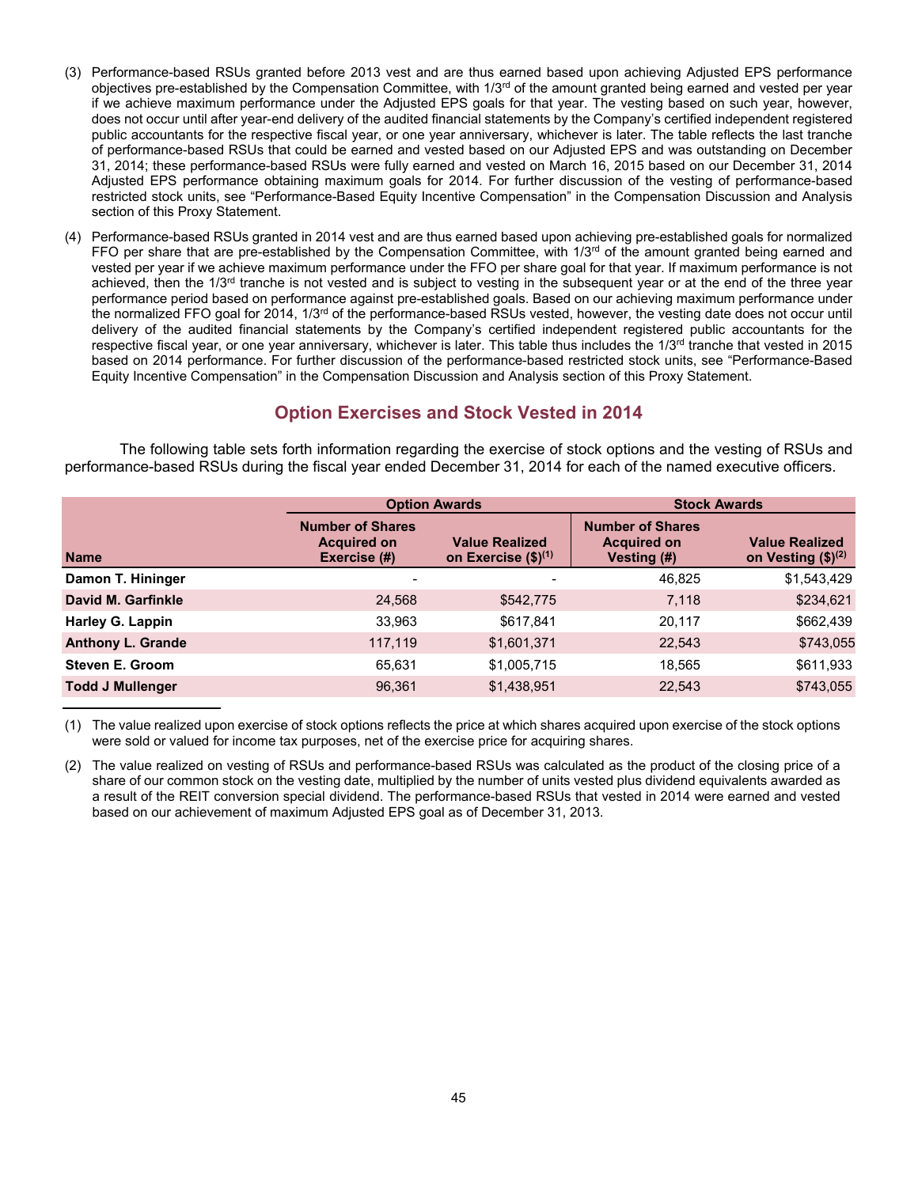(3) Performance-based RSUs granted before 2013 vest and are thus earned based upon achieving Adjusted EPS performance objectives pre-established by the Compensation Committee, with 1/3rd of the amount granted being earned and vested per year if we achieve maximum performance under the Adjusted EPS goals for that year. The vesting based on such year, however, does not occur until after year-end delivery of the audited financial statements by the Company's certified independent registered public accountants for the respective fiscal year, or one year anniversary, whichever is later. The table reflects the last tranche of performance-based RSUs that could be earned and vested based on our Adjusted EPS and was outstanding on December 31, 2014; these performance-based RSUs were fully earned and vested on March 16, 2015 based on our December 31, 2014 Adjusted EPS performance obtaining maximum goals for 2014. For further discussion of the vesting of performance-based restricted stock units, see "Performance-Based Equity Incentive Compensation" in the Compensation Discussion and Analysis section of this Proxy Statement.

(4) Performance-based RSUs granted in 2014 vest and are thus earned based upon achieving pre-established goals for normalized FFO per share that are pre-established by the Compensation Committee, with 1/3rd of the amount granted being earned and vested per year if we achieve maximum performance under the FFO per share goal for that year. If maximum performance is not achieved, then the 1/3rd tranche is not vested and is subject to vesting in the subsequent year or at the end of the three year performance period based on performance against pre-established goals. Based on our achieving maximum performance under the normalized FFO goal for 2014, 1/3rd of the performance-based RSUs vested, however, the vesting date does not occur until delivery of the audited financial statements by the Company's certified independent registered public accountants for the respective fiscal year, or one year anniversary, whichever is later. This table thus includes the 1/3rd tranche that vested in 2015 based on 2014 performance. For further discussion of the performance-based restricted stock units, see "Performance-Based Equity Incentive Compensation" in the Compensation Discussion and Analysis section of this Proxy Statement.

## Option Exercises and Stock Vested in 2014

The following table sets forth information regarding the exercise of stock options and the vesting of RSUs and performance-based RSUs during the fiscal year ended December 31, 2014 for each of the named executive officers.

| | Option Awards | | Stock Awards | |
|---|---|---|---|---|
| Name | Number of Shares Acquired on Exercise (#) | Value Realized on Exercise ($)(1) | Number of Shares Acquired on Vesting (#) | Value Realized on Vesting ($)(2) |
| Damon T. Hininger | - | - | 46,825 | $1,543,429 |
| David M. Garfinkle | 24,568 | $542,775 | 7,118 | $234,621 |
| Harley G. Lappin | 33,963 | $617,841 | 20,117 | $662,439 |
| Anthony L. Grande | 117,119 | $1,601,371 | 22,543 | $743,055 |
| Steven E. Groom | 65,631 | $1,005,715 | 18,565 | $611,933 |
| Todd J Mullenger | 96,361 | $1,438,951 | 22,543 | $743,055 |

(1) The value realized upon exercise of stock options reflects the price at which shares acquired upon exercise of the stock options were sold or valued for income tax purposes, net of the exercise price for acquiring shares.

(2) The value realized on vesting of RSUs and performance-based RSUs was calculated as the product of the closing price of a share of our common stock on the vesting date, multiplied by the number of units vested plus dividend equivalents awarded as a result of the REIT conversion special dividend. The performance-based RSUs that vested in 2014 were earned and vested based on our achievement of maximum Adjusted EPS goal as of December 31, 2013.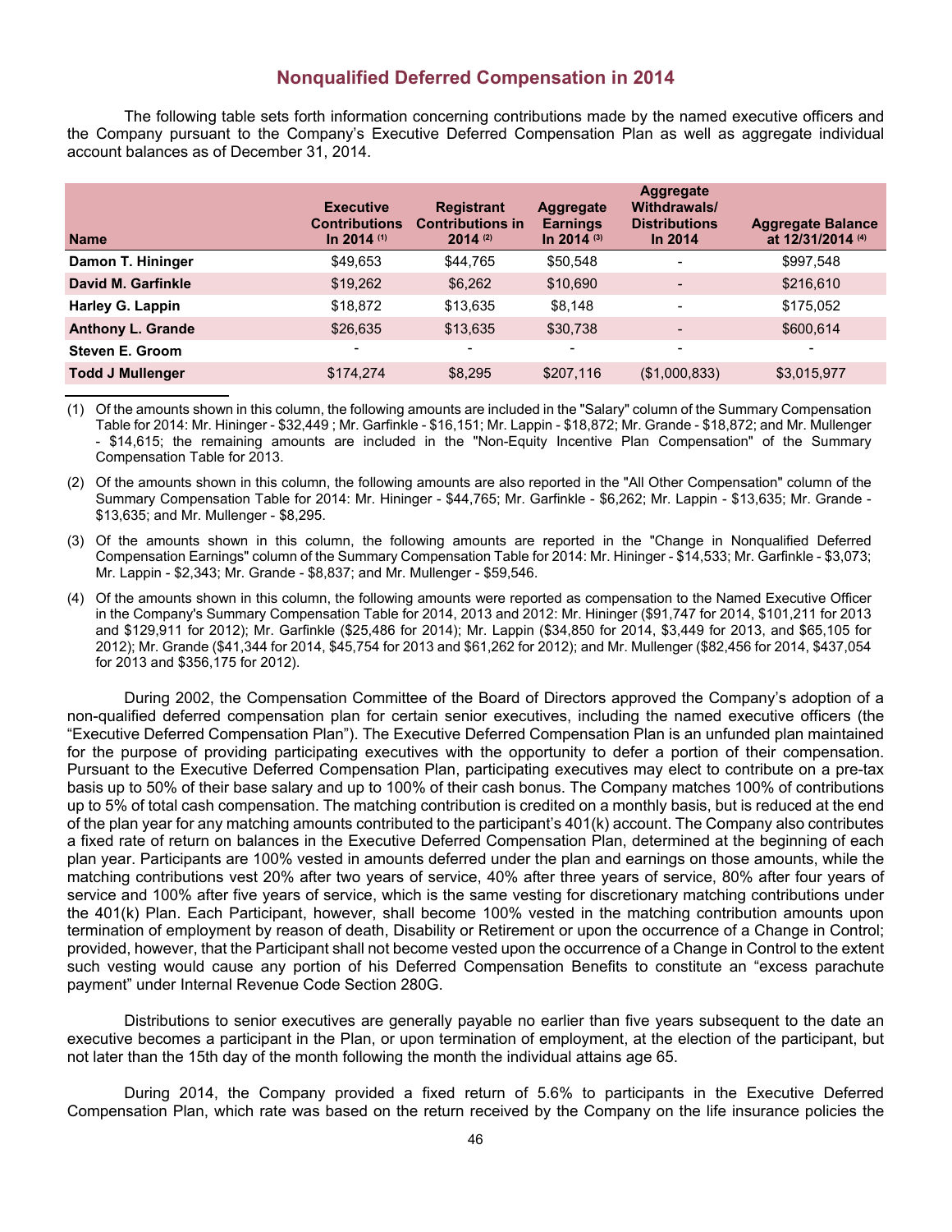## Nonqualified Deferred Compensation in 2014

The following table sets forth information concerning contributions made by the named executive officers and the Company pursuant to the Company's Executive Deferred Compensation Plan as well as aggregate individual account balances as of December 31, 2014.

| Name | Executive Contributions In 2014 (1) | Registrant Contributions in 2014 (2) | Aggregate Earnings In 2014 (3) | Aggregate Withdrawals/ Distributions In 2014 | Aggregate Balance at 12/31/2014 (4) |
|---|---|---|---|---|---|
| **Damon T. Hininger** | $49,653 | $44,765 | $50,548 | - | $997,548 |
| **David M. Garfinkle** | $19,262 | $6,262 | $10,690 | - | $216,610 |
| **Harley G. Lappin** | $18,872 | $13,635 | $8,148 | - | $175,052 |
| **Anthony L. Grande** | $26,635 | $13,635 | $30,738 | - | $600,614 |
| **Steven E. Groom** | - | - | - | - | - |
| **Todd J Mullenger** | $174,274 | $8,295 | $207,116 | ($1,000,833) | $3,015,977 |

(1) Of the amounts shown in this column, the following amounts are included in the "Salary" column of the Summary Compensation Table for 2014: Mr. Hininger - $32,449 ; Mr. Garfinkle - $16,151; Mr. Lappin - $18,872; Mr. Grande - $18,872; and Mr. Mullenger - $14,615; the remaining amounts are included in the "Non-Equity Incentive Plan Compensation" of the Summary Compensation Table for 2013.

(2) Of the amounts shown in this column, the following amounts are also reported in the "All Other Compensation" column of the Summary Compensation Table for 2014: Mr. Hininger - $44,765; Mr. Garfinkle - $6,262; Mr. Lappin - $13,635; Mr. Grande - $13,635; and Mr. Mullenger - $8,295.

(3) Of the amounts shown in this column, the following amounts are reported in the "Change in Nonqualified Deferred Compensation Earnings" column of the Summary Compensation Table for 2014: Mr. Hininger - $14,533; Mr. Garfinkle - $3,073; Mr. Lappin - $2,343; Mr. Grande - $8,837; and Mr. Mullenger - $59,546.

(4) Of the amounts shown in this column, the following amounts were reported as compensation to the Named Executive Officer in the Company's Summary Compensation Table for 2014, 2013 and 2012: Mr. Hininger ($91,747 for 2014, $101,211 for 2013 and $129,911 for 2012); Mr. Garfinkle ($25,486 for 2014); Mr. Lappin ($34,850 for 2014, $3,449 for 2013, and $65,105 for 2012); Mr. Grande ($41,344 for 2014, $45,754 for 2013 and $61,262 for 2012); and Mr. Mullenger ($82,456 for 2014, $437,054 for 2013 and $356,175 for 2012).

During 2002, the Compensation Committee of the Board of Directors approved the Company's adoption of a non-qualified deferred compensation plan for certain senior executives, including the named executive officers (the "Executive Deferred Compensation Plan"). The Executive Deferred Compensation Plan is an unfunded plan maintained for the purpose of providing participating executives with the opportunity to defer a portion of their compensation. Pursuant to the Executive Deferred Compensation Plan, participating executives may elect to contribute on a pre-tax basis up to 50% of their base salary and up to 100% of their cash bonus. The Company matches 100% of contributions up to 5% of total cash compensation. The matching contribution is credited on a monthly basis, but is reduced at the end of the plan year for any matching amounts contributed to the participant's 401(k) account. The Company also contributes a fixed rate of return on balances in the Executive Deferred Compensation Plan, determined at the beginning of each plan year. Participants are 100% vested in amounts deferred under the plan and earnings on those amounts, while the matching contributions vest 20% after two years of service, 40% after three years of service, 80% after four years of service and 100% after five years of service, which is the same vesting for discretionary matching contributions under the 401(k) Plan. Each Participant, however, shall become 100% vested in the matching contribution amounts upon termination of employment by reason of death, Disability or Retirement or upon the occurrence of a Change in Control; provided, however, that the Participant shall not become vested upon the occurrence of a Change in Control to the extent such vesting would cause any portion of his Deferred Compensation Benefits to constitute an "excess parachute payment" under Internal Revenue Code Section 280G.

Distributions to senior executives are generally payable no earlier than five years subsequent to the date an executive becomes a participant in the Plan, or upon termination of employment, at the election of the participant, but not later than the 15th day of the month following the month the individual attains age 65.

During 2014, the Company provided a fixed return of 5.6% to participants in the Executive Deferred Compensation Plan, which rate was based on the return received by the Company on the life insurance policies the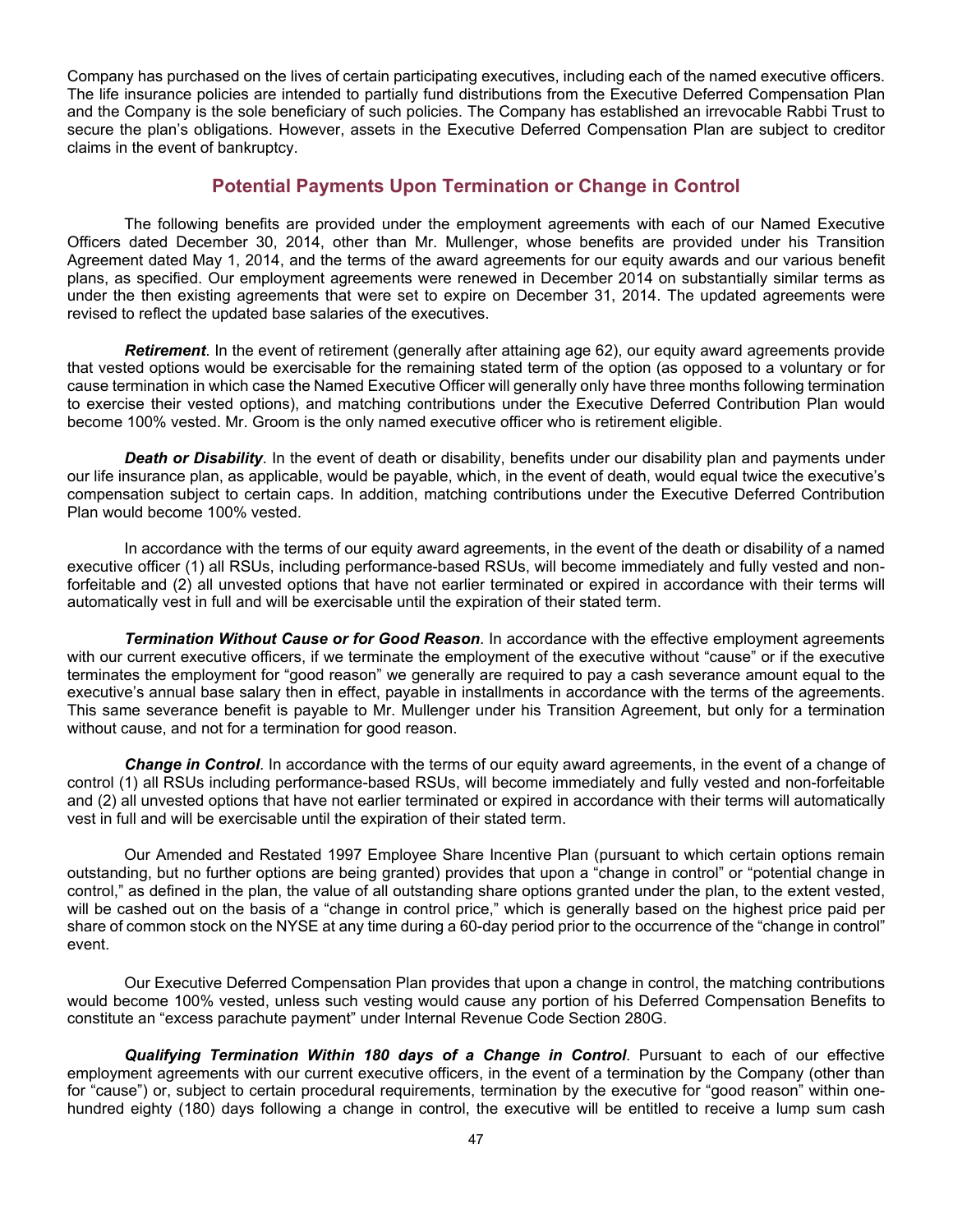Company has purchased on the lives of certain participating executives, including each of the named executive officers. The life insurance policies are intended to partially fund distributions from the Executive Deferred Compensation Plan and the Company is the sole beneficiary of such policies. The Company has established an irrevocable Rabbi Trust to secure the plan's obligations. However, assets in the Executive Deferred Compensation Plan are subject to creditor claims in the event of bankruptcy.

## Potential Payments Upon Termination or Change in Control

The following benefits are provided under the employment agreements with each of our Named Executive Officers dated December 30, 2014, other than Mr. Mullenger, whose benefits are provided under his Transition Agreement dated May 1, 2014, and the terms of the award agreements for our equity awards and our various benefit plans, as specified. Our employment agreements were renewed in December 2014 on substantially similar terms as under the then existing agreements that were set to expire on December 31, 2014. The updated agreements were revised to reflect the updated base salaries of the executives.

***Retirement***. In the event of retirement (generally after attaining age 62), our equity award agreements provide that vested options would be exercisable for the remaining stated term of the option (as opposed to a voluntary or for cause termination in which case the Named Executive Officer will generally only have three months following termination to exercise their vested options), and matching contributions under the Executive Deferred Contribution Plan would become 100% vested. Mr. Groom is the only named executive officer who is retirement eligible.

***Death or Disability***. In the event of death or disability, benefits under our disability plan and payments under our life insurance plan, as applicable, would be payable, which, in the event of death, would equal twice the executive's compensation subject to certain caps. In addition, matching contributions under the Executive Deferred Contribution Plan would become 100% vested.

In accordance with the terms of our equity award agreements, in the event of the death or disability of a named executive officer (1) all RSUs, including performance-based RSUs, will become immediately and fully vested and non-forfeitable and (2) all unvested options that have not earlier terminated or expired in accordance with their terms will automatically vest in full and will be exercisable until the expiration of their stated term.

***Termination Without Cause or for Good Reason***. In accordance with the effective employment agreements with our current executive officers, if we terminate the employment of the executive without "cause" or if the executive terminates the employment for "good reason" we generally are required to pay a cash severance amount equal to the executive's annual base salary then in effect, payable in installments in accordance with the terms of the agreements. This same severance benefit is payable to Mr. Mullenger under his Transition Agreement, but only for a termination without cause, and not for a termination for good reason.

***Change in Control***. In accordance with the terms of our equity award agreements, in the event of a change of control (1) all RSUs including performance-based RSUs, will become immediately and fully vested and non-forfeitable and (2) all unvested options that have not earlier terminated or expired in accordance with their terms will automatically vest in full and will be exercisable until the expiration of their stated term.

Our Amended and Restated 1997 Employee Share Incentive Plan (pursuant to which certain options remain outstanding, but no further options are being granted) provides that upon a "change in control" or "potential change in control," as defined in the plan, the value of all outstanding share options granted under the plan, to the extent vested, will be cashed out on the basis of a "change in control price," which is generally based on the highest price paid per share of common stock on the NYSE at any time during a 60-day period prior to the occurrence of the "change in control" event.

Our Executive Deferred Compensation Plan provides that upon a change in control, the matching contributions would become 100% vested, unless such vesting would cause any portion of his Deferred Compensation Benefits to constitute an "excess parachute payment" under Internal Revenue Code Section 280G.

***Qualifying Termination Within 180 days of a Change in Control***. Pursuant to each of our effective employment agreements with our current executive officers, in the event of a termination by the Company (other than for "cause") or, subject to certain procedural requirements, termination by the executive for "good reason" within one-hundred eighty (180) days following a change in control, the executive will be entitled to receive a lump sum cash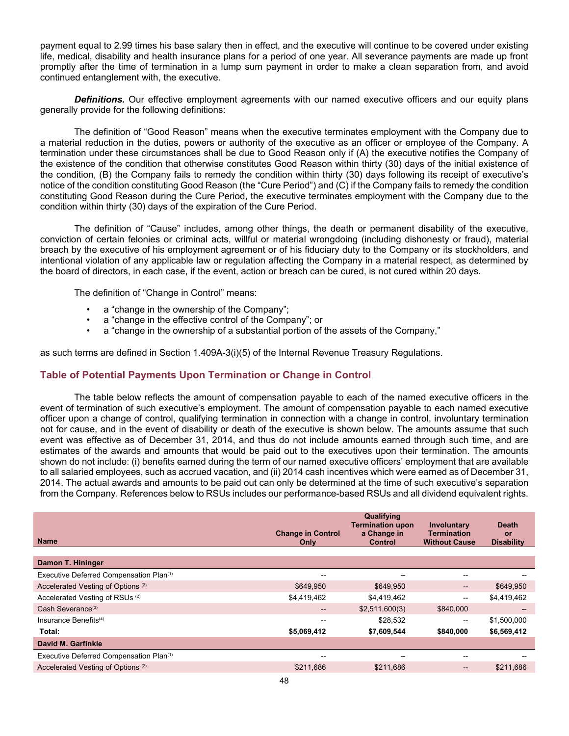payment equal to 2.99 times his base salary then in effect, and the executive will continue to be covered under existing life, medical, disability and health insurance plans for a period of one year. All severance payments are made up front promptly after the time of termination in a lump sum payment in order to make a clean separation from, and avoid continued entanglement with, the executive.

***Definitions.*** Our effective employment agreements with our named executive officers and our equity plans generally provide for the following definitions:

The definition of "Good Reason" means when the executive terminates employment with the Company due to a material reduction in the duties, powers or authority of the executive as an officer or employee of the Company. A termination under these circumstances shall be due to Good Reason only if (A) the executive notifies the Company of the existence of the condition that otherwise constitutes Good Reason within thirty (30) days of the initial existence of the condition, (B) the Company fails to remedy the condition within thirty (30) days following its receipt of executive's notice of the condition constituting Good Reason (the "Cure Period") and (C) if the Company fails to remedy the condition constituting Good Reason during the Cure Period, the executive terminates employment with the Company due to the condition within thirty (30) days of the expiration of the Cure Period.

The definition of "Cause" includes, among other things, the death or permanent disability of the executive, conviction of certain felonies or criminal acts, willful or material wrongdoing (including dishonesty or fraud), material breach by the executive of his employment agreement or of his fiduciary duty to the Company or its stockholders, and intentional violation of any applicable law or regulation affecting the Company in a material respect, as determined by the board of directors, in each case, if the event, action or breach can be cured, is not cured within 20 days.

The definition of "Change in Control" means:

- a "change in the ownership of the Company";
- a "change in the effective control of the Company"; or
- a "change in the ownership of a substantial portion of the assets of the Company,"

as such terms are defined in Section 1.409A-3(i)(5) of the Internal Revenue Treasury Regulations.

## Table of Potential Payments Upon Termination or Change in Control

The table below reflects the amount of compensation payable to each of the named executive officers in the event of termination of such executive's employment. The amount of compensation payable to each named executive officer upon a change of control, qualifying termination in connection with a change in control, involuntary termination not for cause, and in the event of disability or death of the executive is shown below. The amounts assume that such event was effective as of December 31, 2014, and thus do not include amounts earned through such time, and are estimates of the awards and amounts that would be paid out to the executives upon their termination. The amounts shown do not include: (i) benefits earned during the term of our named executive officers' employment that are available to all salaried employees, such as accrued vacation, and (ii) 2014 cash incentives which were earned as of December 31, 2014. The actual awards and amounts to be paid out can only be determined at the time of such executive's separation from the Company. References below to RSUs includes our performance-based RSUs and all dividend equivalent rights.

| Name | Change in Control Only | Qualifying Termination upon a Change in Control | Involuntary Termination Without Cause | Death or Disability |
|---|---|---|---|---|
| **Damon T. Hininger** | | | | |
| Executive Deferred Compensation Plan[(1)] | -- | -- | -- | -- |
| Accelerated Vesting of Options [(2)] | $649,950 | $649,950 | -- | $649,950 |
| Accelerated Vesting of RSUs [(2)] | $4,419,462 | $4,419,462 | -- | $4,419,462 |
| Cash Severance[(3)] | -- | $2,511,600(3) | $840,000 | -- |
| Insurance Benefits[(4)] | -- | $28,532 | -- | $1,500,000 |
| **Total:** | **$5,069,412** | **$7,609,544** | **$840,000** | **$6,569,412** |
| **David M. Garfinkle** | | | | |
| Executive Deferred Compensation Plan[(1)] | -- | -- | -- | -- |
| Accelerated Vesting of Options [(2)] | $211,686 | $211,686 | -- | $211,686 |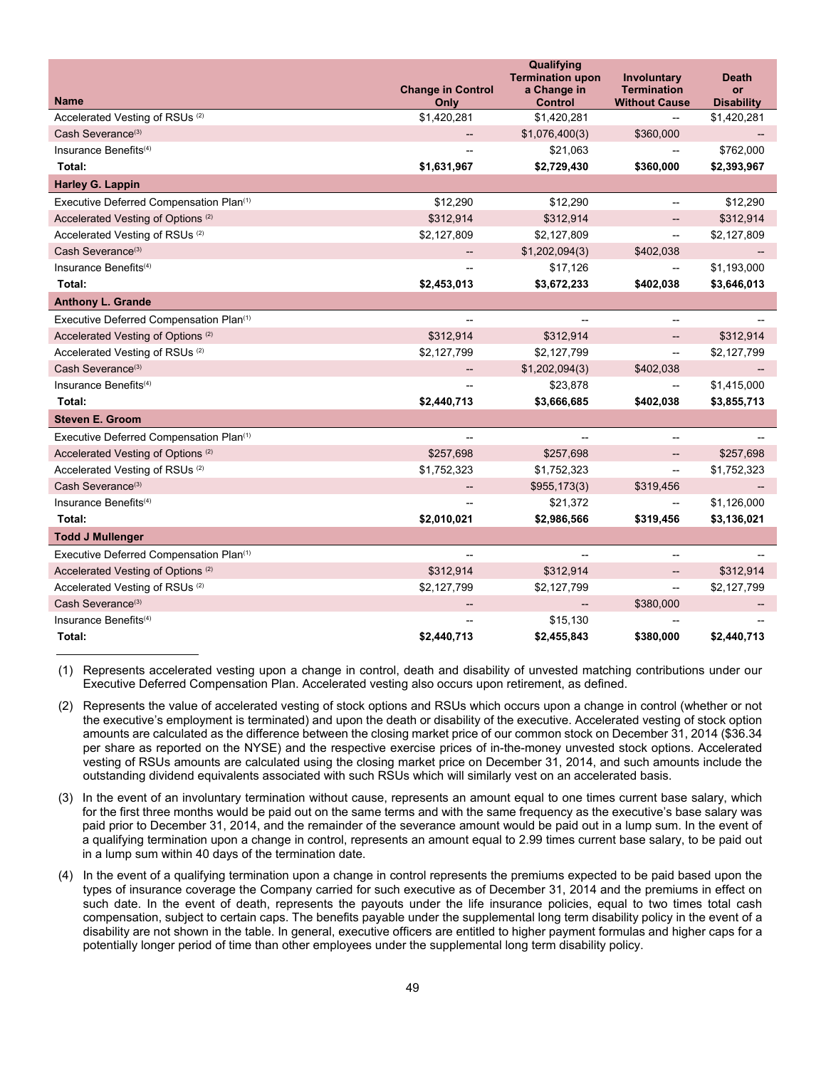| Name | Change in Control Only | Qualifying Termination upon a Change in Control | Involuntary Termination Without Cause | Death or Disability |
|---|---|---|---|---|
| Accelerated Vesting of RSUs [(2)] | $1,420,281 | $1,420,281 | -- | $1,420,281 |
| Cash Severance[(3)] | -- | $1,076,400(3) | $360,000 | -- |
| Insurance Benefits[(4)] | -- | $21,063 | -- | $762,000 |
| **Total:** | **$1,631,967** | **$2,729,430** | **$360,000** | **$2,393,967** |
| **Harley G. Lappin** | | | | |
| Executive Deferred Compensation Plan[(1)] | $12,290 | $12,290 | -- | $12,290 |
| Accelerated Vesting of Options [(2)] | $312,914 | $312,914 | -- | $312,914 |
| Accelerated Vesting of RSUs [(2)] | $2,127,809 | $2,127,809 | -- | $2,127,809 |
| Cash Severance[(3)] | -- | $1,202,094(3) | $402,038 | -- |
| Insurance Benefits[(4)] | -- | $17,126 | -- | $1,193,000 |
| **Total:** | **$2,453,013** | **$3,672,233** | **$402,038** | **$3,646,013** |
| **Anthony L. Grande** | | | | |
| Executive Deferred Compensation Plan[(1)] | -- | -- | -- | -- |
| Accelerated Vesting of Options [(2)] | $312,914 | $312,914 | -- | $312,914 |
| Accelerated Vesting of RSUs [(2)] | $2,127,799 | $2,127,799 | -- | $2,127,799 |
| Cash Severance[(3)] | -- | $1,202,094(3) | $402,038 | -- |
| Insurance Benefits[(4)] | -- | $23,878 | -- | $1,415,000 |
| **Total:** | **$2,440,713** | **$3,666,685** | **$402,038** | **$3,855,713** |
| **Steven E. Groom** | | | | |
| Executive Deferred Compensation Plan[(1)] | -- | -- | -- | -- |
| Accelerated Vesting of Options [(2)] | $257,698 | $257,698 | -- | $257,698 |
| Accelerated Vesting of RSUs [(2)] | $1,752,323 | $1,752,323 | -- | $1,752,323 |
| Cash Severance[(3)] | -- | $955,173(3) | $319,456 | -- |
| Insurance Benefits[(4)] | -- | $21,372 | -- | $1,126,000 |
| **Total:** | **$2,010,021** | **$2,986,566** | **$319,456** | **$3,136,021** |
| **Todd J Mullenger** | | | | |
| Executive Deferred Compensation Plan[(1)] | -- | -- | -- | -- |
| Accelerated Vesting of Options [(2)] | $312,914 | $312,914 | -- | $312,914 |
| Accelerated Vesting of RSUs [(2)] | $2,127,799 | $2,127,799 | -- | $2,127,799 |
| Cash Severance[(3)] | -- | -- | $380,000 | -- |
| Insurance Benefits[(4)] | -- | $15,130 | -- | -- |
| **Total:** | **$2,440,713** | **$2,455,843** | **$380,000** | **$2,440,713** |

(1) Represents accelerated vesting upon a change in control, death and disability of unvested matching contributions under our Executive Deferred Compensation Plan. Accelerated vesting also occurs upon retirement, as defined.

(2) Represents the value of accelerated vesting of stock options and RSUs which occurs upon a change in control (whether or not the executive's employment is terminated) and upon the death or disability of the executive. Accelerated vesting of stock option amounts are calculated as the difference between the closing market price of our common stock on December 31, 2014 ($36.34 per share as reported on the NYSE) and the respective exercise prices of in-the-money unvested stock options. Accelerated vesting of RSUs amounts are calculated using the closing market price on December 31, 2014, and such amounts include the outstanding dividend equivalents associated with such RSUs which will similarly vest on an accelerated basis.

(3) In the event of an involuntary termination without cause, represents an amount equal to one times current base salary, which for the first three months would be paid out on the same terms and with the same frequency as the executive's base salary was paid prior to December 31, 2014, and the remainder of the severance amount would be paid out in a lump sum. In the event of a qualifying termination upon a change in control, represents an amount equal to 2.99 times current base salary, to be paid out in a lump sum within 40 days of the termination date.

(4) In the event of a qualifying termination upon a change in control represents the premiums expected to be paid based upon the types of insurance coverage the Company carried for such executive as of December 31, 2014 and the premiums in effect on such date. In the event of death, represents the payouts under the life insurance policies, equal to two times total cash compensation, subject to certain caps. The benefits payable under the supplemental long term disability policy in the event of a disability are not shown in the table. In general, executive officers are entitled to higher payment formulas and higher caps for a potentially longer period of time than other employees under the supplemental long term disability policy.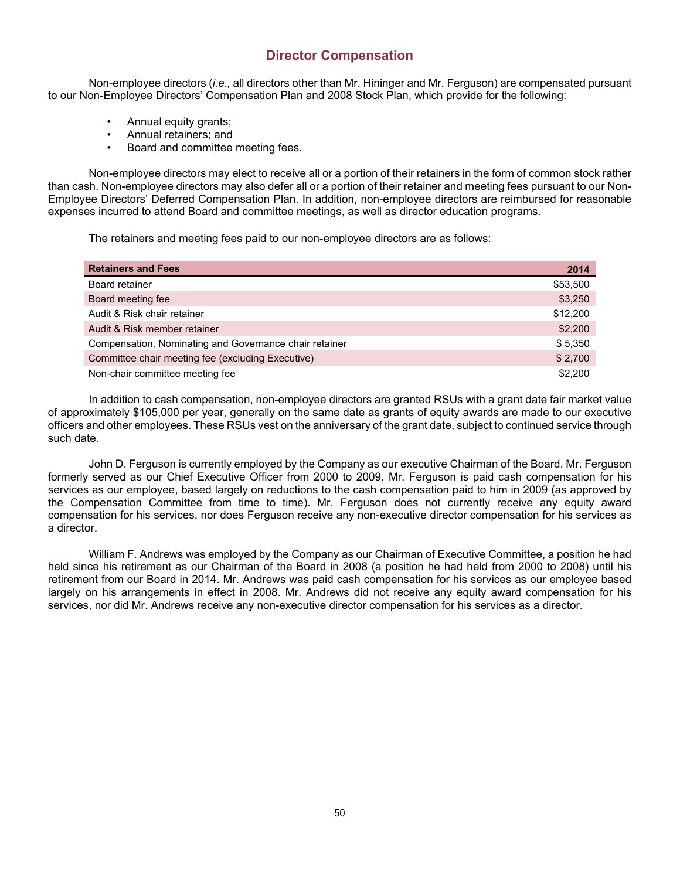## Director Compensation

Non-employee directors (*i.e.,* all directors other than Mr. Hininger and Mr. Ferguson) are compensated pursuant to our Non-Employee Directors' Compensation Plan and 2008 Stock Plan, which provide for the following:

- Annual equity grants;
- Annual retainers; and
- Board and committee meeting fees.

Non-employee directors may elect to receive all or a portion of their retainers in the form of common stock rather than cash. Non-employee directors may also defer all or a portion of their retainer and meeting fees pursuant to our Non-Employee Directors' Deferred Compensation Plan. In addition, non-employee directors are reimbursed for reasonable expenses incurred to attend Board and committee meetings, as well as director education programs.

The retainers and meeting fees paid to our non-employee directors are as follows:

| Retainers and Fees | 2014 |
|---|---|
| Board retainer | $53,500 |
| Board meeting fee | $3,250 |
| Audit & Risk chair retainer | $12,200 |
| Audit & Risk member retainer | $2,200 |
| Compensation, Nominating and Governance chair retainer | $ 5,350 |
| Committee chair meeting fee (excluding Executive) | $ 2,700 |
| Non-chair committee meeting fee | $2,200 |

In addition to cash compensation, non-employee directors are granted RSUs with a grant date fair market value of approximately $105,000 per year, generally on the same date as grants of equity awards are made to our executive officers and other employees. These RSUs vest on the anniversary of the grant date, subject to continued service through such date.

John D. Ferguson is currently employed by the Company as our executive Chairman of the Board. Mr. Ferguson formerly served as our Chief Executive Officer from 2000 to 2009. Mr. Ferguson is paid cash compensation for his services as our employee, based largely on reductions to the cash compensation paid to him in 2009 (as approved by the Compensation Committee from time to time). Mr. Ferguson does not currently receive any equity award compensation for his services, nor does Ferguson receive any non-executive director compensation for his services as a director.

William F. Andrews was employed by the Company as our Chairman of Executive Committee, a position he had held since his retirement as our Chairman of the Board in 2008 (a position he had held from 2000 to 2008) until his retirement from our Board in 2014. Mr. Andrews was paid cash compensation for his services as our employee based largely on his arrangements in effect in 2008. Mr. Andrews did not receive any equity award compensation for his services, nor did Mr. Andrews receive any non-executive director compensation for his services as a director.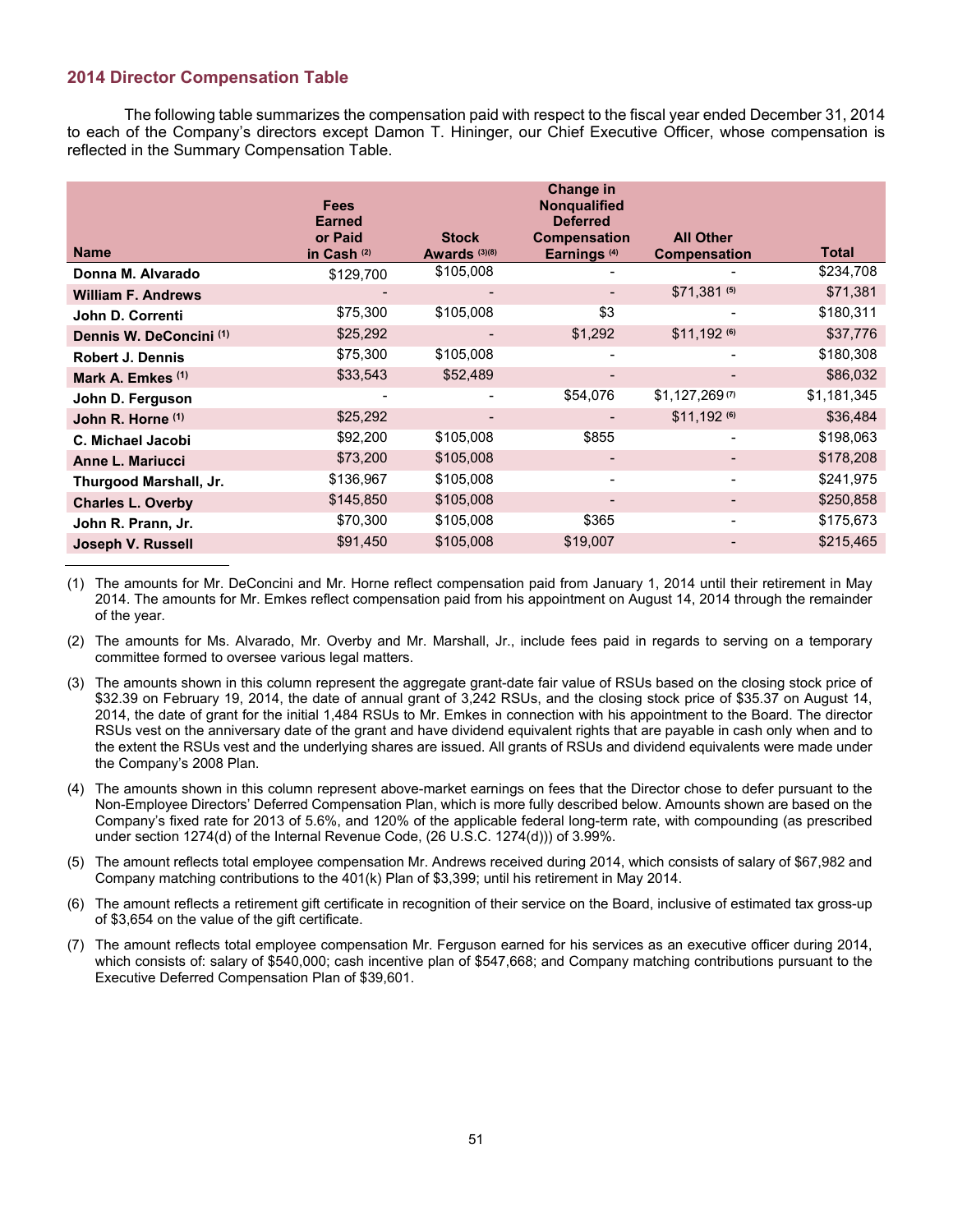## 2014 Director Compensation Table

The following table summarizes the compensation paid with respect to the fiscal year ended December 31, 2014 to each of the Company's directors except Damon T. Hininger, our Chief Executive Officer, whose compensation is reflected in the Summary Compensation Table.

| Name | Fees Earned or Paid in Cash [(2)] | Stock Awards [(3)(8)] | Change in Nonqualified Deferred Compensation Earnings [(4)] | All Other Compensation | Total |
|---|---|---|---|---|---|
| Donna M. Alvarado | $129,700 | $105,008 | - | - | $234,708 |
| William F. Andrews | - | - | - | $71,381 [(5)] | $71,381 |
| John D. Correnti | $75,300 | $105,008 | $3 | - | $180,311 |
| Dennis W. DeConcini [(1)] | $25,292 | - | $1,292 | $11,192 [(6)] | $37,776 |
| Robert J. Dennis | $75,300 | $105,008 | - | - | $180,308 |
| Mark A. Emkes [(1)] | $33,543 | $52,489 | - | - | $86,032 |
| John D. Ferguson | - | - | $54,076 | $1,127,269 [(7)] | $1,181,345 |
| John R. Horne [(1)] | $25,292 | - | - | $11,192 [(6)] | $36,484 |
| C. Michael Jacobi | $92,200 | $105,008 | $855 | - | $198,063 |
| Anne L. Mariucci | $73,200 | $105,008 | - | - | $178,208 |
| Thurgood Marshall, Jr. | $136,967 | $105,008 | - | - | $241,975 |
| Charles L. Overby | $145,850 | $105,008 | - | - | $250,858 |
| John R. Prann, Jr. | $70,300 | $105,008 | $365 | - | $175,673 |
| Joseph V. Russell | $91,450 | $105,008 | $19,007 | - | $215,465 |

(1) The amounts for Mr. DeConcini and Mr. Horne reflect compensation paid from January 1, 2014 until their retirement in May 2014. The amounts for Mr. Emkes reflect compensation paid from his appointment on August 14, 2014 through the remainder of the year.

(2) The amounts for Ms. Alvarado, Mr. Overby and Mr. Marshall, Jr., include fees paid in regards to serving on a temporary committee formed to oversee various legal matters.

(3) The amounts shown in this column represent the aggregate grant-date fair value of RSUs based on the closing stock price of $32.39 on February 19, 2014, the date of annual grant of 3,242 RSUs, and the closing stock price of $35.37 on August 14, 2014, the date of grant for the initial 1,484 RSUs to Mr. Emkes in connection with his appointment to the Board. The director RSUs vest on the anniversary date of the grant and have dividend equivalent rights that are payable in cash only when and to the extent the RSUs vest and the underlying shares are issued. All grants of RSUs and dividend equivalents were made under the Company's 2008 Plan.

(4) The amounts shown in this column represent above-market earnings on fees that the Director chose to defer pursuant to the Non-Employee Directors' Deferred Compensation Plan, which is more fully described below. Amounts shown are based on the Company's fixed rate for 2013 of 5.6%, and 120% of the applicable federal long-term rate, with compounding (as prescribed under section 1274(d) of the Internal Revenue Code, (26 U.S.C. 1274(d))) of 3.99%.

(5) The amount reflects total employee compensation Mr. Andrews received during 2014, which consists of salary of $67,982 and Company matching contributions to the 401(k) Plan of $3,399; until his retirement in May 2014.

(6) The amount reflects a retirement gift certificate in recognition of their service on the Board, inclusive of estimated tax gross-up of $3,654 on the value of the gift certificate.

(7) The amount reflects total employee compensation Mr. Ferguson earned for his services as an executive officer during 2014, which consists of: salary of $540,000; cash incentive plan of $547,668; and Company matching contributions pursuant to the Executive Deferred Compensation Plan of $39,601.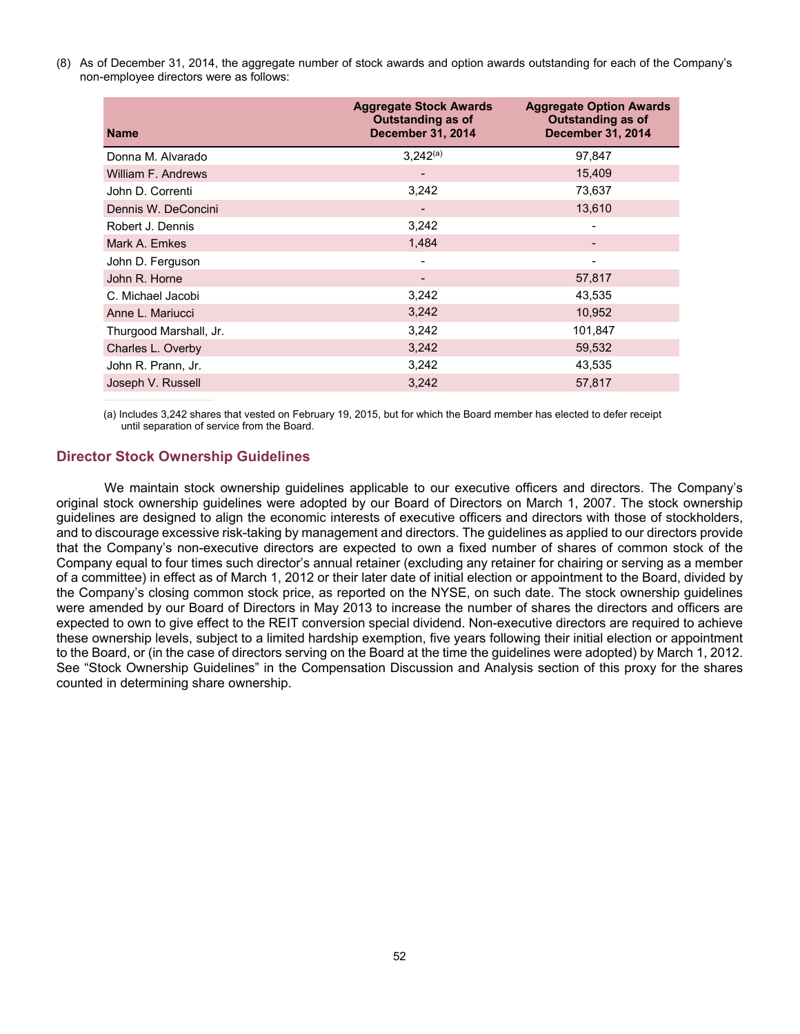(8) As of December 31, 2014, the aggregate number of stock awards and option awards outstanding for each of the Company's non-employee directors were as follows:

| Name | Aggregate Stock Awards Outstanding as of December 31, 2014 | Aggregate Option Awards Outstanding as of December 31, 2014 |
|---|---|---|
| Donna M. Alvarado | 3,242[(a)] | 97,847 |
| William F. Andrews | - | 15,409 |
| John D. Correnti | 3,242 | 73,637 |
| Dennis W. DeConcini | - | 13,610 |
| Robert J. Dennis | 3,242 | - |
| Mark A. Emkes | 1,484 | - |
| John D. Ferguson | - | - |
| John R. Horne | - | 57,817 |
| C. Michael Jacobi | 3,242 | 43,535 |
| Anne L. Mariucci | 3,242 | 10,952 |
| Thurgood Marshall, Jr. | 3,242 | 101,847 |
| Charles L. Overby | 3,242 | 59,532 |
| John R. Prann, Jr. | 3,242 | 43,535 |
| Joseph V. Russell | 3,242 | 57,817 |

(a) Includes 3,242 shares that vested on February 19, 2015, but for which the Board member has elected to defer receipt until separation of service from the Board.

## Director Stock Ownership Guidelines

We maintain stock ownership guidelines applicable to our executive officers and directors. The Company's original stock ownership guidelines were adopted by our Board of Directors on March 1, 2007. The stock ownership guidelines are designed to align the economic interests of executive officers and directors with those of stockholders, and to discourage excessive risk-taking by management and directors. The guidelines as applied to our directors provide that the Company's non-executive directors are expected to own a fixed number of shares of common stock of the Company equal to four times such director's annual retainer (excluding any retainer for chairing or serving as a member of a committee) in effect as of March 1, 2012 or their later date of initial election or appointment to the Board, divided by the Company's closing common stock price, as reported on the NYSE, on such date. The stock ownership guidelines were amended by our Board of Directors in May 2013 to increase the number of shares the directors and officers are expected to own to give effect to the REIT conversion special dividend. Non-executive directors are required to achieve these ownership levels, subject to a limited hardship exemption, five years following their initial election or appointment to the Board, or (in the case of directors serving on the Board at the time the guidelines were adopted) by March 1, 2012. See "Stock Ownership Guidelines" in the Compensation Discussion and Analysis section of this proxy for the shares counted in determining share ownership.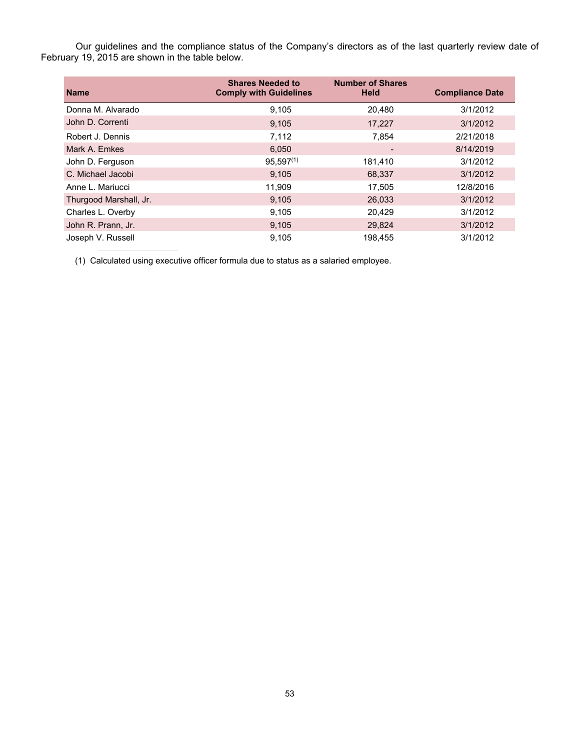Our guidelines and the compliance status of the Company's directors as of the last quarterly review date of February 19, 2015 are shown in the table below.

| Name | Shares Needed to Comply with Guidelines | Number of Shares Held | Compliance Date |
|---|---|---|---|
| Donna M. Alvarado | 9,105 | 20,480 | 3/1/2012 |
| John D. Correnti | 9,105 | 17,227 | 3/1/2012 |
| Robert J. Dennis | 7,112 | 7,854 | 2/21/2018 |
| Mark A. Emkes | 6,050 | - | 8/14/2019 |
| John D. Ferguson | 95,597[(1)] | 181,410 | 3/1/2012 |
| C. Michael Jacobi | 9,105 | 68,337 | 3/1/2012 |
| Anne L. Mariucci | 11,909 | 17,505 | 12/8/2016 |
| Thurgood Marshall, Jr. | 9,105 | 26,033 | 3/1/2012 |
| Charles L. Overby | 9,105 | 20,429 | 3/1/2012 |
| John R. Prann, Jr. | 9,105 | 29,824 | 3/1/2012 |
| Joseph V. Russell | 9,105 | 198,455 | 3/1/2012 |

(1) Calculated using executive officer formula due to status as a salaried employee.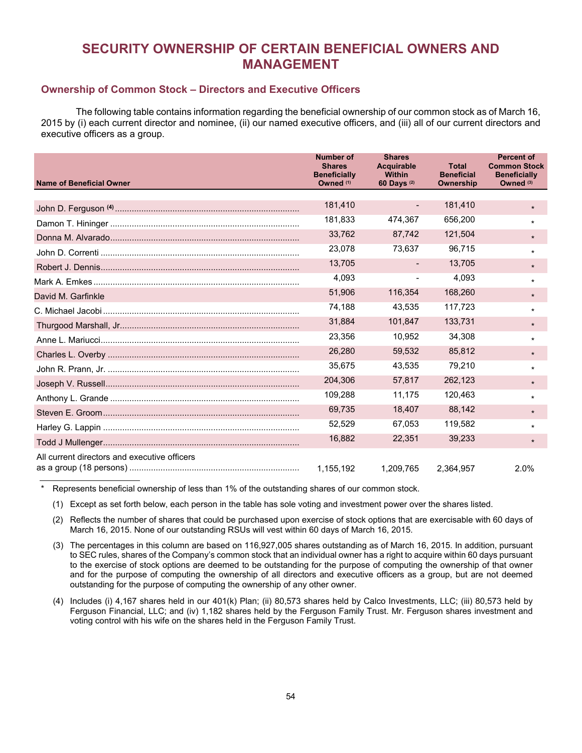# SECURITY OWNERSHIP OF CERTAIN BENEFICIAL OWNERS AND MANAGEMENT

## Ownership of Common Stock – Directors and Executive Officers

The following table contains information regarding the beneficial ownership of our common stock as of March 16, 2015 by (i) each current director and nominee, (ii) our named executive officers, and (iii) all of our current directors and executive officers as a group.

| Name of Beneficial Owner | Number of Shares Beneficially Owned (1) | Shares Acquirable Within 60 Days (2) | Total Beneficial Ownership | Percent of Common Stock Beneficially Owned (3) |
|---|---|---|---|---|
| John D. Ferguson (4) | 181,410 | - | 181,410 | * |
| Damon T. Hininger | 181,833 | 474,367 | 656,200 | * |
| Donna M. Alvarado | 33,762 | 87,742 | 121,504 | * |
| John D. Correnti | 23,078 | 73,637 | 96,715 | * |
| Robert J. Dennis | 13,705 | - | 13,705 | * |
| Mark A. Emkes | 4,093 | - | 4,093 | * |
| David M. Garfinkle | 51,906 | 116,354 | 168,260 | * |
| C. Michael Jacobi | 74,188 | 43,535 | 117,723 | * |
| Thurgood Marshall, Jr. | 31,884 | 101,847 | 133,731 | * |
| Anne L. Mariucci | 23,356 | 10,952 | 34,308 | * |
| Charles L. Overby | 26,280 | 59,532 | 85,812 | * |
| John R. Prann, Jr. | 35,675 | 43,535 | 79,210 | * |
| Joseph V. Russell | 204,306 | 57,817 | 262,123 | * |
| Anthony L. Grande | 109,288 | 11,175 | 120,463 | * |
| Steven E. Groom | 69,735 | 18,407 | 88,142 | * |
| Harley G. Lappin | 52,529 | 67,053 | 119,582 | * |
| Todd J Mullenger | 16,882 | 22,351 | 39,233 | * |
| All current directors and executive officers as a group (18 persons) | 1,155,192 | 1,209,765 | 2,364,957 | 2.0% |

\* Represents beneficial ownership of less than 1% of the outstanding shares of our common stock.

(1) Except as set forth below, each person in the table has sole voting and investment power over the shares listed.

(2) Reflects the number of shares that could be purchased upon exercise of stock options that are exercisable with 60 days of March 16, 2015. None of our outstanding RSUs will vest within 60 days of March 16, 2015.

(3) The percentages in this column are based on 116,927,005 shares outstanding as of March 16, 2015. In addition, pursuant to SEC rules, shares of the Company's common stock that an individual owner has a right to acquire within 60 days pursuant to the exercise of stock options are deemed to be outstanding for the purpose of computing the ownership of that owner and for the purpose of computing the ownership of all directors and executive officers as a group, but are not deemed outstanding for the purpose of computing the ownership of any other owner.

(4) Includes (i) 4,167 shares held in our 401(k) Plan; (ii) 80,573 shares held by Calco Investments, LLC; (iii) 80,573 held by Ferguson Financial, LLC; and (iv) 1,182 shares held by the Ferguson Family Trust. Mr. Ferguson shares investment and voting control with his wife on the shares held in the Ferguson Family Trust.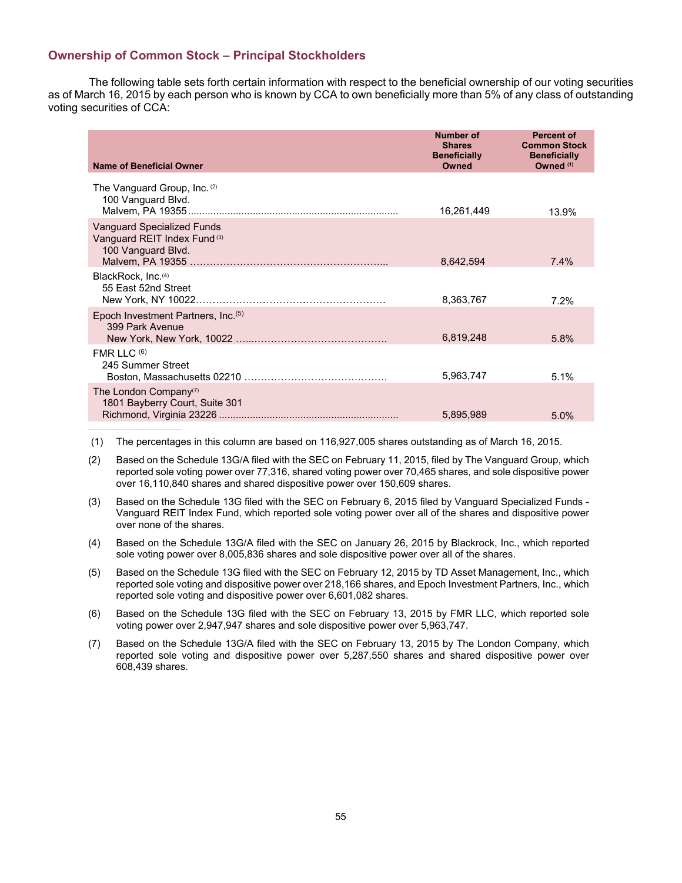## Ownership of Common Stock – Principal Stockholders

The following table sets forth certain information with respect to the beneficial ownership of our voting securities as of March 16, 2015 by each person who is known by CCA to own beneficially more than 5% of any class of outstanding voting securities of CCA:

| Name of Beneficial Owner | Number of Shares Beneficially Owned | Percent of Common Stock Beneficially Owned [(1)] |
|---|---|---|
| The Vanguard Group, Inc. [(2)]<br>100 Vanguard Blvd.<br>Malvem, PA 19355 | 16,261,449 | 13.9% |
| Vanguard Specialized Funds<br>Vanguard REIT Index Fund [(3)]<br>100 Vanguard Blvd.<br>Malvem, PA 19355 | 8,642,594 | 7.4% |
| BlackRock, Inc. [(4)]<br>55 East 52nd Street<br>New York, NY 10022 | 8,363,767 | 7.2% |
| Epoch Investment Partners, Inc. [(5)]<br>399 Park Avenue<br>New York, New York, 10022 | 6,819,248 | 5.8% |
| FMR LLC [(6)]<br>245 Summer Street<br>Boston, Massachusetts 02210 | 5,963,747 | 5.1% |
| The London Company [(7)]<br>1801 Bayberry Court, Suite 301<br>Richmond, Virginia 23226 | 5,895,989 | 5.0% |

(1) The percentages in this column are based on 116,927,005 shares outstanding as of March 16, 2015.

(2) Based on the Schedule 13G/A filed with the SEC on February 11, 2015, filed by The Vanguard Group, which reported sole voting power over 77,316, shared voting power over 70,465 shares, and sole dispositive power over 16,110,840 shares and shared dispositive power over 150,609 shares.

(3) Based on the Schedule 13G filed with the SEC on February 6, 2015 filed by Vanguard Specialized Funds - Vanguard REIT Index Fund, which reported sole voting power over all of the shares and dispositive power over none of the shares.

(4) Based on the Schedule 13G/A filed with the SEC on January 26, 2015 by Blackrock, Inc., which reported sole voting power over 8,005,836 shares and sole dispositive power over all of the shares.

(5) Based on the Schedule 13G filed with the SEC on February 12, 2015 by TD Asset Management, Inc., which reported sole voting and dispositive power over 218,166 shares, and Epoch Investment Partners, Inc., which reported sole voting and dispositive power over 6,601,082 shares.

(6) Based on the Schedule 13G filed with the SEC on February 13, 2015 by FMR LLC, which reported sole voting power over 2,947,947 shares and sole dispositive power over 5,963,747.

(7) Based on the Schedule 13G/A filed with the SEC on February 13, 2015 by The London Company, which reported sole voting and dispositive power over 5,287,550 shares and shared dispositive power over 608,439 shares.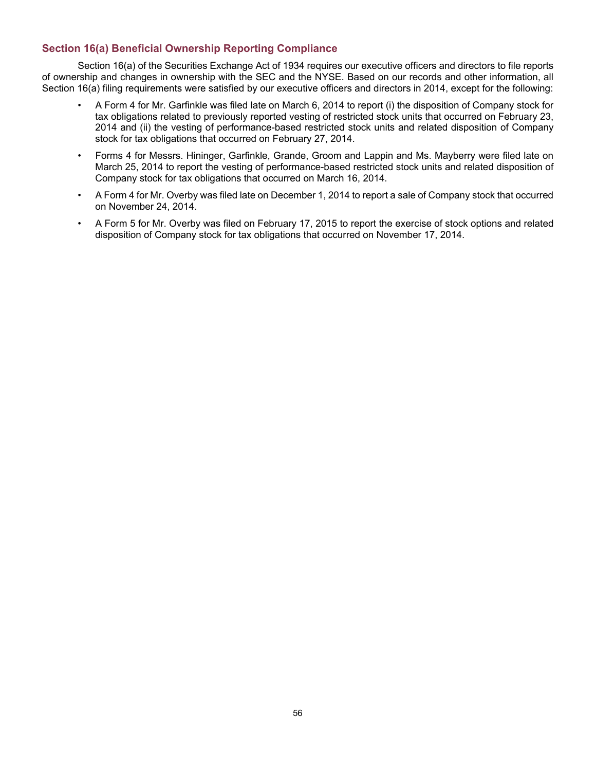## Section 16(a) Beneficial Ownership Reporting Compliance

Section 16(a) of the Securities Exchange Act of 1934 requires our executive officers and directors to file reports of ownership and changes in ownership with the SEC and the NYSE. Based on our records and other information, all Section 16(a) filing requirements were satisfied by our executive officers and directors in 2014, except for the following:

- A Form 4 for Mr. Garfinkle was filed late on March 6, 2014 to report (i) the disposition of Company stock for tax obligations related to previously reported vesting of restricted stock units that occurred on February 23, 2014 and (ii) the vesting of performance-based restricted stock units and related disposition of Company stock for tax obligations that occurred on February 27, 2014.
- Forms 4 for Messrs. Hininger, Garfinkle, Grande, Groom and Lappin and Ms. Mayberry were filed late on March 25, 2014 to report the vesting of performance-based restricted stock units and related disposition of Company stock for tax obligations that occurred on March 16, 2014.
- A Form 4 for Mr. Overby was filed late on December 1, 2014 to report a sale of Company stock that occurred on November 24, 2014.
- A Form 5 for Mr. Overby was filed on February 17, 2015 to report the exercise of stock options and related disposition of Company stock for tax obligations that occurred on November 17, 2014.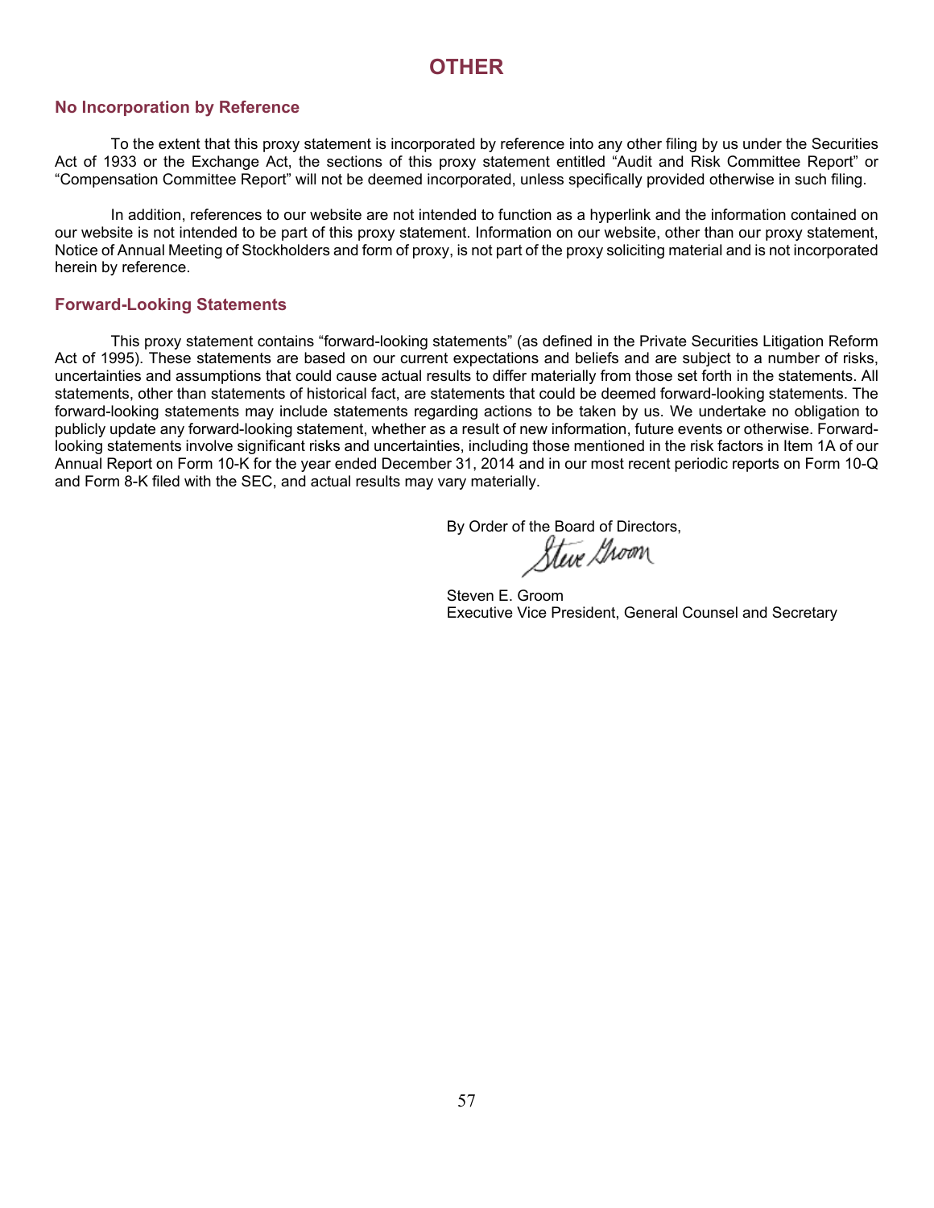# OTHER

## No Incorporation by Reference

To the extent that this proxy statement is incorporated by reference into any other filing by us under the Securities Act of 1933 or the Exchange Act, the sections of this proxy statement entitled "Audit and Risk Committee Report" or "Compensation Committee Report" will not be deemed incorporated, unless specifically provided otherwise in such filing.

In addition, references to our website are not intended to function as a hyperlink and the information contained on our website is not intended to be part of this proxy statement. Information on our website, other than our proxy statement, Notice of Annual Meeting of Stockholders and form of proxy, is not part of the proxy soliciting material and is not incorporated herein by reference.

## Forward-Looking Statements

This proxy statement contains "forward-looking statements" (as defined in the Private Securities Litigation Reform Act of 1995). These statements are based on our current expectations and beliefs and are subject to a number of risks, uncertainties and assumptions that could cause actual results to differ materially from those set forth in the statements. All statements, other than statements of historical fact, are statements that could be deemed forward-looking statements. The forward-looking statements may include statements regarding actions to be taken by us. We undertake no obligation to publicly update any forward-looking statement, whether as a result of new information, future events or otherwise. Forward-looking statements involve significant risks and uncertainties, including those mentioned in the risk factors in Item 1A of our Annual Report on Form 10-K for the year ended December 31, 2014 and in our most recent periodic reports on Form 10-Q and Form 8-K filed with the SEC, and actual results may vary materially.

By Order of the Board of Directors,

Steve Groom

Steven E. Groom
Executive Vice President, General Counsel and Secretary